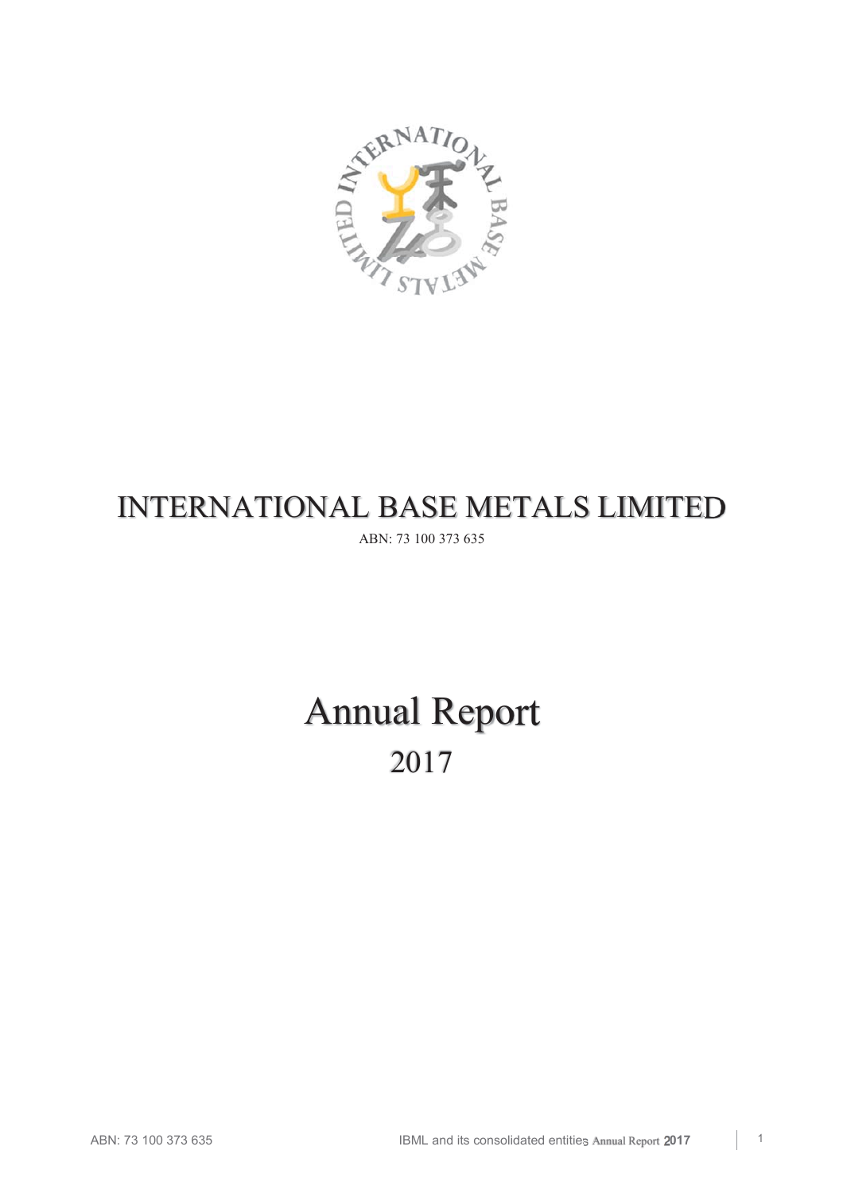# INTERNATIONAL BASE METALS LIMITED

ABN: 73 100 373 635

# Annual Report

## 2017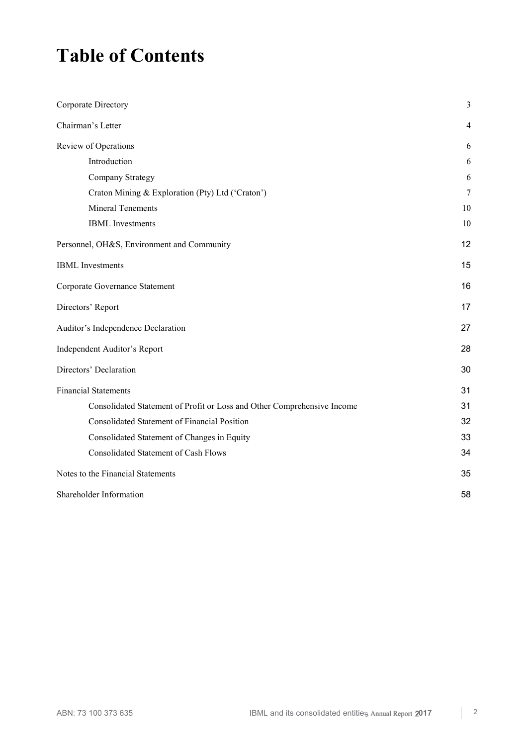# Table of Contents

| | |
|---|---|
| Corporate Directory | 3 |
| Chairman's Letter | 4 |
| Review of Operations | 6 |
| Introduction | 6 |
| Company Strategy | 6 |
| Craton Mining & Exploration (Pty) Ltd ('Craton') | 7 |
| Mineral Tenements | 10 |
| IBML Investments | 10 |
| Personnel, OH&S, Environment and Community | 12 |
| IBML Investments | 15 |
| Corporate Governance Statement | 16 |
| Directors' Report | 17 |
| Auditor's Independence Declaration | 27 |
| Independent Auditor's Report | 28 |
| Directors' Declaration | 30 |
| Financial Statements | 31 |
| Consolidated Statement of Profit or Loss and Other Comprehensive Income | 31 |
| Consolidated Statement of Financial Position | 32 |
| Consolidated Statement of Changes in Equity | 33 |
| Consolidated Statement of Cash Flows | 34 |
| Notes to the Financial Statements | 35 |
| Shareholder Information | 58 |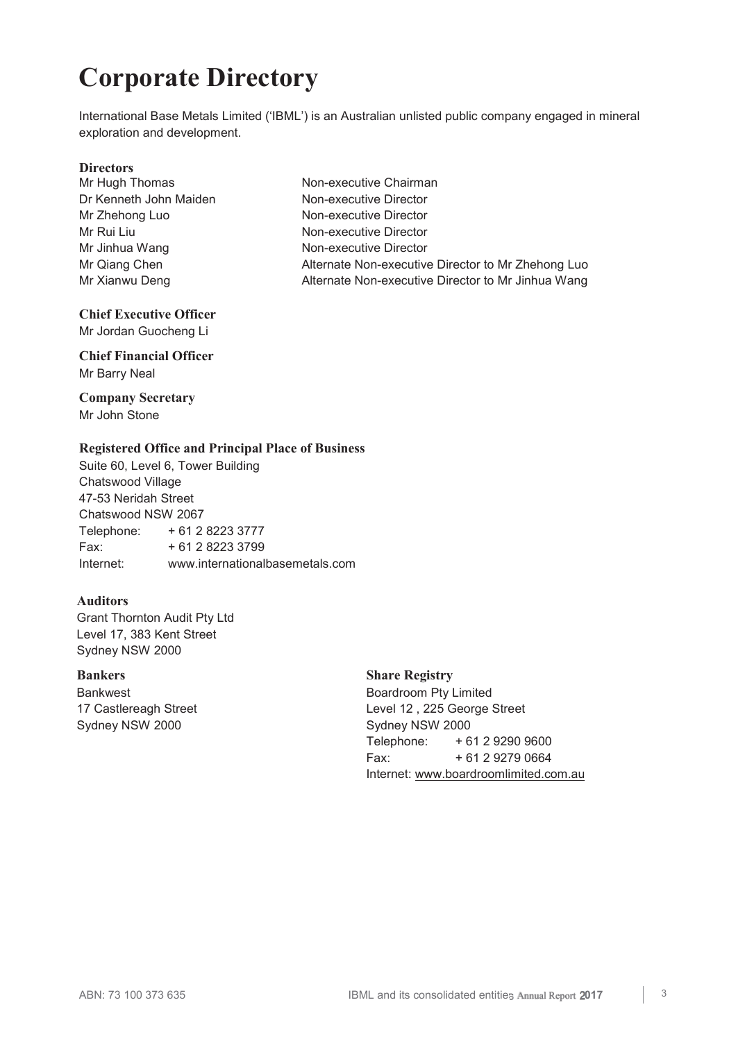# Corporate Directory

International Base Metals Limited ('IBML') is an Australian unlisted public company engaged in mineral exploration and development.

### Directors

| | |
|---|---|
| Mr Hugh Thomas | Non-executive Chairman |
| Dr Kenneth John Maiden | Non-executive Director |
| Mr Zhehong Luo | Non-executive Director |
| Mr Rui Liu | Non-executive Director |
| Mr Jinhua Wang | Non-executive Director |
| Mr Qiang Chen | Alternate Non-executive Director to Mr Zhehong Luo |
| Mr Xianwu Deng | Alternate Non-executive Director to Mr Jinhua Wang |

### Chief Executive Officer

Mr Jordan Guocheng Li

### Chief Financial Officer

Mr Barry Neal

### Company Secretary

Mr John Stone

### Registered Office and Principal Place of Business

Suite 60, Level 6, Tower Building
Chatswood Village
47-53 Neridah Street
Chatswood NSW 2067

Telephone: + 61 2 8223 3777
Fax: + 61 2 8223 3799
Internet: www.internationalbasemetals.com

### Auditors

Grant Thornton Audit Pty Ltd
Level 17, 383 Kent Street
Sydney NSW 2000

### Bankers

Bankwest
17 Castlereagh Street
Sydney NSW 2000

### Share Registry

Boardroom Pty Limited
Level 12 , 225 George Street
Sydney NSW 2000

Telephone: + 61 2 9290 9600
Fax: + 61 2 9279 0664
Internet: www.boardroomlimited.com.au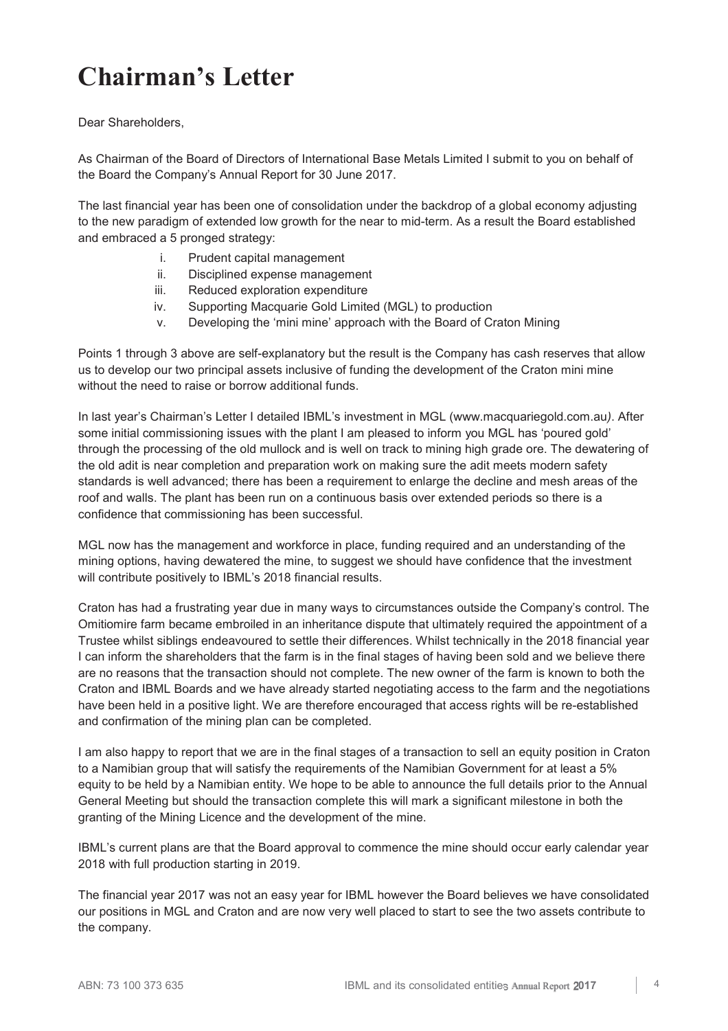# Chairman's Letter

Dear Shareholders,

As Chairman of the Board of Directors of International Base Metals Limited I submit to you on behalf of the Board the Company's Annual Report for 30 June 2017.

The last financial year has been one of consolidation under the backdrop of a global economy adjusting to the new paradigm of extended low growth for the near to mid-term. As a result the Board established and embraced a 5 pronged strategy:

i. Prudent capital management
ii. Disciplined expense management
iii. Reduced exploration expenditure
iv. Supporting Macquarie Gold Limited (MGL) to production
v. Developing the 'mini mine' approach with the Board of Craton Mining

Points 1 through 3 above are self-explanatory but the result is the Company has cash reserves that allow us to develop our two principal assets inclusive of funding the development of the Craton mini mine without the need to raise or borrow additional funds.

In last year's Chairman's Letter I detailed IBML's investment in MGL (www.macquariegold.com.au*)*. After some initial commissioning issues with the plant I am pleased to inform you MGL has 'poured gold' through the processing of the old mullock and is well on track to mining high grade ore. The dewatering of the old adit is near completion and preparation work on making sure the adit meets modern safety standards is well advanced; there has been a requirement to enlarge the decline and mesh areas of the roof and walls. The plant has been run on a continuous basis over extended periods so there is a confidence that commissioning has been successful.

MGL now has the management and workforce in place, funding required and an understanding of the mining options, having dewatered the mine, to suggest we should have confidence that the investment will contribute positively to IBML's 2018 financial results.

Craton has had a frustrating year due in many ways to circumstances outside the Company's control. The Omitiomire farm became embroiled in an inheritance dispute that ultimately required the appointment of a Trustee whilst siblings endeavoured to settle their differences. Whilst technically in the 2018 financial year I can inform the shareholders that the farm is in the final stages of having been sold and we believe there are no reasons that the transaction should not complete. The new owner of the farm is known to both the Craton and IBML Boards and we have already started negotiating access to the farm and the negotiations have been held in a positive light. We are therefore encouraged that access rights will be re-established and confirmation of the mining plan can be completed.

I am also happy to report that we are in the final stages of a transaction to sell an equity position in Craton to a Namibian group that will satisfy the requirements of the Namibian Government for at least a 5% equity to be held by a Namibian entity. We hope to be able to announce the full details prior to the Annual General Meeting but should the transaction complete this will mark a significant milestone in both the granting of the Mining Licence and the development of the mine.

IBML's current plans are that the Board approval to commence the mine should occur early calendar year 2018 with full production starting in 2019.

The financial year 2017 was not an easy year for IBML however the Board believes we have consolidated our positions in MGL and Craton and are now very well placed to start to see the two assets contribute to the company.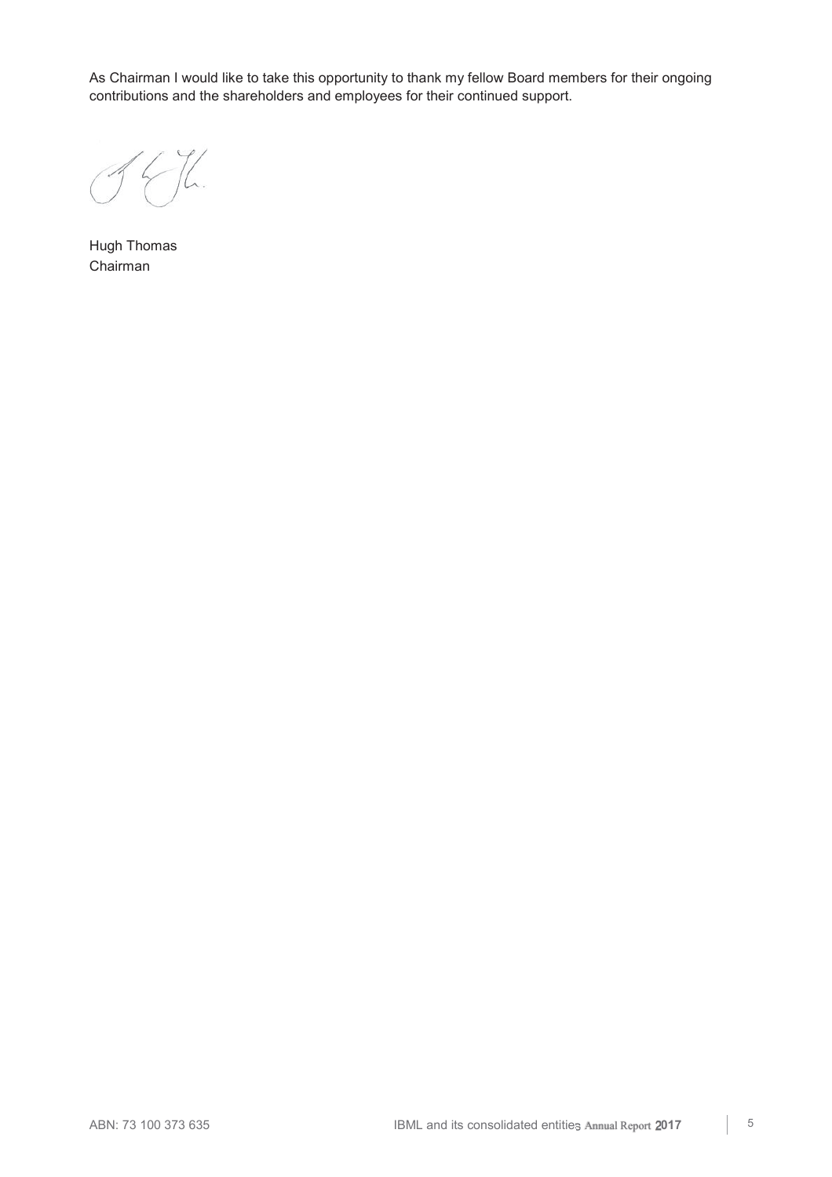As Chairman I would like to take this opportunity to thank my fellow Board members for their ongoing contributions and the shareholders and employees for their continued support.

Hugh Thomas
Chairman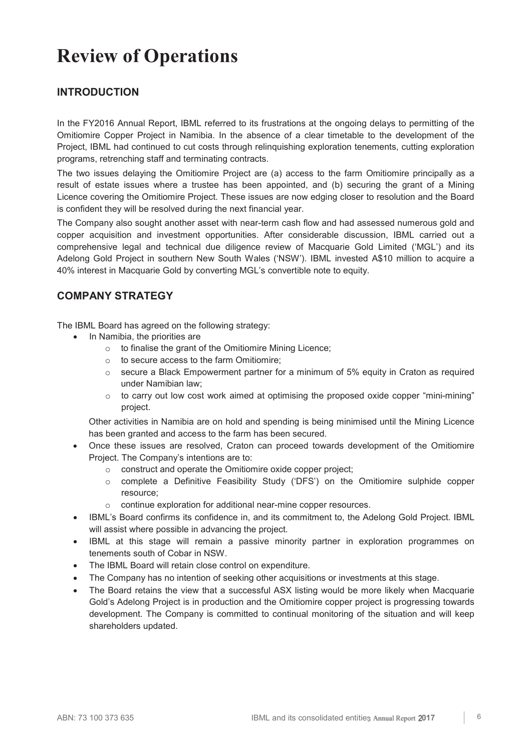# Review of Operations

## INTRODUCTION

In the FY2016 Annual Report, IBML referred to its frustrations at the ongoing delays to permitting of the Omitiomire Copper Project in Namibia. In the absence of a clear timetable to the development of the Project, IBML had continued to cut costs through relinquishing exploration tenements, cutting exploration programs, retrenching staff and terminating contracts.

The two issues delaying the Omitiomire Project are (a) access to the farm Omitiomire principally as a result of estate issues where a trustee has been appointed, and (b) securing the grant of a Mining Licence covering the Omitiomire Project. These issues are now edging closer to resolution and the Board is confident they will be resolved during the next financial year.

The Company also sought another asset with near-term cash flow and had assessed numerous gold and copper acquisition and investment opportunities. After considerable discussion, IBML carried out a comprehensive legal and technical due diligence review of Macquarie Gold Limited ('MGL') and its Adelong Gold Project in southern New South Wales ('NSW'). IBML invested A$10 million to acquire a 40% interest in Macquarie Gold by converting MGL's convertible note to equity.

## COMPANY STRATEGY

The IBML Board has agreed on the following strategy:

- In Namibia, the priorities are
  - to finalise the grant of the Omitiomire Mining Licence;
  - to secure access to the farm Omitiomire;
  - secure a Black Empowerment partner for a minimum of 5% equity in Craton as required under Namibian law;
  - to carry out low cost work aimed at optimising the proposed oxide copper "mini-mining" project.

  Other activities in Namibia are on hold and spending is being minimised until the Mining Licence has been granted and access to the farm has been secured.
- Once these issues are resolved, Craton can proceed towards development of the Omitiomire Project. The Company's intentions are to:
  - construct and operate the Omitiomire oxide copper project;
  - complete a Definitive Feasibility Study ('DFS') on the Omitiomire sulphide copper resource;
  - continue exploration for additional near-mine copper resources.
- IBML's Board confirms its confidence in, and its commitment to, the Adelong Gold Project. IBML will assist where possible in advancing the project.
- IBML at this stage will remain a passive minority partner in exploration programmes on tenements south of Cobar in NSW.
- The IBML Board will retain close control on expenditure.
- The Company has no intention of seeking other acquisitions or investments at this stage.
- The Board retains the view that a successful ASX listing would be more likely when Macquarie Gold's Adelong Project is in production and the Omitiomire copper project is progressing towards development. The Company is committed to continual monitoring of the situation and will keep shareholders updated.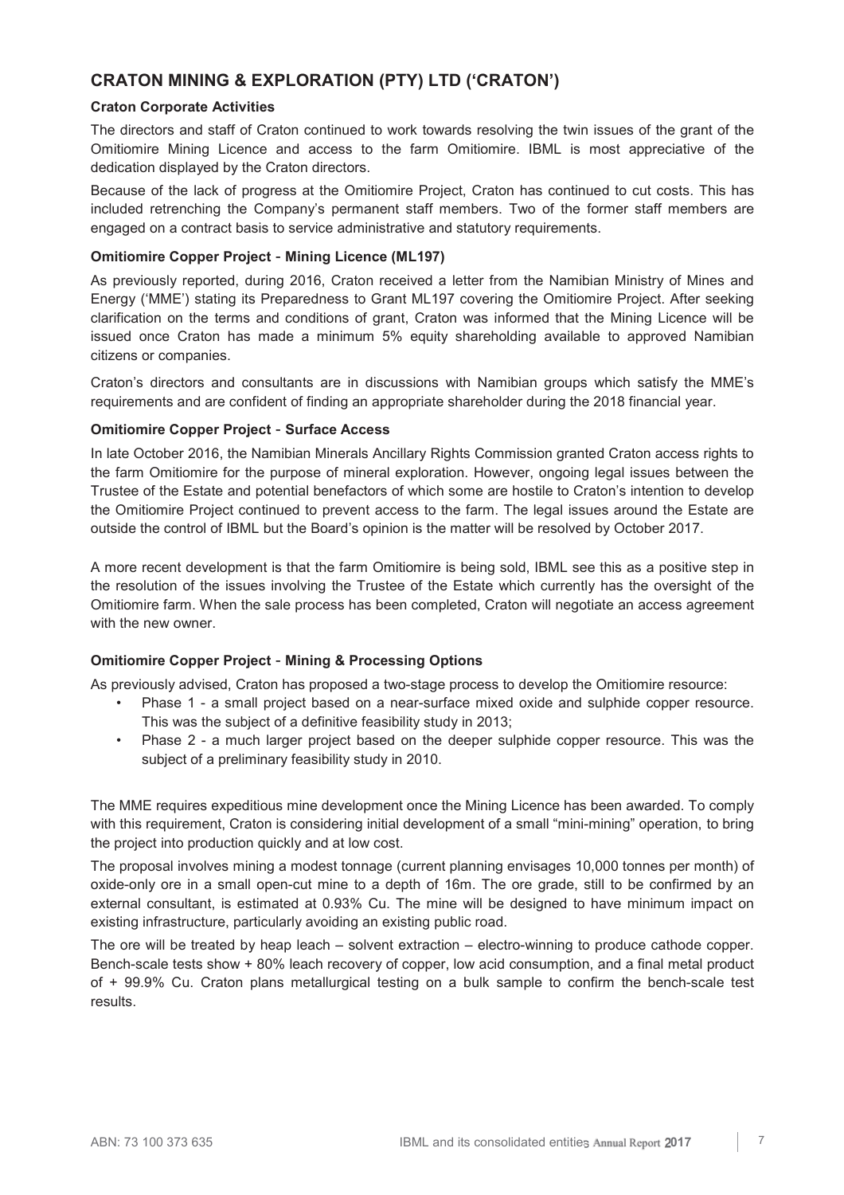## CRATON MINING & EXPLORATION (PTY) LTD ('CRATON')

### Craton Corporate Activities

The directors and staff of Craton continued to work towards resolving the twin issues of the grant of the Omitiomire Mining Licence and access to the farm Omitiomire. IBML is most appreciative of the dedication displayed by the Craton directors.

Because of the lack of progress at the Omitiomire Project, Craton has continued to cut costs. This has included retrenching the Company's permanent staff members. Two of the former staff members are engaged on a contract basis to service administrative and statutory requirements.

### Omitiomire Copper Project - Mining Licence (ML197)

As previously reported, during 2016, Craton received a letter from the Namibian Ministry of Mines and Energy ('MME') stating its Preparedness to Grant ML197 covering the Omitiomire Project. After seeking clarification on the terms and conditions of grant, Craton was informed that the Mining Licence will be issued once Craton has made a minimum 5% equity shareholding available to approved Namibian citizens or companies.

Craton's directors and consultants are in discussions with Namibian groups which satisfy the MME's requirements and are confident of finding an appropriate shareholder during the 2018 financial year.

### Omitiomire Copper Project - Surface Access

In late October 2016, the Namibian Minerals Ancillary Rights Commission granted Craton access rights to the farm Omitiomire for the purpose of mineral exploration. However, ongoing legal issues between the Trustee of the Estate and potential benefactors of which some are hostile to Craton's intention to develop the Omitiomire Project continued to prevent access to the farm. The legal issues around the Estate are outside the control of IBML but the Board's opinion is the matter will be resolved by October 2017.

A more recent development is that the farm Omitiomire is being sold, IBML see this as a positive step in the resolution of the issues involving the Trustee of the Estate which currently has the oversight of the Omitiomire farm. When the sale process has been completed, Craton will negotiate an access agreement with the new owner.

### Omitiomire Copper Project - Mining & Processing Options

As previously advised, Craton has proposed a two-stage process to develop the Omitiomire resource:

- Phase 1 - a small project based on a near-surface mixed oxide and sulphide copper resource. This was the subject of a definitive feasibility study in 2013;
- Phase 2 - a much larger project based on the deeper sulphide copper resource. This was the subject of a preliminary feasibility study in 2010.

The MME requires expeditious mine development once the Mining Licence has been awarded. To comply with this requirement, Craton is considering initial development of a small "mini-mining" operation, to bring the project into production quickly and at low cost.

The proposal involves mining a modest tonnage (current planning envisages 10,000 tonnes per month) of oxide-only ore in a small open-cut mine to a depth of 16m. The ore grade, still to be confirmed by an external consultant, is estimated at 0.93% Cu. The mine will be designed to have minimum impact on existing infrastructure, particularly avoiding an existing public road.

The ore will be treated by heap leach – solvent extraction – electro-winning to produce cathode copper. Bench-scale tests show + 80% leach recovery of copper, low acid consumption, and a final metal product of + 99.9% Cu. Craton plans metallurgical testing on a bulk sample to confirm the bench-scale test results.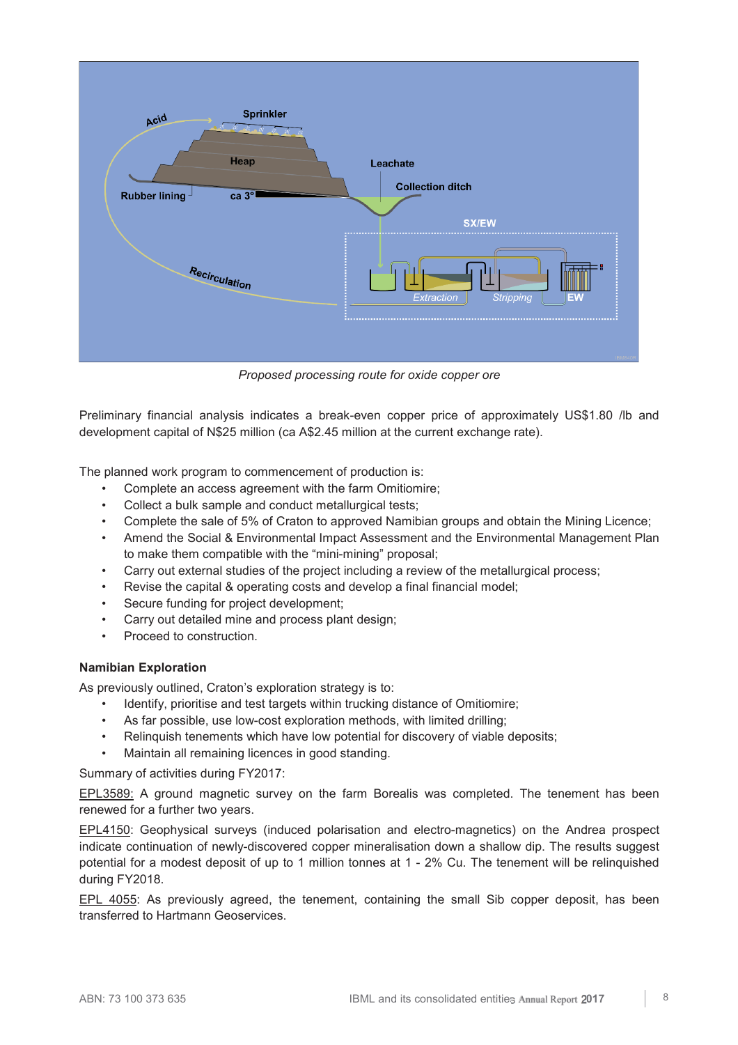*Proposed processing route for oxide copper ore*

Preliminary financial analysis indicates a break-even copper price of approximately US$1.80 /lb and development capital of N$25 million (ca A$2.45 million at the current exchange rate).

The planned work program to commencement of production is:

- Complete an access agreement with the farm Omitiomire;
- Collect a bulk sample and conduct metallurgical tests;
- Complete the sale of 5% of Craton to approved Namibian groups and obtain the Mining Licence;
- Amend the Social & Environmental Impact Assessment and the Environmental Management Plan to make them compatible with the “mini-mining” proposal;
- Carry out external studies of the project including a review of the metallurgical process;
- Revise the capital & operating costs and develop a final financial model;
- Secure funding for project development;
- Carry out detailed mine and process plant design;
- Proceed to construction.

**Namibian Exploration**

As previously outlined, Craton’s exploration strategy is to:

- Identify, prioritise and test targets within trucking distance of Omitiomire;
- As far possible, use low-cost exploration methods, with limited drilling;
- Relinquish tenements which have low potential for discovery of viable deposits;
- Maintain all remaining licences in good standing.

Summary of activities during FY2017:

EPL3589: A ground magnetic survey on the farm Borealis was completed. The tenement has been renewed for a further two years.

EPL4150: Geophysical surveys (induced polarisation and electro-magnetics) on the Andrea prospect indicate continuation of newly-discovered copper mineralisation down a shallow dip. The results suggest potential for a modest deposit of up to 1 million tonnes at 1 - 2% Cu. The tenement will be relinquished during FY2018.

EPL 4055: As previously agreed, the tenement, containing the small Sib copper deposit, has been transferred to Hartmann Geoservices.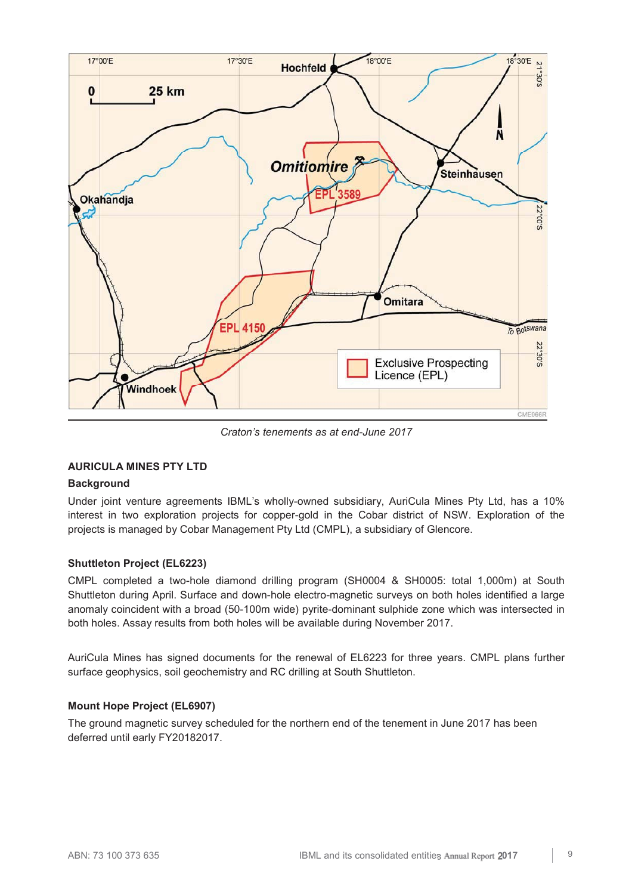*Craton's tenements as at end-June 2017*

**AURICULA MINES PTY LTD**

**Background**

Under joint venture agreements IBML's wholly-owned subsidiary, AuriCula Mines Pty Ltd, has a 10% interest in two exploration projects for copper-gold in the Cobar district of NSW. Exploration of the projects is managed by Cobar Management Pty Ltd (CMPL), a subsidiary of Glencore.

**Shuttleton Project (EL6223)**

CMPL completed a two-hole diamond drilling program (SH0004 & SH0005: total 1,000m) at South Shuttleton during April. Surface and down-hole electro-magnetic surveys on both holes identified a large anomaly coincident with a broad (50-100m wide) pyrite-dominant sulphide zone which was intersected in both holes. Assay results from both holes will be available during November 2017.

AuriCula Mines has signed documents for the renewal of EL6223 for three years. CMPL plans further surface geophysics, soil geochemistry and RC drilling at South Shuttleton.

**Mount Hope Project (EL6907)**

The ground magnetic survey scheduled for the northern end of the tenement in June 2017 has been deferred until early FY20182017.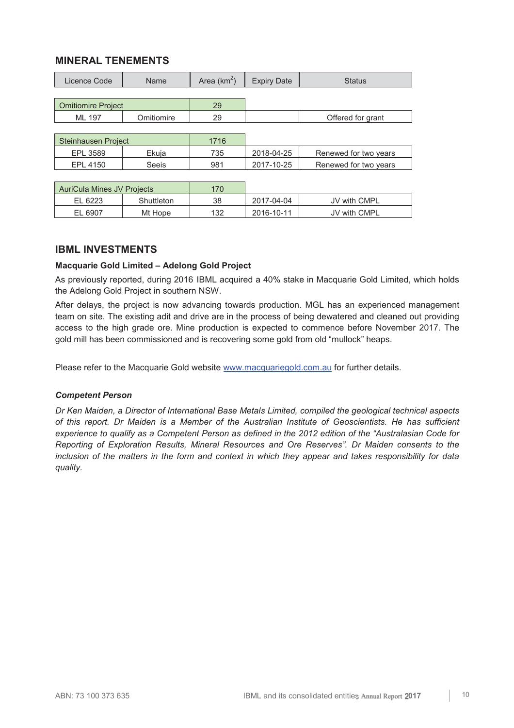## MINERAL TENEMENTS

| Licence Code | Name | Area (km$^2$) | Expiry Date | Status |
|---|---|---|---|---|
| Omitiomire Project | | 29 | | |
| ML 197 | Omitiomire | 29 | | Offered for grant |
| Steinhausen Project | | 1716 | | |
| EPL 3589 | Ekuja | 735 | 2018-04-25 | Renewed for two years |
| EPL 4150 | Seeis | 981 | 2017-10-25 | Renewed for two years |
| AuriCula Mines JV Projects | | 170 | | |
| EL 6223 | Shuttleton | 38 | 2017-04-04 | JV with CMPL |
| EL 6907 | Mt Hope | 132 | 2016-10-11 | JV with CMPL |

## IBML INVESTMENTS

**Macquarie Gold Limited – Adelong Gold Project**

As previously reported, during 2016 IBML acquired a 40% stake in Macquarie Gold Limited, which holds the Adelong Gold Project in southern NSW.

After delays, the project is now advancing towards production. MGL has an experienced management team on site. The existing adit and drive are in the process of being dewatered and cleaned out providing access to the high grade ore. Mine production is expected to commence before November 2017. The gold mill has been commissioned and is recovering some gold from old "mullock" heaps.

Please refer to the Macquarie Gold website www.macquariegold.com.au for further details.

***Competent Person***

*Dr Ken Maiden, a Director of International Base Metals Limited, compiled the geological technical aspects of this report. Dr Maiden is a Member of the Australian Institute of Geoscientists. He has sufficient experience to qualify as a Competent Person as defined in the 2012 edition of the "Australasian Code for Reporting of Exploration Results, Mineral Resources and Ore Reserves". Dr Maiden consents to the inclusion of the matters in the form and context in which they appear and takes responsibility for data quality.*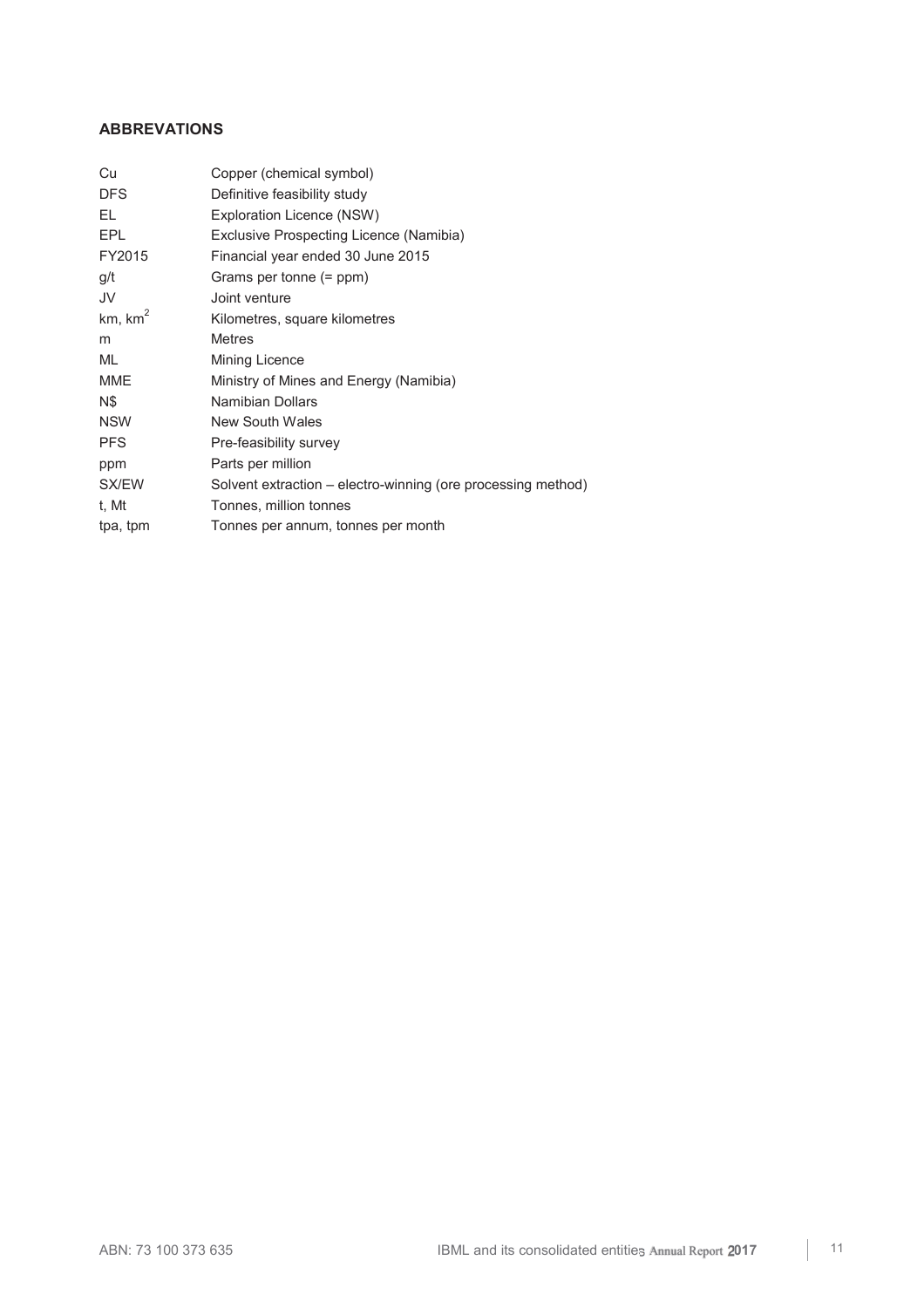## ABBREVATIONS

| | |
|---|---|
| Cu | Copper (chemical symbol) |
| DFS | Definitive feasibility study |
| EL | Exploration Licence (NSW) |
| EPL | Exclusive Prospecting Licence (Namibia) |
| FY2015 | Financial year ended 30 June 2015 |
| g/t | Grams per tonne (= ppm) |
| JV | Joint venture |
| km, $km^2$ | Kilometres, square kilometres |
| m | Metres |
| ML | Mining Licence |
| MME | Ministry of Mines and Energy (Namibia) |
| N$ | Namibian Dollars |
| NSW | New South Wales |
| PFS | Pre-feasibility survey |
| ppm | Parts per million |
| SX/EW | Solvent extraction – electro-winning (ore processing method) |
| t, Mt | Tonnes, million tonnes |
| tpa, tpm | Tonnes per annum, tonnes per month |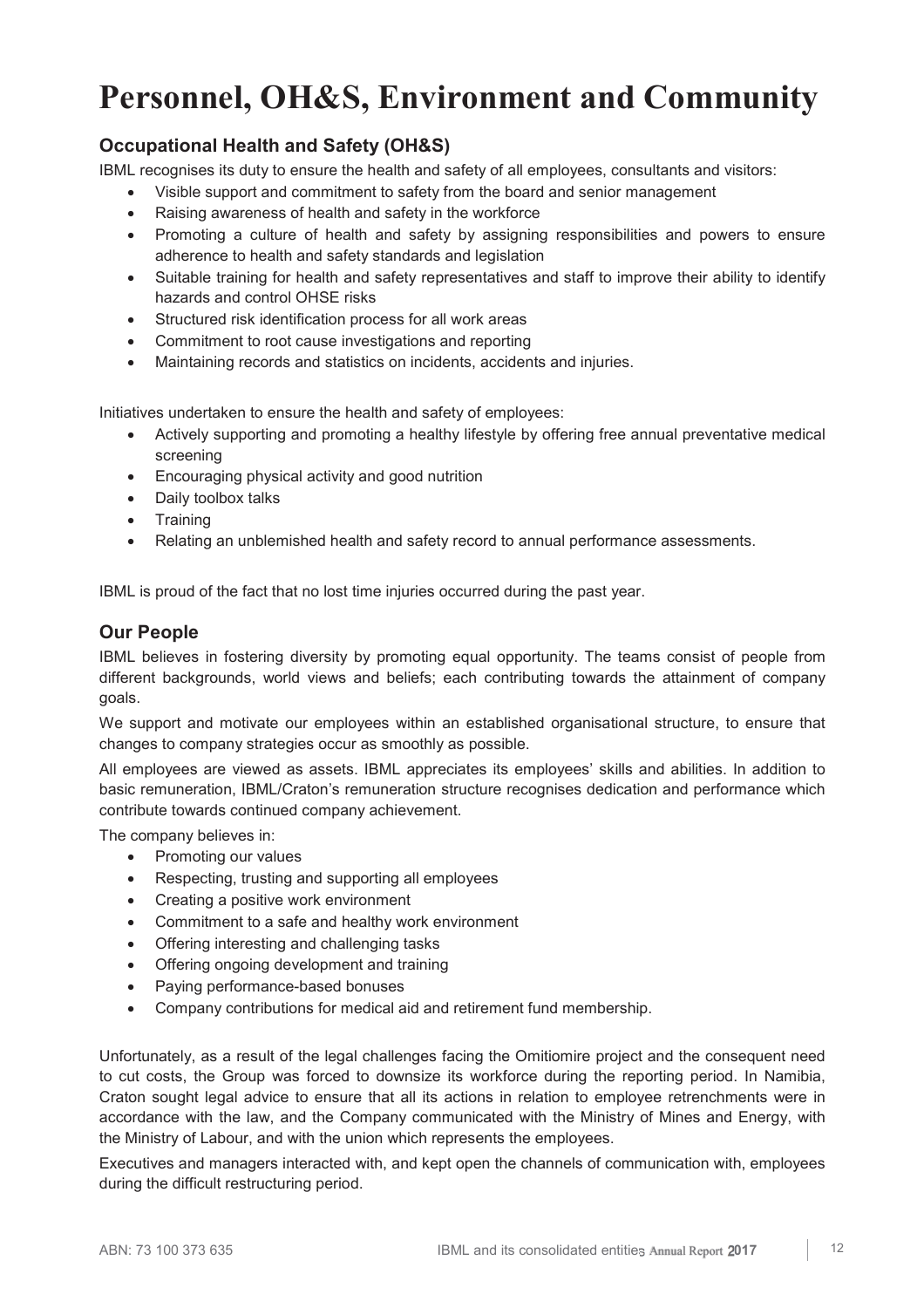# Personnel, OH&S, Environment and Community

## Occupational Health and Safety (OH&S)

IBML recognises its duty to ensure the health and safety of all employees, consultants and visitors:

- Visible support and commitment to safety from the board and senior management
- Raising awareness of health and safety in the workforce
- Promoting a culture of health and safety by assigning responsibilities and powers to ensure adherence to health and safety standards and legislation
- Suitable training for health and safety representatives and staff to improve their ability to identify hazards and control OHSE risks
- Structured risk identification process for all work areas
- Commitment to root cause investigations and reporting
- Maintaining records and statistics on incidents, accidents and injuries.

Initiatives undertaken to ensure the health and safety of employees:

- Actively supporting and promoting a healthy lifestyle by offering free annual preventative medical screening
- Encouraging physical activity and good nutrition
- Daily toolbox talks
- Training
- Relating an unblemished health and safety record to annual performance assessments.

IBML is proud of the fact that no lost time injuries occurred during the past year.

## Our People

IBML believes in fostering diversity by promoting equal opportunity. The teams consist of people from different backgrounds, world views and beliefs; each contributing towards the attainment of company goals.

We support and motivate our employees within an established organisational structure, to ensure that changes to company strategies occur as smoothly as possible.

All employees are viewed as assets. IBML appreciates its employees' skills and abilities. In addition to basic remuneration, IBML/Craton's remuneration structure recognises dedication and performance which contribute towards continued company achievement.

The company believes in:

- Promoting our values
- Respecting, trusting and supporting all employees
- Creating a positive work environment
- Commitment to a safe and healthy work environment
- Offering interesting and challenging tasks
- Offering ongoing development and training
- Paying performance-based bonuses
- Company contributions for medical aid and retirement fund membership.

Unfortunately, as a result of the legal challenges facing the Omitiomire project and the consequent need to cut costs, the Group was forced to downsize its workforce during the reporting period. In Namibia, Craton sought legal advice to ensure that all its actions in relation to employee retrenchments were in accordance with the law, and the Company communicated with the Ministry of Mines and Energy, with the Ministry of Labour, and with the union which represents the employees.

Executives and managers interacted with, and kept open the channels of communication with, employees during the difficult restructuring period.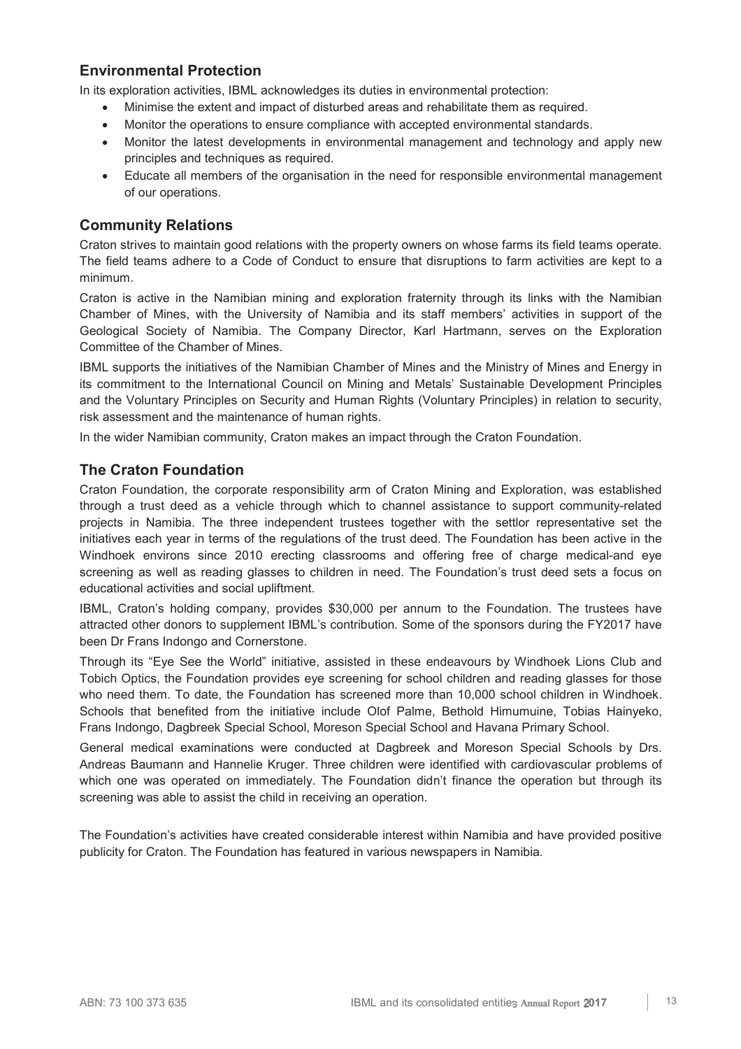## Environmental Protection

In its exploration activities, IBML acknowledges its duties in environmental protection:

- Minimise the extent and impact of disturbed areas and rehabilitate them as required.
- Monitor the operations to ensure compliance with accepted environmental standards.
- Monitor the latest developments in environmental management and technology and apply new principles and techniques as required.
- Educate all members of the organisation in the need for responsible environmental management of our operations.

## Community Relations

Craton strives to maintain good relations with the property owners on whose farms its field teams operate. The field teams adhere to a Code of Conduct to ensure that disruptions to farm activities are kept to a minimum.

Craton is active in the Namibian mining and exploration fraternity through its links with the Namibian Chamber of Mines, with the University of Namibia and its staff members' activities in support of the Geological Society of Namibia. The Company Director, Karl Hartmann, serves on the Exploration Committee of the Chamber of Mines.

IBML supports the initiatives of the Namibian Chamber of Mines and the Ministry of Mines and Energy in its commitment to the International Council on Mining and Metals' Sustainable Development Principles and the Voluntary Principles on Security and Human Rights (Voluntary Principles) in relation to security, risk assessment and the maintenance of human rights.

In the wider Namibian community, Craton makes an impact through the Craton Foundation.

## The Craton Foundation

Craton Foundation, the corporate responsibility arm of Craton Mining and Exploration, was established through a trust deed as a vehicle through which to channel assistance to support community-related projects in Namibia. The three independent trustees together with the settlor representative set the initiatives each year in terms of the regulations of the trust deed. The Foundation has been active in the Windhoek environs since 2010 erecting classrooms and offering free of charge medical-and eye screening as well as reading glasses to children in need. The Foundation's trust deed sets a focus on educational activities and social upliftment.

IBML, Craton's holding company, provides $30,000 per annum to the Foundation. The trustees have attracted other donors to supplement IBML's contribution. Some of the sponsors during the FY2017 have been Dr Frans Indongo and Cornerstone.

Through its "Eye See the World" initiative, assisted in these endeavours by Windhoek Lions Club and Tobich Optics, the Foundation provides eye screening for school children and reading glasses for those who need them. To date, the Foundation has screened more than 10,000 school children in Windhoek. Schools that benefited from the initiative include Olof Palme, Bethold Himumuine, Tobias Hainyeko, Frans Indongo, Dagbreek Special School, Moreson Special School and Havana Primary School.

General medical examinations were conducted at Dagbreek and Moreson Special Schools by Drs. Andreas Baumann and Hannelie Kruger. Three children were identified with cardiovascular problems of which one was operated on immediately. The Foundation didn't finance the operation but through its screening was able to assist the child in receiving an operation.

The Foundation's activities have created considerable interest within Namibia and have provided positive publicity for Craton. The Foundation has featured in various newspapers in Namibia.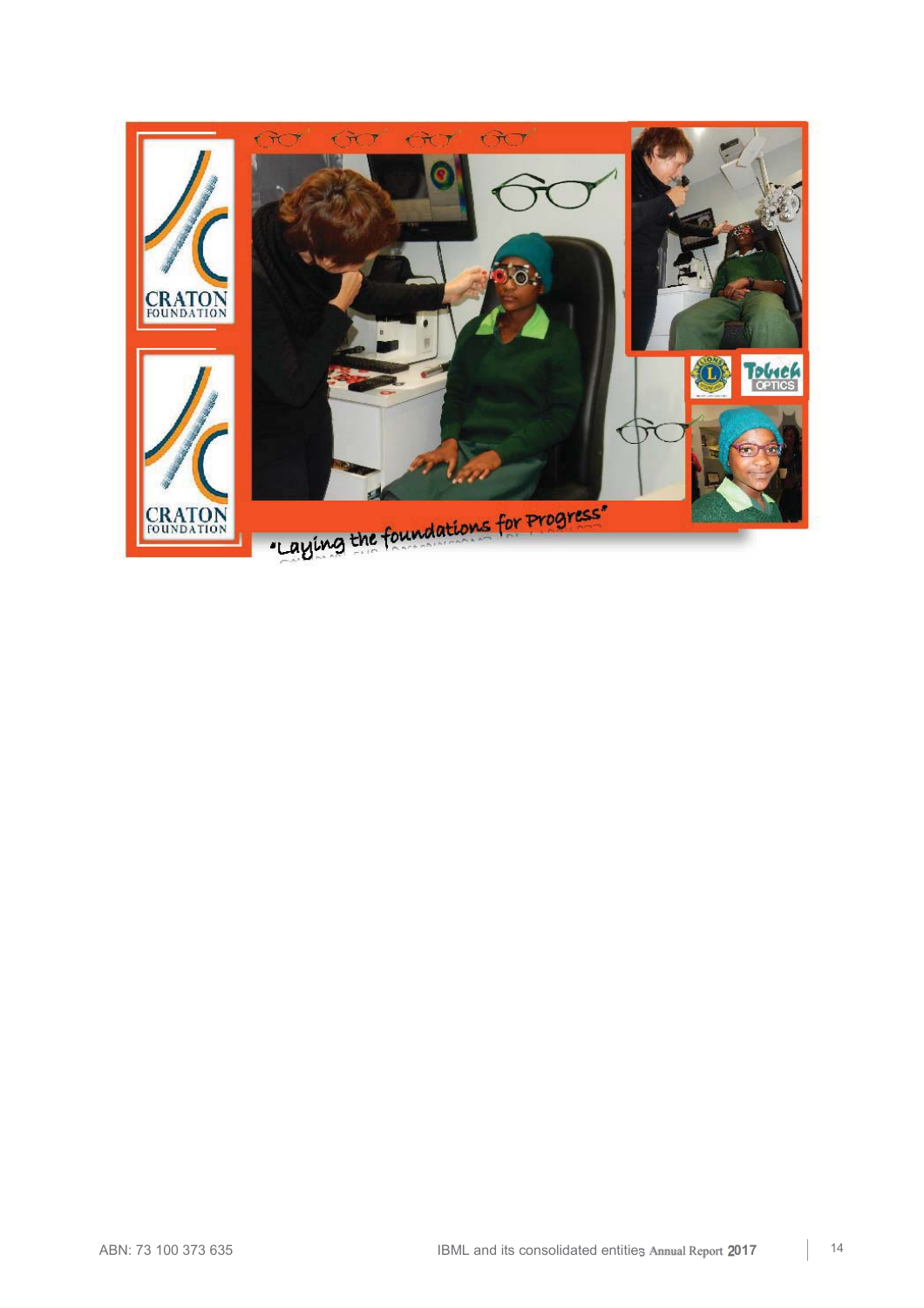CRATON FOUNDATION

CRATON FOUNDATION

Torch OPTICS

"Laying the foundations for Progress"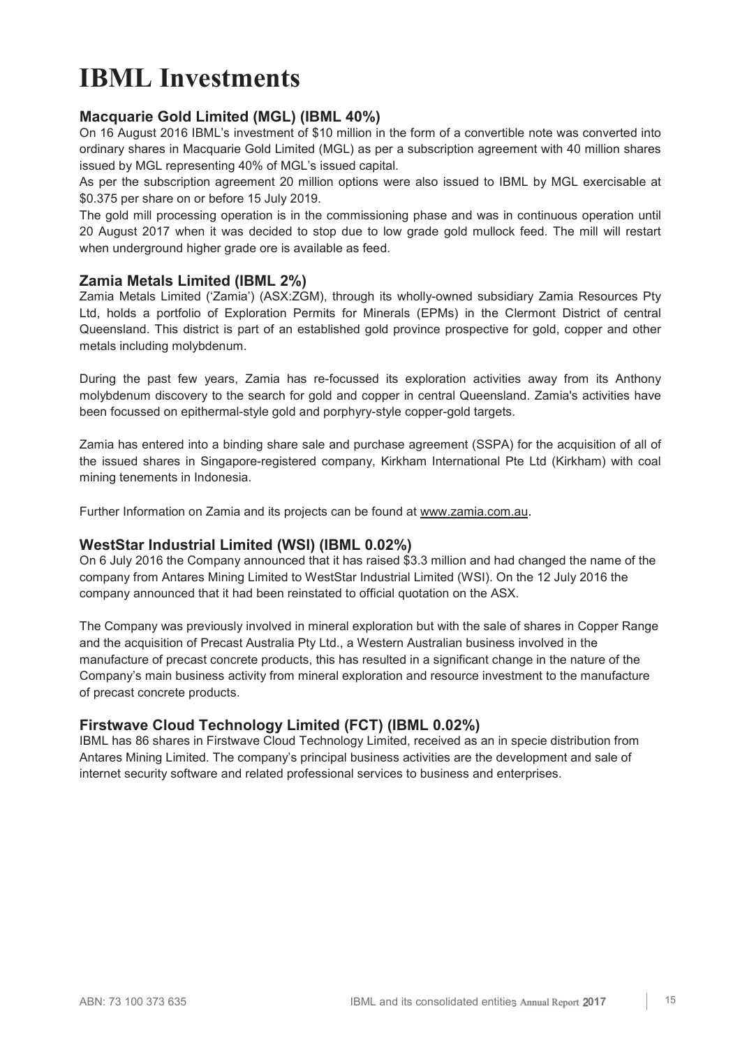# IBML Investments

## Macquarie Gold Limited (MGL) (IBML 40%)

On 16 August 2016 IBML's investment of $10 million in the form of a convertible note was converted into ordinary shares in Macquarie Gold Limited (MGL) as per a subscription agreement with 40 million shares issued by MGL representing 40% of MGL's issued capital.

As per the subscription agreement 20 million options were also issued to IBML by MGL exercisable at $0.375 per share on or before 15 July 2019.

The gold mill processing operation is in the commissioning phase and was in continuous operation until 20 August 2017 when it was decided to stop due to low grade gold mullock feed. The mill will restart when underground higher grade ore is available as feed.

## Zamia Metals Limited (IBML 2%)

Zamia Metals Limited ('Zamia') (ASX:ZGM), through its wholly-owned subsidiary Zamia Resources Pty Ltd, holds a portfolio of Exploration Permits for Minerals (EPMs) in the Clermont District of central Queensland. This district is part of an established gold province prospective for gold, copper and other metals including molybdenum.

During the past few years, Zamia has re-focussed its exploration activities away from its Anthony molybdenum discovery to the search for gold and copper in central Queensland. Zamia's activities have been focussed on epithermal-style gold and porphyry-style copper-gold targets.

Zamia has entered into a binding share sale and purchase agreement (SSPA) for the acquisition of all of the issued shares in Singapore-registered company, Kirkham International Pte Ltd (Kirkham) with coal mining tenements in Indonesia.

Further Information on Zamia and its projects can be found at www.zamia.com.au.

## WestStar Industrial Limited (WSI) (IBML 0.02%)

On 6 July 2016 the Company announced that it has raised $3.3 million and had changed the name of the company from Antares Mining Limited to WestStar Industrial Limited (WSI). On the 12 July 2016 the company announced that it had been reinstated to official quotation on the ASX.

The Company was previously involved in mineral exploration but with the sale of shares in Copper Range and the acquisition of Precast Australia Pty Ltd., a Western Australian business involved in the manufacture of precast concrete products, this has resulted in a significant change in the nature of the Company's main business activity from mineral exploration and resource investment to the manufacture of precast concrete products.

## Firstwave Cloud Technology Limited (FCT) (IBML 0.02%)

IBML has 86 shares in Firstwave Cloud Technology Limited, received as an in specie distribution from Antares Mining Limited. The company's principal business activities are the development and sale of internet security software and related professional services to business and enterprises.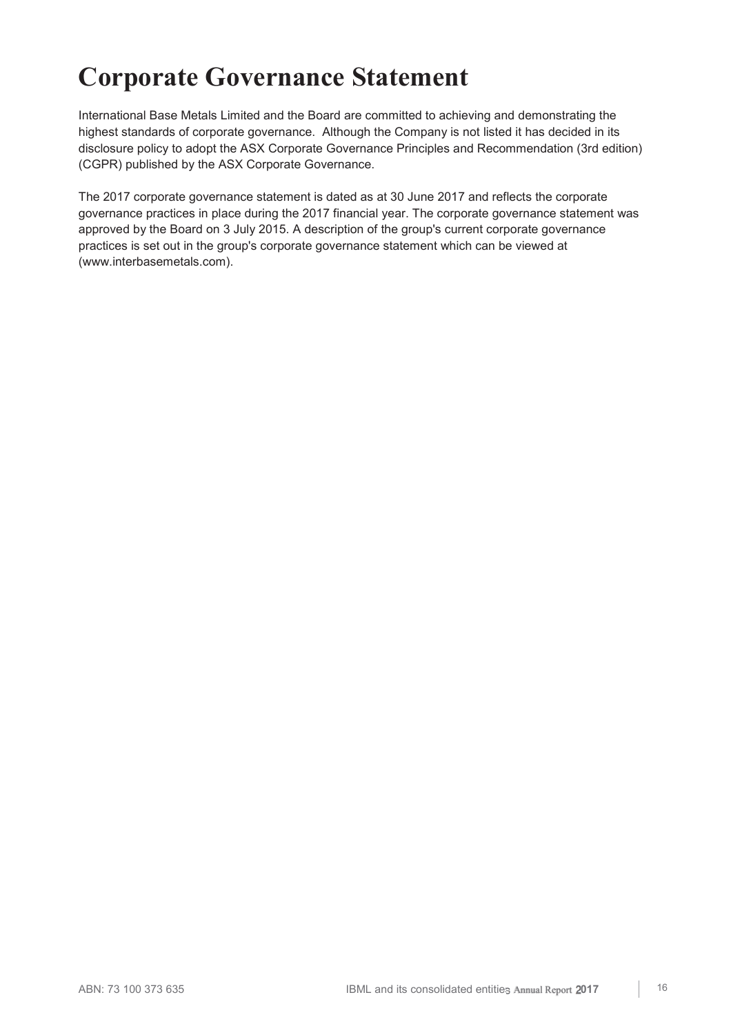# Corporate Governance Statement

International Base Metals Limited and the Board are committed to achieving and demonstrating the highest standards of corporate governance. Although the Company is not listed it has decided in its disclosure policy to adopt the ASX Corporate Governance Principles and Recommendation (3rd edition) (CGPR) published by the ASX Corporate Governance.

The 2017 corporate governance statement is dated as at 30 June 2017 and reflects the corporate governance practices in place during the 2017 financial year. The corporate governance statement was approved by the Board on 3 July 2015. A description of the group's current corporate governance practices is set out in the group's corporate governance statement which can be viewed at (www.interbasemetals.com).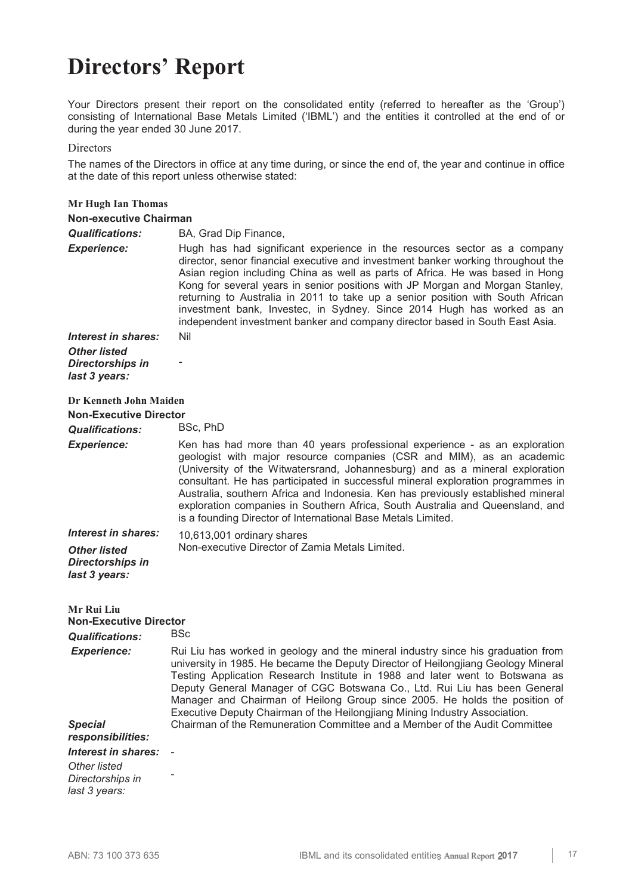# Directors' Report

Your Directors present their report on the consolidated entity (referred to hereafter as the 'Group') consisting of International Base Metals Limited ('IBML') and the entities it controlled at the end of or during the year ended 30 June 2017.

## Directors

The names of the Directors in office at any time during, or since the end of, the year and continue in office at the date of this report unless otherwise stated:

### Mr Hugh Ian Thomas

**Non-executive Chairman**

| | |
|---|---|
| ***Qualifications:*** | BA, Grad Dip Finance, |
| ***Experience:*** | Hugh has had significant experience in the resources sector as a company director, senor financial executive and investment banker working throughout the Asian region including China as well as parts of Africa. He was based in Hong Kong for several years in senior positions with JP Morgan and Morgan Stanley, returning to Australia in 2011 to take up a senior position with South African investment bank, Investec, in Sydney. Since 2014 Hugh has worked as an independent investment banker and company director based in South East Asia. |
| ***Interest in shares:*** | Nil |
| ***Other listed Directorships in last 3 years:*** | - |

### Dr Kenneth John Maiden

**Non-Executive Director**

| | |
|---|---|
| ***Qualifications:*** | BSc, PhD |
| ***Experience:*** | Ken has had more than 40 years professional experience - as an exploration geologist with major resource companies (CSR and MIM), as an academic (University of the Witwatersrand, Johannesburg) and as a mineral exploration consultant. He has participated in successful mineral exploration programmes in Australia, southern Africa and Indonesia. Ken has previously established mineral exploration companies in Southern Africa, South Australia and Queensland, and is a founding Director of International Base Metals Limited. |
| ***Interest in shares:*** | 10,613,001 ordinary shares |
| ***Other listed Directorships in last 3 years:*** | Non-executive Director of Zamia Metals Limited. |

### Mr Rui Liu

**Non-Executive Director**

| | |
|---|---|
| ***Qualifications:*** | BSc |
| ***Experience:*** | Rui Liu has worked in geology and the mineral industry since his graduation from university in 1985. He became the Deputy Director of Heilongjiang Geology Mineral Testing Application Research Institute in 1988 and later went to Botswana as Deputy General Manager of CGC Botswana Co., Ltd. Rui Liu has been General Manager and Chairman of Heilong Group since 2005. He holds the position of Executive Deputy Chairman of the Heilongjiang Mining Industry Association. |
| ***Special responsibilities:*** | Chairman of the Remuneration Committee and a Member of the Audit Committee |
| ***Interest in shares:*** | - |
| *Other listed Directorships in last 3 years:* | - |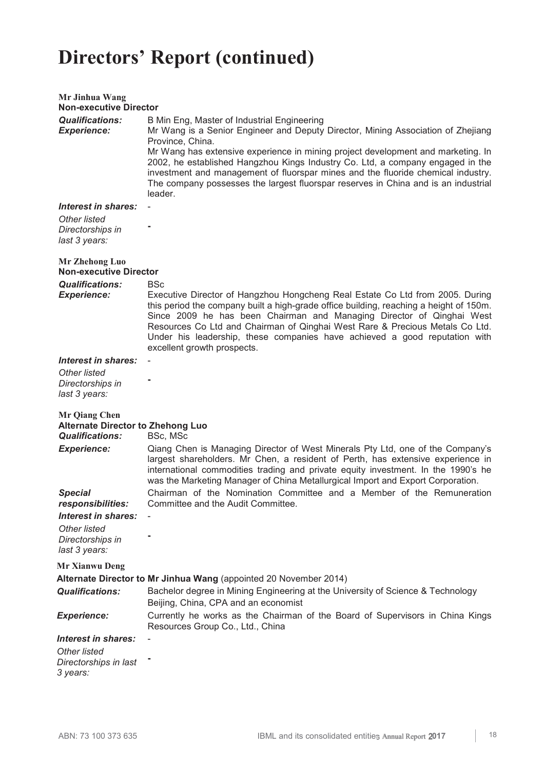# Directors' Report (continued)

**Mr Jinhua Wang**
**Non-executive Director**

| | |
|---|---|
| ***Qualifications:*** | B Min Eng, Master of Industrial Engineering |
| ***Experience:*** | Mr Wang is a Senior Engineer and Deputy Director, Mining Association of Zhejiang Province, China. Mr Wang has extensive experience in mining project development and marketing. In 2002, he established Hangzhou Kings Industry Co. Ltd, a company engaged in the investment and management of fluorspar mines and the fluoride chemical industry. The company possesses the largest fluorspar reserves in China and is an industrial leader. |
| ***Interest in shares:*** | - |
| *Other listed Directorships in last 3 years:* | - |

**Mr Zhehong Luo**
**Non-executive Director**

| | |
|---|---|
| ***Qualifications:*** | BSc |
| ***Experience:*** | Executive Director of Hangzhou Hongcheng Real Estate Co Ltd from 2005. During this period the company built a high-grade office building, reaching a height of 150m. Since 2009 he has been Chairman and Managing Director of Qinghai West Resources Co Ltd and Chairman of Qinghai West Rare & Precious Metals Co Ltd. Under his leadership, these companies have achieved a good reputation with excellent growth prospects. |
| ***Interest in shares:*** | - |
| *Other listed Directorships in last 3 years:* | - |

**Mr Qiang Chen**
**Alternate Director to Zhehong Luo**

| | |
|---|---|
| ***Qualifications:*** | BSc, MSc |
| ***Experience:*** | Qiang Chen is Managing Director of West Minerals Pty Ltd, one of the Company's largest shareholders. Mr Chen, a resident of Perth, has extensive experience in international commodities trading and private equity investment. In the 1990's he was the Marketing Manager of China Metallurgical Import and Export Corporation. |
| ***Special responsibilities:*** | Chairman of the Nomination Committee and a Member of the Remuneration Committee and the Audit Committee. |
| ***Interest in shares:*** | - |
| *Other listed Directorships in last 3 years:* | - |

**Mr Xianwu Deng**
**Alternate Director to Mr Jinhua Wang** (appointed 20 November 2014)

| | |
|---|---|
| ***Qualifications:*** | Bachelor degree in Mining Engineering at the University of Science & Technology Beijing, China, CPA and an economist |
| ***Experience:*** | Currently he works as the Chairman of the Board of Supervisors in China Kings Resources Group Co., Ltd., China |
| ***Interest in shares:*** | - |
| *Other listed Directorships in last 3 years:* | - |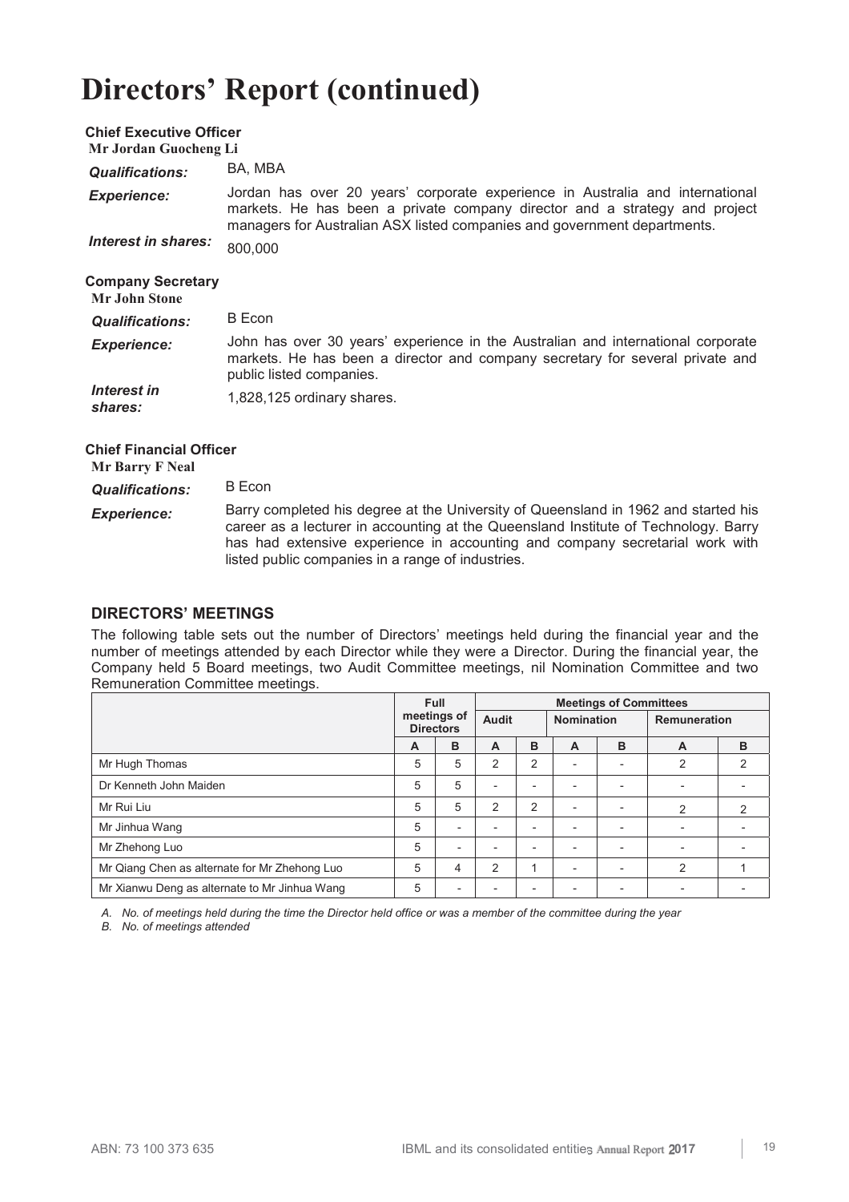# Directors' Report (continued)

**Chief Executive Officer**

**Mr Jordan Guocheng Li**

***Qualifications:*** BA, MBA

***Experience:*** Jordan has over 20 years' corporate experience in Australia and international markets. He has been a private company director and a strategy and project managers for Australian ASX listed companies and government departments.

***Interest in shares:*** 800,000

**Company Secretary**

**Mr John Stone**

***Qualifications:*** B Econ

***Experience:*** John has over 30 years' experience in the Australian and international corporate markets. He has been a director and company secretary for several private and public listed companies.

***Interest in shares:*** 1,828,125 ordinary shares.

**Chief Financial Officer**

**Mr Barry F Neal**

***Qualifications:*** B Econ

***Experience:*** Barry completed his degree at the University of Queensland in 1962 and started his career as a lecturer in accounting at the Queensland Institute of Technology. Barry has had extensive experience in accounting and company secretarial work with listed public companies in a range of industries.

## DIRECTORS' MEETINGS

The following table sets out the number of Directors' meetings held during the financial year and the number of meetings attended by each Director while they were a Director. During the financial year, the Company held 5 Board meetings, two Audit Committee meetings, nil Nomination Committee and two Remuneration Committee meetings.

| | Full meetings of Directors | | Meetings of Committees | | | | | |
|---|---|---|---|---|---|---|---|---|
| | | | Audit | | Nomination | | Remuneration | |
| | A | B | A | B | A | B | A | B |
| Mr Hugh Thomas | 5 | 5 | 2 | 2 | - | - | 2 | 2 |
| Dr Kenneth John Maiden | 5 | 5 | - | - | - | - | - | - |
| Mr Rui Liu | 5 | 5 | 2 | 2 | - | - | 2 | 2 |
| Mr Jinhua Wang | 5 | - | - | - | - | - | - | - |
| Mr Zhehong Luo | 5 | - | - | - | - | - | - | - |
| Mr Qiang Chen as alternate for Mr Zhehong Luo | 5 | 4 | 2 | 1 | - | - | 2 | 1 |
| Mr Xianwu Deng as alternate to Mr Jinhua Wang | 5 | - | - | - | - | - | - | - |

*A. No. of meetings held during the time the Director held office or was a member of the committee during the year*

*B. No. of meetings attended*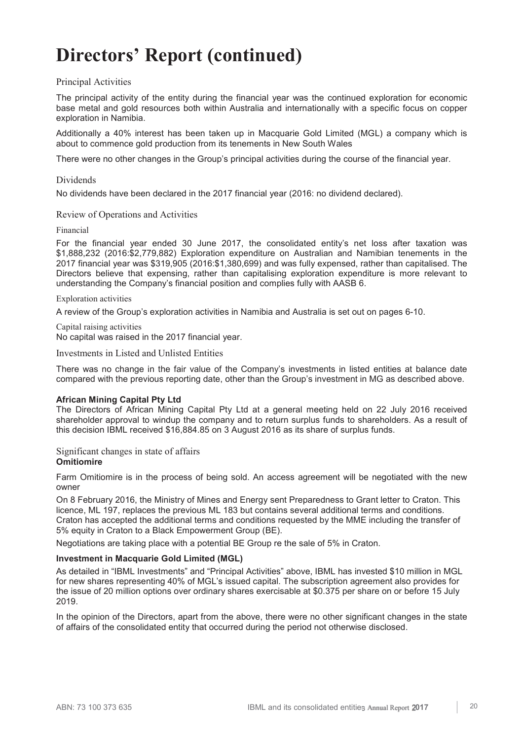# Directors' Report (continued)

## Principal Activities

The principal activity of the entity during the financial year was the continued exploration for economic base metal and gold resources both within Australia and internationally with a specific focus on copper exploration in Namibia.

Additionally a 40% interest has been taken up in Macquarie Gold Limited (MGL) a company which is about to commence gold production from its tenements in New South Wales

There were no other changes in the Group's principal activities during the course of the financial year.

## Dividends

No dividends have been declared in the 2017 financial year (2016: no dividend declared).

## Review of Operations and Activities

### Financial

For the financial year ended 30 June 2017, the consolidated entity's net loss after taxation was $1,888,232 (2016:$2,779,882) Exploration expenditure on Australian and Namibian tenements in the 2017 financial year was $319,905 (2016:$1,380,699) and was fully expensed, rather than capitalised. The Directors believe that expensing, rather than capitalising exploration expenditure is more relevant to understanding the Company's financial position and complies fully with AASB 6.

### Exploration activities

A review of the Group's exploration activities in Namibia and Australia is set out on pages 6-10.

### Capital raising activities

No capital was raised in the 2017 financial year.

## Investments in Listed and Unlisted Entities

There was no change in the fair value of the Company's investments in listed entities at balance date compared with the previous reporting date, other than the Group's investment in MG as described above.

**African Mining Capital Pty Ltd**

The Directors of African Mining Capital Pty Ltd at a general meeting held on 22 July 2016 received shareholder approval to windup the company and to return surplus funds to shareholders. As a result of this decision IBML received $16,884.85 on 3 August 2016 as its share of surplus funds.

## Significant changes in state of affairs

**Omitiomire**

Farm Omitiomire is in the process of being sold. An access agreement will be negotiated with the new owner

On 8 February 2016, the Ministry of Mines and Energy sent Preparedness to Grant letter to Craton. This licence, ML 197, replaces the previous ML 183 but contains several additional terms and conditions. Craton has accepted the additional terms and conditions requested by the MME including the transfer of 5% equity in Craton to a Black Empowerment Group (BE).

Negotiations are taking place with a potential BE Group re the sale of 5% in Craton.

**Investment in Macquarie Gold Limited (MGL)**

As detailed in "IBML Investments" and "Principal Activities" above, IBML has invested $10 million in MGL for new shares representing 40% of MGL's issued capital. The subscription agreement also provides for the issue of 20 million options over ordinary shares exercisable at $0.375 per share on or before 15 July 2019.

In the opinion of the Directors, apart from the above, there were no other significant changes in the state of affairs of the consolidated entity that occurred during the period not otherwise disclosed.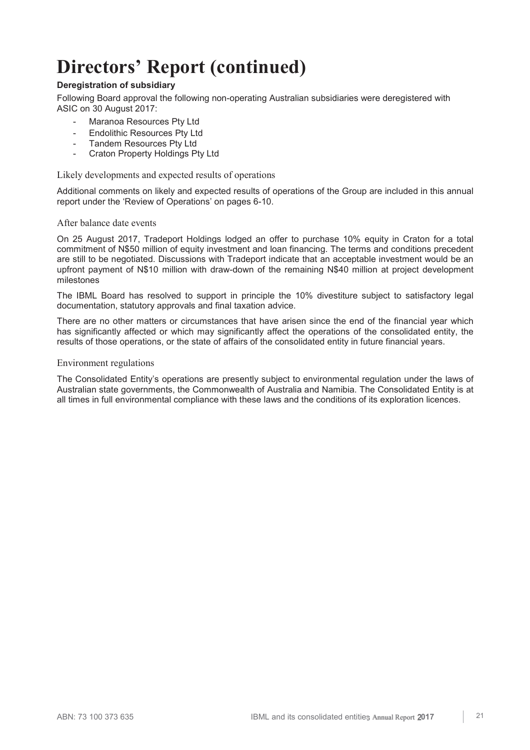# Directors' Report (continued)

**Deregistration of subsidiary**

Following Board approval the following non-operating Australian subsidiaries were deregistered with ASIC on 30 August 2017:

- Maranoa Resources Pty Ltd
- Endolithic Resources Pty Ltd
- Tandem Resources Pty Ltd
- Craton Property Holdings Pty Ltd

## Likely developments and expected results of operations

Additional comments on likely and expected results of operations of the Group are included in this annual report under the 'Review of Operations' on pages 6-10.

## After balance date events

On 25 August 2017, Tradeport Holdings lodged an offer to purchase 10% equity in Craton for a total commitment of N$50 million of equity investment and loan financing. The terms and conditions precedent are still to be negotiated. Discussions with Tradeport indicate that an acceptable investment would be an upfront payment of N$10 million with draw-down of the remaining N$40 million at project development milestones

The IBML Board has resolved to support in principle the 10% divestiture subject to satisfactory legal documentation, statutory approvals and final taxation advice.

There are no other matters or circumstances that have arisen since the end of the financial year which has significantly affected or which may significantly affect the operations of the consolidated entity, the results of those operations, or the state of affairs of the consolidated entity in future financial years.

## Environment regulations

The Consolidated Entity's operations are presently subject to environmental regulation under the laws of Australian state governments, the Commonwealth of Australia and Namibia. The Consolidated Entity is at all times in full environmental compliance with these laws and the conditions of its exploration licences.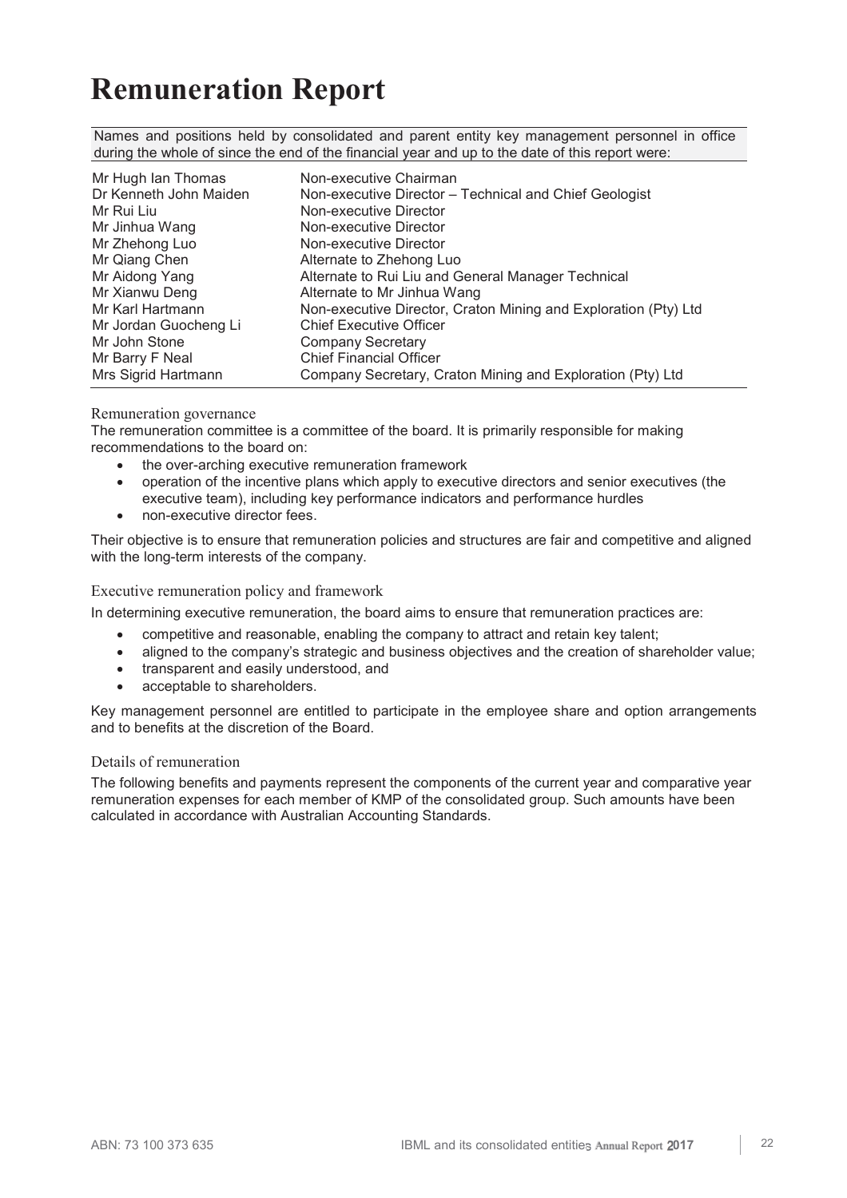# Remuneration Report

Names and positions held by consolidated and parent entity key management personnel in office during the whole of since the end of the financial year and up to the date of this report were:

| | |
|---|---|
| Mr Hugh Ian Thomas | Non-executive Chairman |
| Dr Kenneth John Maiden | Non-executive Director – Technical and Chief Geologist |
| Mr Rui Liu | Non-executive Director |
| Mr Jinhua Wang | Non-executive Director |
| Mr Zhehong Luo | Non-executive Director |
| Mr Qiang Chen | Alternate to Zhehong Luo |
| Mr Aidong Yang | Alternate to Rui Liu and General Manager Technical |
| Mr Xianwu Deng | Alternate to Mr Jinhua Wang |
| Mr Karl Hartmann | Non-executive Director, Craton Mining and Exploration (Pty) Ltd |
| Mr Jordan Guocheng Li | Chief Executive Officer |
| Mr John Stone | Company Secretary |
| Mr Barry F Neal | Chief Financial Officer |
| Mrs Sigrid Hartmann | Company Secretary, Craton Mining and Exploration (Pty) Ltd |

### Remuneration governance

The remuneration committee is a committee of the board. It is primarily responsible for making recommendations to the board on:

- the over-arching executive remuneration framework
- operation of the incentive plans which apply to executive directors and senior executives (the executive team), including key performance indicators and performance hurdles
- non-executive director fees.

Their objective is to ensure that remuneration policies and structures are fair and competitive and aligned with the long-term interests of the company.

### Executive remuneration policy and framework

In determining executive remuneration, the board aims to ensure that remuneration practices are:

- competitive and reasonable, enabling the company to attract and retain key talent;
- aligned to the company's strategic and business objectives and the creation of shareholder value;
- transparent and easily understood, and
- acceptable to shareholders.

Key management personnel are entitled to participate in the employee share and option arrangements and to benefits at the discretion of the Board.

### Details of remuneration

The following benefits and payments represent the components of the current year and comparative year remuneration expenses for each member of KMP of the consolidated group. Such amounts have been calculated in accordance with Australian Accounting Standards.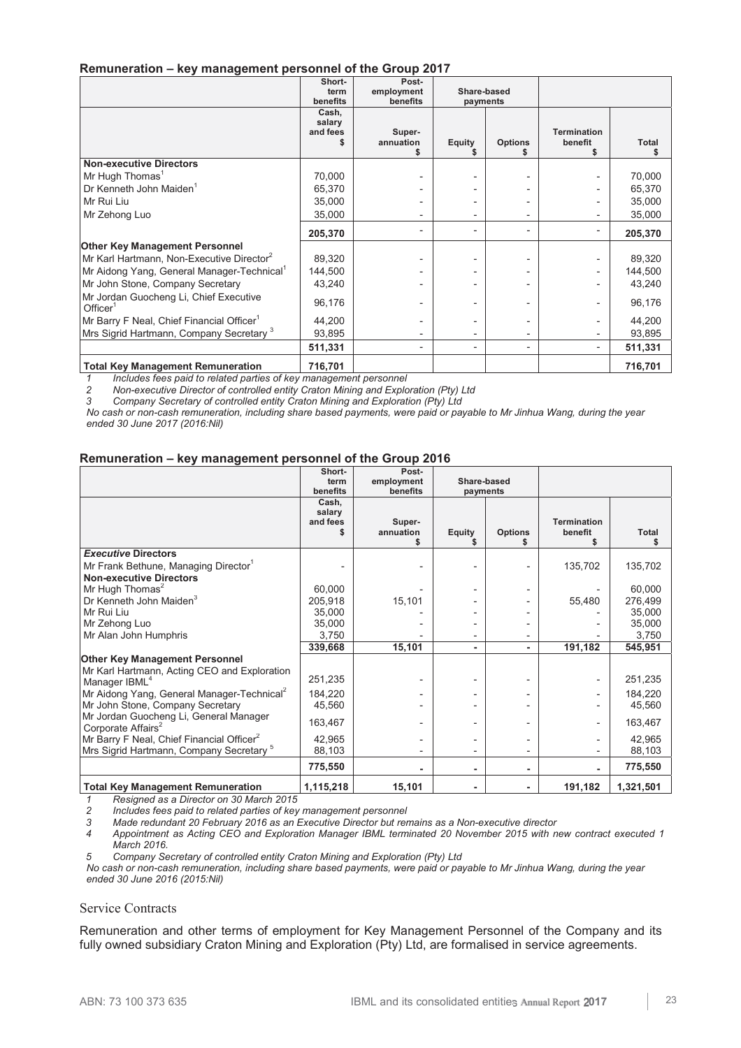### Remuneration – key management personnel of the Group 2017

| | Short-term benefits | Post-employment benefits | Share-based payments | | | |
|---|---|---|---|---|---|---|
| | Cash, salary and fees $ | Super-annuation $ | Equity $ | Options $ | Termination benefit $ | Total $ |
| **Non-executive Directors** | | | | | | |
| Mr Hugh Thomas[1] | 70,000 | - | - | - | - | 70,000 |
| Dr Kenneth John Maiden[1] | 65,370 | - | - | - | - | 65,370 |
| Mr Rui Liu | 35,000 | - | - | - | - | 35,000 |
| Mr Zehong Luo | 35,000 | - | - | - | - | 35,000 |
| | **205,370** | - | - | - | - | **205,370** |
| **Other Key Management Personnel** | | | | | | |
| Mr Karl Hartmann, Non-Executive Director[2] | 89,320 | - | - | - | - | 89,320 |
| Mr Aidong Yang, General Manager-Technical[1] | 144,500 | - | - | - | - | 144,500 |
| Mr John Stone, Company Secretary | 43,240 | - | - | - | - | 43,240 |
| Mr Jordan Guocheng Li, Chief Executive Officer[1] | 96,176 | - | - | - | - | 96,176 |
| Mr Barry F Neal, Chief Financial Officer[1] | 44,200 | - | - | - | - | 44,200 |
| Mrs Sigrid Hartmann, Company Secretary [3] | 93,895 | - | - | - | - | 93,895 |
| | **511,331** | - | - | - | - | **511,331** |
| **Total Key Management Remuneration** | **716,701** | | | | | **716,701** |

*1 Includes fees paid to related parties of key management personnel*
*2 Non-executive Director of controlled entity Craton Mining and Exploration (Pty) Ltd*
*3 Company Secretary of controlled entity Craton Mining and Exploration (Pty) Ltd*
*No cash or non-cash remuneration, including share based payments, were paid or payable to Mr Jinhua Wang, during the year ended 30 June 2017 (2016:Nil)*

### Remuneration – key management personnel of the Group 2016

| | Short-term benefits | Post-employment benefits | Share-based payments | | | |
|---|---|---|---|---|---|---|
| | Cash, salary and fees $ | Super-annuation $ | Equity $ | Options $ | Termination benefit $ | Total $ |
| ***Executive* Directors** | | | | | | |
| Mr Frank Bethune, Managing Director[1] | - | - | - | - | 135,702 | 135,702 |
| **Non-executive Directors** | | | | | | |
| Mr Hugh Thomas[2] | 60,000 | - | - | - | - | 60,000 |
| Dr Kenneth John Maiden[3] | 205,918 | 15,101 | - | - | 55,480 | 276,499 |
| Mr Rui Liu | 35,000 | - | - | - | - | 35,000 |
| Mr Zehong Luo | 35,000 | - | - | - | - | 35,000 |
| Mr Alan John Humphris | 3,750 | - | - | - | - | 3,750 |
| | **339,668** | **15,101** | **-** | **-** | **191,182** | **545,951** |
| **Other Key Management Personnel** | | | | | | |
| Mr Karl Hartmann, Acting CEO and Exploration Manager IBML[4] | 251,235 | - | - | - | - | 251,235 |
| Mr Aidong Yang, General Manager-Technical[2] | 184,220 | - | - | - | - | 184,220 |
| Mr John Stone, Company Secretary | 45,560 | - | - | - | - | 45,560 |
| Mr Jordan Guocheng Li, General Manager Corporate Affairs[2] | 163,467 | - | - | - | - | 163,467 |
| Mr Barry F Neal, Chief Financial Officer[2] | 42,965 | - | - | - | - | 42,965 |
| Mrs Sigrid Hartmann, Company Secretary [5] | 88,103 | - | - | - | - | 88,103 |
| | **775,550** | **-** | **-** | **-** | **-** | **775,550** |
| **Total Key Management Remuneration** | **1,115,218** | **15,101** | **-** | **-** | **191,182** | **1,321,501** |

*1 Resigned as a Director on 30 March 2015*
*2 Includes fees paid to related parties of key management personnel*
*3 Made redundant 20 February 2016 as an Executive Director but remains as a Non-executive director*
*4 Appointment as Acting CEO and Exploration Manager IBML terminated 20 November 2015 with new contract executed 1 March 2016.*
*5 Company Secretary of controlled entity Craton Mining and Exploration (Pty) Ltd*
*No cash or non-cash remuneration, including share based payments, were paid or payable to Mr Jinhua Wang, during the year ended 30 June 2016 (2015:Nil)*

## Service Contracts

Remuneration and other terms of employment for Key Management Personnel of the Company and its fully owned subsidiary Craton Mining and Exploration (Pty) Ltd, are formalised in service agreements.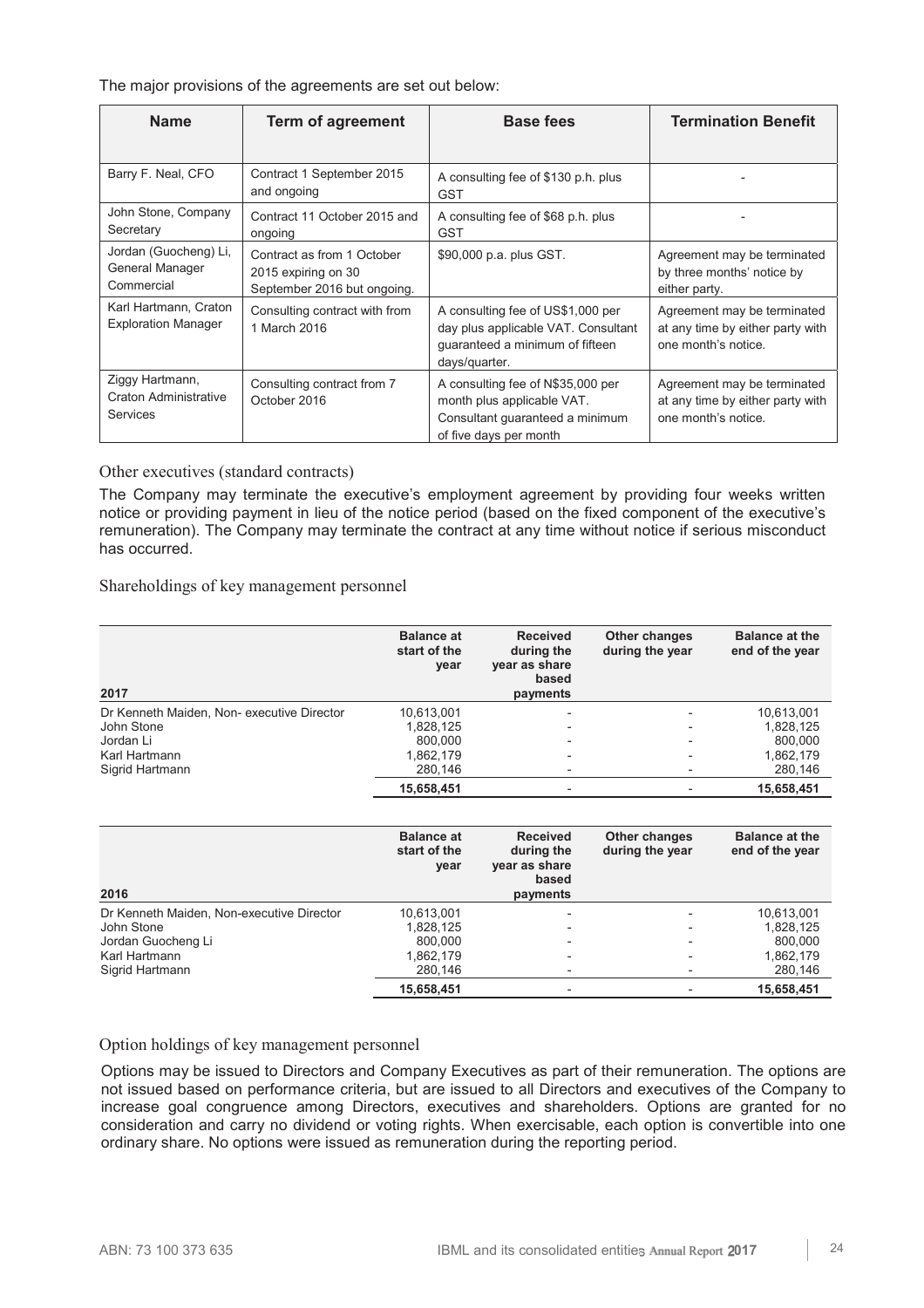The major provisions of the agreements are set out below:

| Name | Term of agreement | Base fees | Termination Benefit |
|---|---|---|---|
| Barry F. Neal, CFO | Contract 1 September 2015 and ongoing | A consulting fee of $130 p.h. plus GST | - |
| John Stone, Company Secretary | Contract 11 October 2015 and ongoing | A consulting fee of $68 p.h. plus GST | - |
| Jordan (Guocheng) Li, General Manager Commercial | Contract as from 1 October 2015 expiring on 30 September 2016 but ongoing. | $90,000 p.a. plus GST. | Agreement may be terminated by three months' notice by either party. |
| Karl Hartmann, Craton Exploration Manager | Consulting contract with from 1 March 2016 | A consulting fee of US$1,000 per day plus applicable VAT. Consultant guaranteed a minimum of fifteen days/quarter. | Agreement may be terminated at any time by either party with one month's notice. |
| Ziggy Hartmann, Craton Administrative Services | Consulting contract from 7 October 2016 | A consulting fee of N$35,000 per month plus applicable VAT. Consultant guaranteed a minimum of five days per month | Agreement may be terminated at any time by either party with one month's notice. |

### Other executives (standard contracts)

The Company may terminate the executive's employment agreement by providing four weeks written notice or providing payment in lieu of the notice period (based on the fixed component of the executive's remuneration). The Company may terminate the contract at any time without notice if serious misconduct has occurred.

### Shareholdings of key management personnel

| 2017 | Balance at start of the year | Received during the year as share based payments | Other changes during the year | Balance at the end of the year |
|---|---|---|---|---|
| Dr Kenneth Maiden, Non- executive Director | 10,613,001 | - | - | 10,613,001 |
| John Stone | 1,828,125 | - | - | 1,828,125 |
| Jordan Li | 800,000 | - | - | 800,000 |
| Karl Hartmann | 1,862,179 | - | - | 1,862,179 |
| Sigrid Hartmann | 280,146 | - | - | 280,146 |
| | **15,658,451** | - | - | **15,658,451** |

| 2016 | Balance at start of the year | Received during the year as share based payments | Other changes during the year | Balance at the end of the year |
|---|---|---|---|---|
| Dr Kenneth Maiden, Non-executive Director | 10,613,001 | - | - | 10,613,001 |
| John Stone | 1,828,125 | - | - | 1,828,125 |
| Jordan Guocheng Li | 800,000 | - | - | 800,000 |
| Karl Hartmann | 1,862,179 | - | - | 1,862,179 |
| Sigrid Hartmann | 280,146 | - | - | 280,146 |
| | **15,658,451** | - | - | **15,658,451** |

### Option holdings of key management personnel

Options may be issued to Directors and Company Executives as part of their remuneration. The options are not issued based on performance criteria, but are issued to all Directors and executives of the Company to increase goal congruence among Directors, executives and shareholders. Options are granted for no consideration and carry no dividend or voting rights. When exercisable, each option is convertible into one ordinary share. No options were issued as remuneration during the reporting period.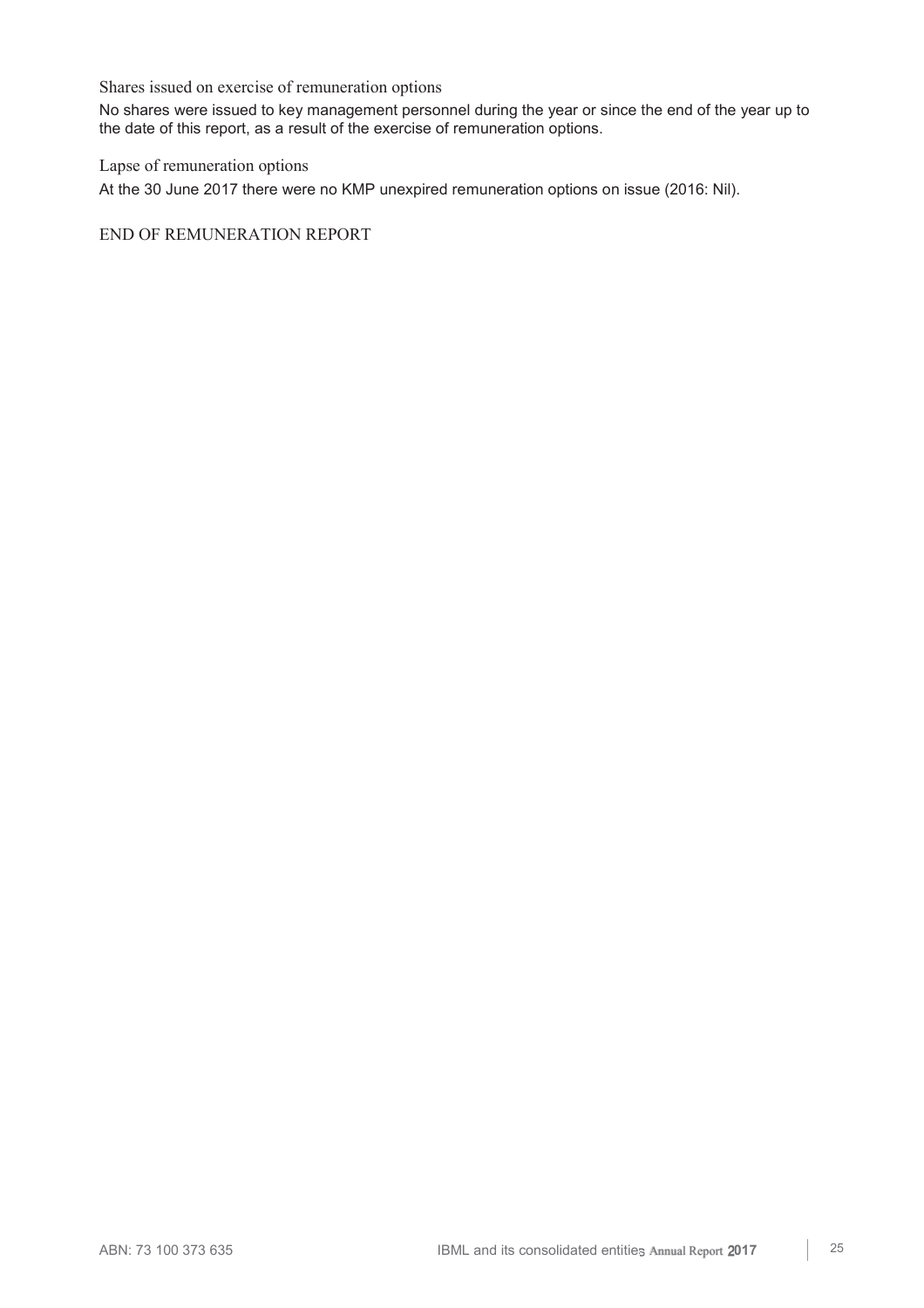### Shares issued on exercise of remuneration options

No shares were issued to key management personnel during the year or since the end of the year up to the date of this report, as a result of the exercise of remuneration options.

### Lapse of remuneration options

At the 30 June 2017 there were no KMP unexpired remuneration options on issue (2016: Nil).

END OF REMUNERATION REPORT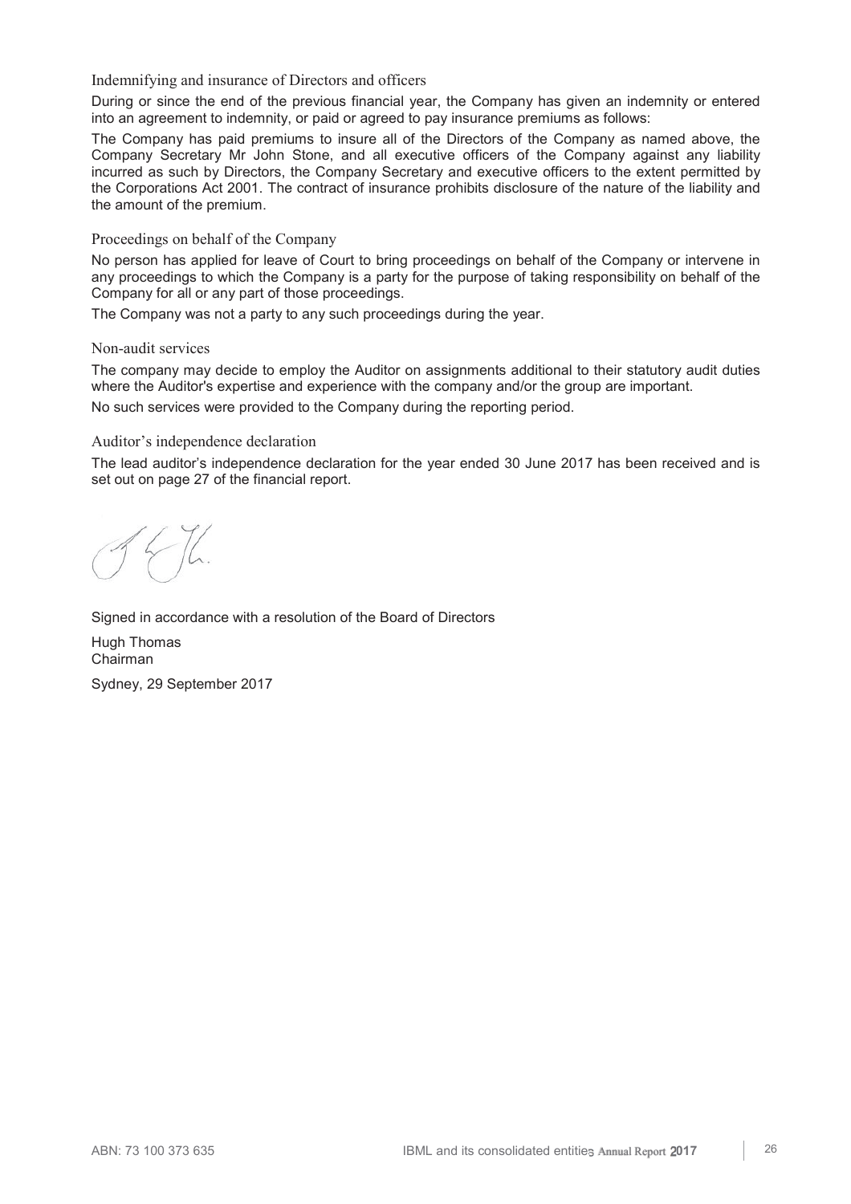### Indemnifying and insurance of Directors and officers

During or since the end of the previous financial year, the Company has given an indemnity or entered into an agreement to indemnity, or paid or agreed to pay insurance premiums as follows:

The Company has paid premiums to insure all of the Directors of the Company as named above, the Company Secretary Mr John Stone, and all executive officers of the Company against any liability incurred as such by Directors, the Company Secretary and executive officers to the extent permitted by the Corporations Act 2001. The contract of insurance prohibits disclosure of the nature of the liability and the amount of the premium.

### Proceedings on behalf of the Company

No person has applied for leave of Court to bring proceedings on behalf of the Company or intervene in any proceedings to which the Company is a party for the purpose of taking responsibility on behalf of the Company for all or any part of those proceedings.

The Company was not a party to any such proceedings during the year.

### Non-audit services

The company may decide to employ the Auditor on assignments additional to their statutory audit duties where the Auditor's expertise and experience with the company and/or the group are important.

No such services were provided to the Company during the reporting period.

### Auditor's independence declaration

The lead auditor's independence declaration for the year ended 30 June 2017 has been received and is set out on page 27 of the financial report.

Signed in accordance with a resolution of the Board of Directors

Hugh Thomas
Chairman

Sydney, 29 September 2017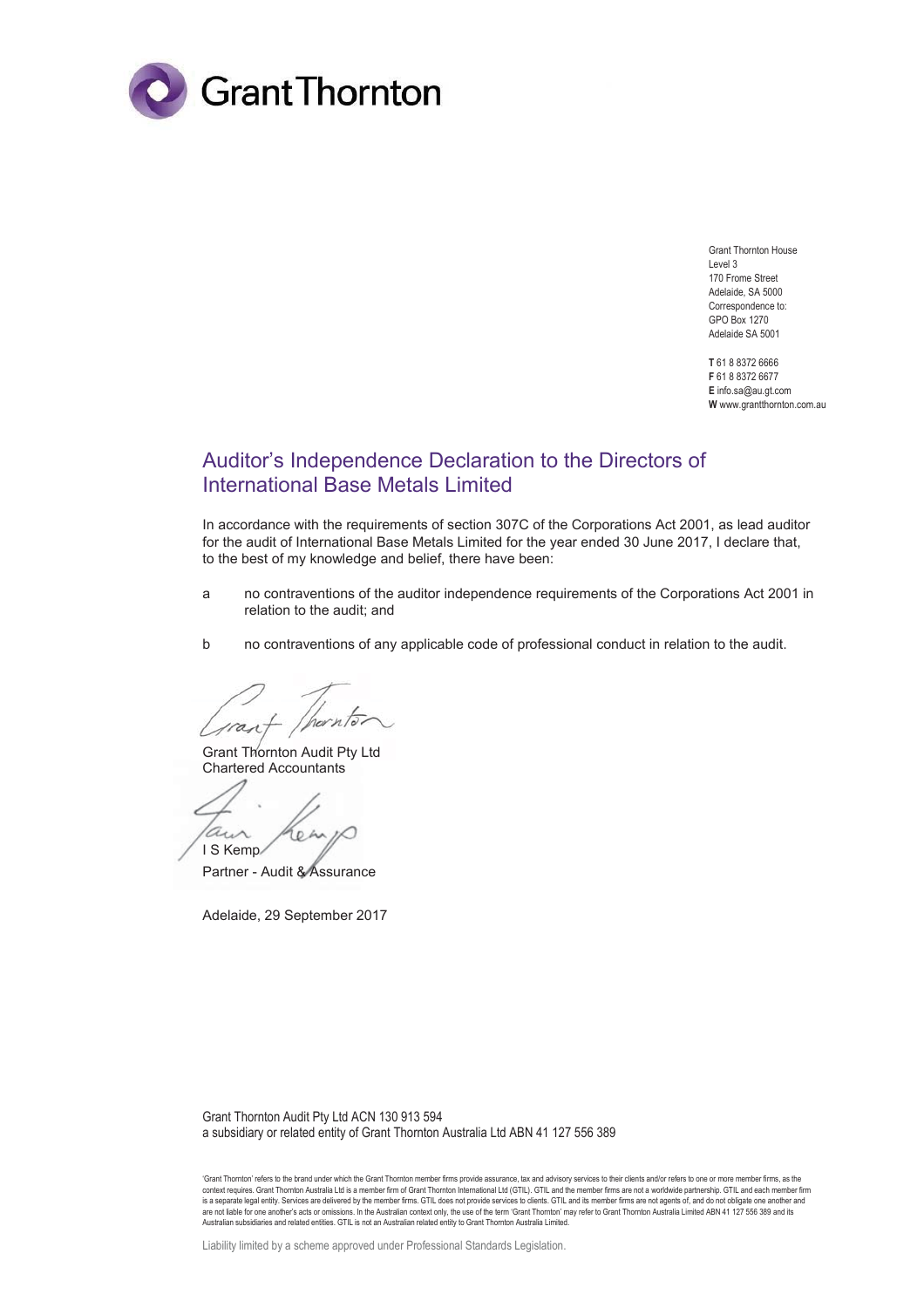Grant Thornton House
Level 3
170 Frome Street
Adelaide, SA 5000
Correspondence to:
GPO Box 1270
Adelaide SA 5001

**T** 61 8 8372 6666
**F** 61 8 8372 6677
**E** info.sa@au.gt.com
**W** www.grantthornton.com.au

# Auditor's Independence Declaration to the Directors of International Base Metals Limited

In accordance with the requirements of section 307C of the Corporations Act 2001, as lead auditor for the audit of International Base Metals Limited for the year ended 30 June 2017, I declare that, to the best of my knowledge and belief, there have been:

a  no contraventions of the auditor independence requirements of the Corporations Act 2001 in relation to the audit; and

b  no contraventions of any applicable code of professional conduct in relation to the audit.

Grant Thornton Audit Pty Ltd
Chartered Accountants

I S Kemp
Partner - Audit & Assurance

Adelaide, 29 September 2017

Grant Thornton Audit Pty Ltd ACN 130 913 594
a subsidiary or related entity of Grant Thornton Australia Ltd ABN 41 127 556 389

'Grant Thornton' refers to the brand under which the Grant Thornton member firms provide assurance, tax and advisory services to their clients and/or refers to one or more member firms, as the context requires. Grant Thornton Australia Ltd is a member firm of Grant Thornton International Ltd (GTIL). GTIL and the member firms are not a worldwide partnership. GTIL and each member firm is a separate legal entity. Services are delivered by the member firms. GTIL does not provide services to clients. GTIL and its member firms are not agents of, and do not obligate one another and are not liable for one another's acts or omissions. In the Australian context only, the use of the term 'Grant Thornton' may refer to Grant Thornton Australia Limited ABN 41 127 556 389 and its Australian subsidiaries and related entities. GTIL is not an Australian related entity to Grant Thornton Australia Limited.

Liability limited by a scheme approved under Professional Standards Legislation.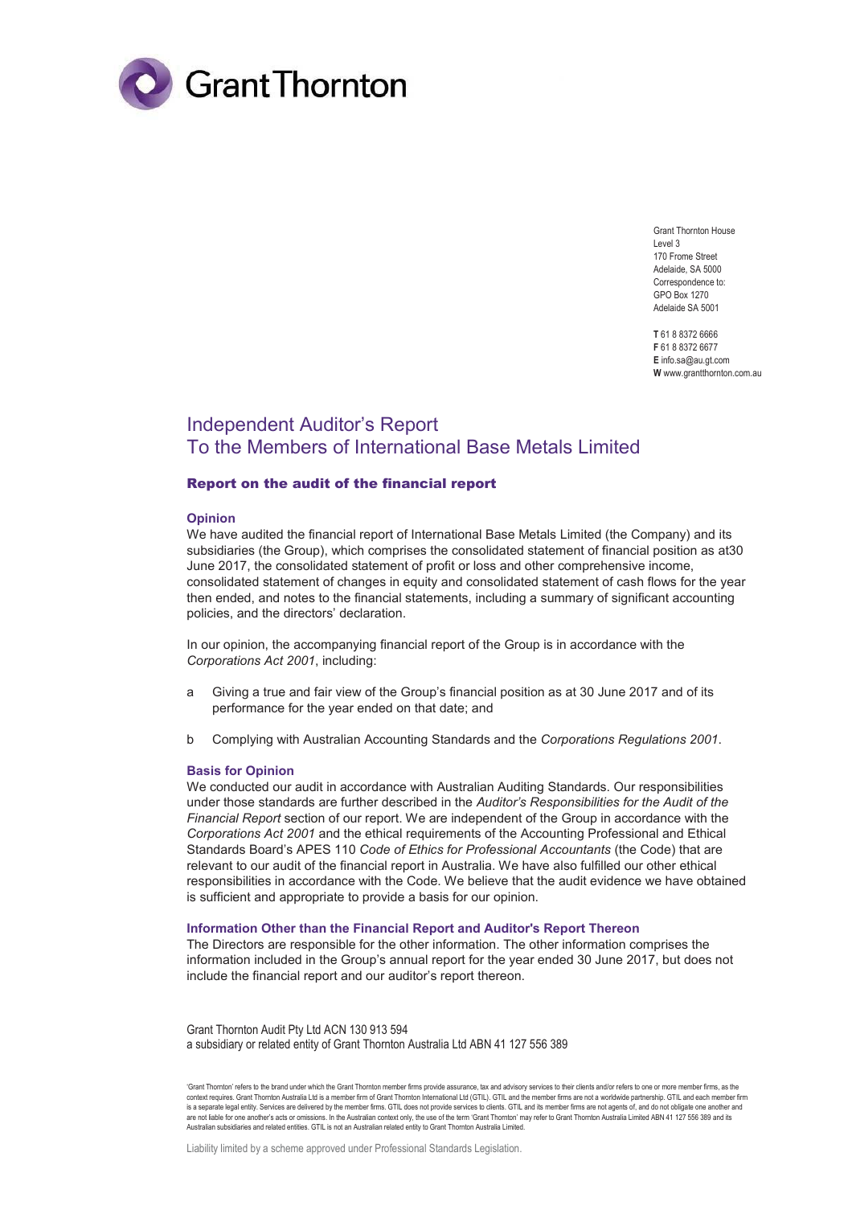Grant Thornton House
Level 3
170 Frome Street
Adelaide, SA 5000
Correspondence to:
GPO Box 1270
Adelaide SA 5001

**T** 61 8 8372 6666
**F** 61 8 8372 6677
**E** info.sa@au.gt.com
**W** www.grantthornton.com.au

# Independent Auditor's Report
# To the Members of International Base Metals Limited

## Report on the audit of the financial report

### Opinion

We have audited the financial report of International Base Metals Limited (the Company) and its subsidiaries (the Group), which comprises the consolidated statement of financial position as at30 June 2017, the consolidated statement of profit or loss and other comprehensive income, consolidated statement of changes in equity and consolidated statement of cash flows for the year then ended, and notes to the financial statements, including a summary of significant accounting policies, and the directors' declaration.

In our opinion, the accompanying financial report of the Group is in accordance with the *Corporations Act 2001*, including:

a Giving a true and fair view of the Group's financial position as at 30 June 2017 and of its performance for the year ended on that date; and

b Complying with Australian Accounting Standards and the *Corporations Regulations 2001*.

### Basis for Opinion

We conducted our audit in accordance with Australian Auditing Standards. Our responsibilities under those standards are further described in the *Auditor's Responsibilities for the Audit of the Financial Report* section of our report. We are independent of the Group in accordance with the *Corporations Act 2001* and the ethical requirements of the Accounting Professional and Ethical Standards Board's APES 110 *Code of Ethics for Professional Accountants* (the Code) that are relevant to our audit of the financial report in Australia. We have also fulfilled our other ethical responsibilities in accordance with the Code. We believe that the audit evidence we have obtained is sufficient and appropriate to provide a basis for our opinion.

### Information Other than the Financial Report and Auditor's Report Thereon

The Directors are responsible for the other information. The other information comprises the information included in the Group's annual report for the year ended 30 June 2017, but does not include the financial report and our auditor's report thereon.

Grant Thornton Audit Pty Ltd ACN 130 913 594
a subsidiary or related entity of Grant Thornton Australia Ltd ABN 41 127 556 389

'Grant Thornton' refers to the brand under which the Grant Thornton member firms provide assurance, tax and advisory services to their clients and/or refers to one or more member firms, as the context requires. Grant Thornton Australia Ltd is a member firm of Grant Thornton International Ltd (GTIL). GTIL and the member firms are not a worldwide partnership. GTIL and each member firm is a separate legal entity. Services are delivered by the member firms. GTIL does not provide services to clients. GTIL and its member firms are not agents of, and do not obligate one another and are not liable for one another's acts or omissions. In the Australian context only, the use of the term 'Grant Thornton' may refer to Grant Thornton Australia Limited ABN 41 127 556 389 and its Australian subsidiaries and related entities. GTIL is not an Australian related entity to Grant Thornton Australia Limited.

Liability limited by a scheme approved under Professional Standards Legislation.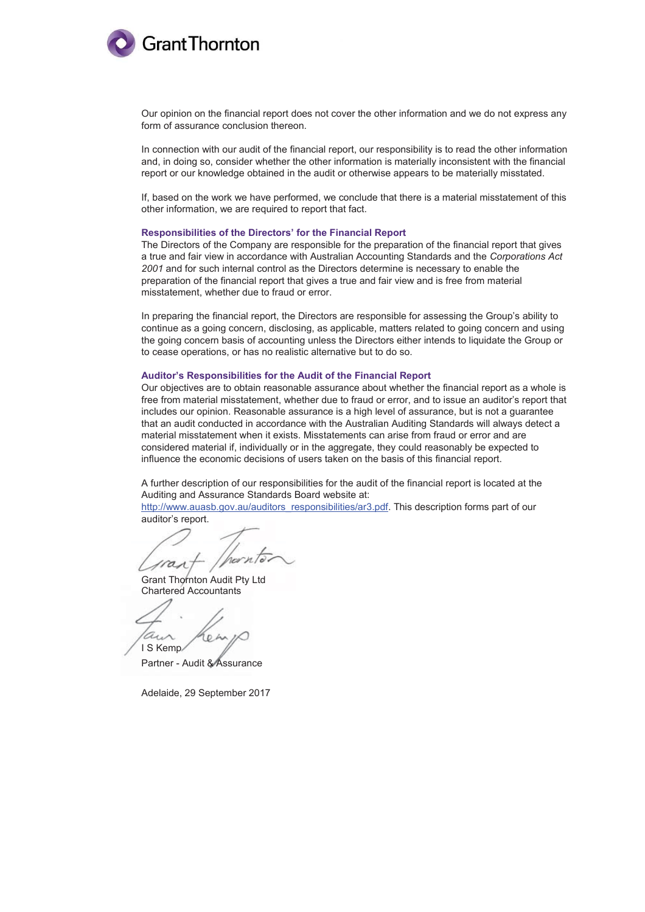Our opinion on the financial report does not cover the other information and we do not express any form of assurance conclusion thereon.

In connection with our audit of the financial report, our responsibility is to read the other information and, in doing so, consider whether the other information is materially inconsistent with the financial report or our knowledge obtained in the audit or otherwise appears to be materially misstated.

If, based on the work we have performed, we conclude that there is a material misstatement of this other information, we are required to report that fact.

**Responsibilities of the Directors' for the Financial Report**

The Directors of the Company are responsible for the preparation of the financial report that gives a true and fair view in accordance with Australian Accounting Standards and the *Corporations Act 2001* and for such internal control as the Directors determine is necessary to enable the preparation of the financial report that gives a true and fair view and is free from material misstatement, whether due to fraud or error.

In preparing the financial report, the Directors are responsible for assessing the Group's ability to continue as a going concern, disclosing, as applicable, matters related to going concern and using the going concern basis of accounting unless the Directors either intends to liquidate the Group or to cease operations, or has no realistic alternative but to do so.

**Auditor's Responsibilities for the Audit of the Financial Report**

Our objectives are to obtain reasonable assurance about whether the financial report as a whole is free from material misstatement, whether due to fraud or error, and to issue an auditor's report that includes our opinion. Reasonable assurance is a high level of assurance, but is not a guarantee that an audit conducted in accordance with the Australian Auditing Standards will always detect a material misstatement when it exists. Misstatements can arise from fraud or error and are considered material if, individually or in the aggregate, they could reasonably be expected to influence the economic decisions of users taken on the basis of this financial report.

A further description of our responsibilities for the audit of the financial report is located at the Auditing and Assurance Standards Board website at: http://www.auasb.gov.au/auditors_responsibilities/ar3.pdf. This description forms part of our auditor's report.

Grant Thornton Audit Pty Ltd
Chartered Accountants

I S Kemp
Partner - Audit & Assurance

Adelaide, 29 September 2017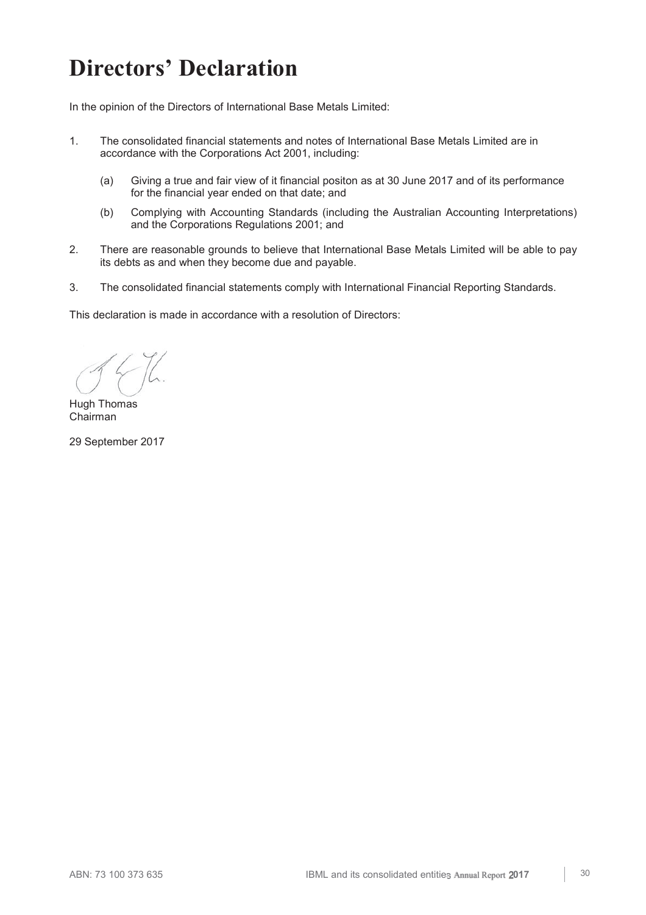# Directors' Declaration

In the opinion of the Directors of International Base Metals Limited:

1. The consolidated financial statements and notes of International Base Metals Limited are in accordance with the Corporations Act 2001, including:

   (a) Giving a true and fair view of it financial positon as at 30 June 2017 and of its performance for the financial year ended on that date; and

   (b) Complying with Accounting Standards (including the Australian Accounting Interpretations) and the Corporations Regulations 2001; and

2. There are reasonable grounds to believe that International Base Metals Limited will be able to pay its debts as and when they become due and payable.

3. The consolidated financial statements comply with International Financial Reporting Standards.

This declaration is made in accordance with a resolution of Directors:

Hugh Thomas
Chairman

29 September 2017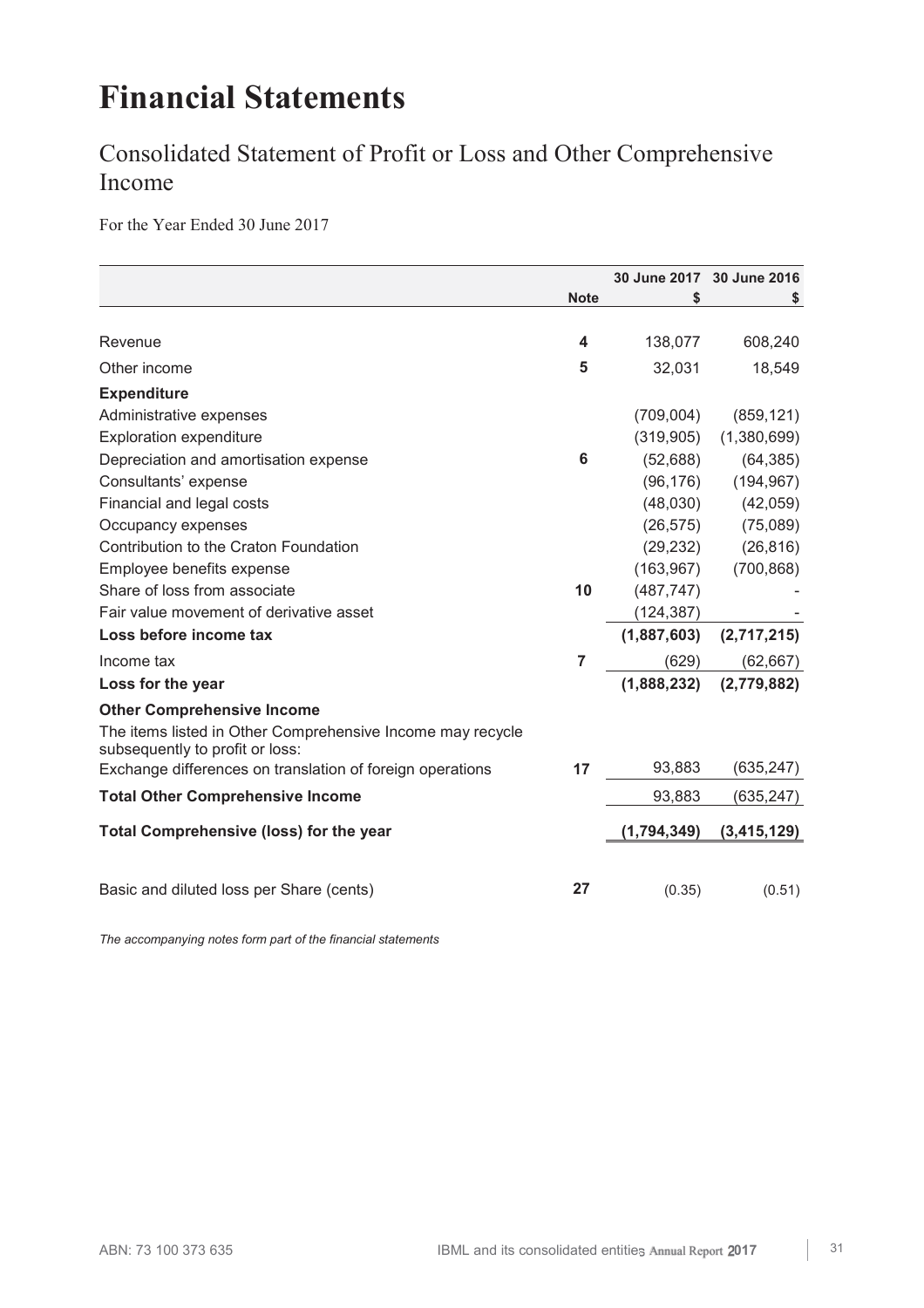# Financial Statements

## Consolidated Statement of Profit or Loss and Other Comprehensive Income

For the Year Ended 30 June 2017

| | Note | 30 June 2017 $ | 30 June 2016 $ |
|---|---|---|---|
| Revenue | 4 | 138,077 | 608,240 |
| Other income | 5 | 32,031 | 18,549 |
| **Expenditure** | | | |
| Administrative expenses | | (709,004) | (859,121) |
| Exploration expenditure | | (319,905) | (1,380,699) |
| Depreciation and amortisation expense | 6 | (52,688) | (64,385) |
| Consultants' expense | | (96,176) | (194,967) |
| Financial and legal costs | | (48,030) | (42,059) |
| Occupancy expenses | | (26,575) | (75,089) |
| Contribution to the Craton Foundation | | (29,232) | (26,816) |
| Employee benefits expense | | (163,967) | (700,868) |
| Share of loss from associate | 10 | (487,747) | - |
| Fair value movement of derivative asset | | (124,387) | - |
| **Loss before income tax** | | **(1,887,603)** | **(2,717,215)** |
| Income tax | 7 | (629) | (62,667) |
| **Loss for the year** | | **(1,888,232)** | **(2,779,882)** |
| **Other Comprehensive Income** | | | |
| The items listed in Other Comprehensive Income may recycle subsequently to profit or loss: | | | |
| Exchange differences on translation of foreign operations | 17 | 93,883 | (635,247) |
| **Total Other Comprehensive Income** | | 93,883 | (635,247) |
| **Total Comprehensive (loss) for the year** | | **(1,794,349)** | **(3,415,129)** |
| Basic and diluted loss per Share (cents) | 27 | (0.35) | (0.51) |

*The accompanying notes form part of the financial statements*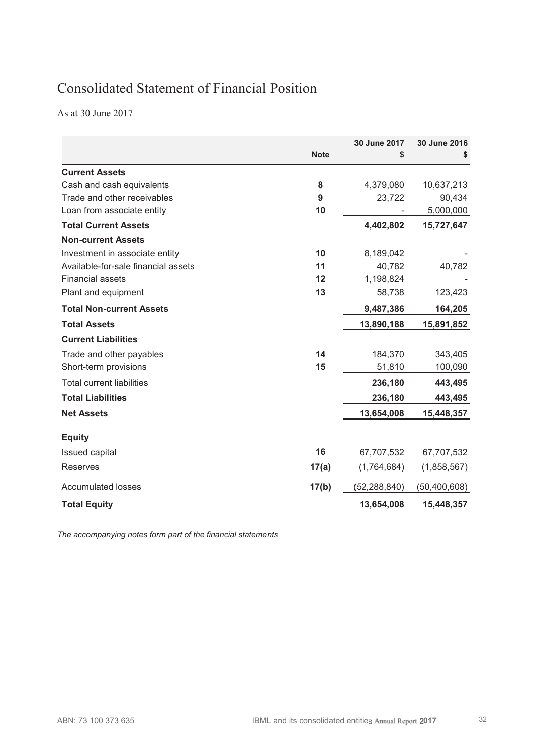# Consolidated Statement of Financial Position

As at 30 June 2017

| | Note | 30 June 2017<br>$ | 30 June 2016<br>$ |
|---|---|---|---|
| **Current Assets** | | | |
| Cash and cash equivalents | 8 | 4,379,080 | 10,637,213 |
| Trade and other receivables | 9 | 23,722 | 90,434 |
| Loan from associate entity | 10 | - | 5,000,000 |
| **Total Current Assets** | | **4,402,802** | **15,727,647** |
| **Non-current Assets** | | | |
| Investment in associate entity | 10 | 8,189,042 | - |
| Available-for-sale financial assets | 11 | 40,782 | 40,782 |
| Financial assets | 12 | 1,198,824 | - |
| Plant and equipment | 13 | 58,738 | 123,423 |
| **Total Non-current Assets** | | **9,487,386** | **164,205** |
| **Total Assets** | | **13,890,188** | **15,891,852** |
| **Current Liabilities** | | | |
| Trade and other payables | 14 | 184,370 | 343,405 |
| Short-term provisions | 15 | 51,810 | 100,090 |
| Total current liabilities | | **236,180** | **443,495** |
| **Total Liabilities** | | **236,180** | **443,495** |
| **Net Assets** | | **13,654,008** | **15,448,357** |
| **Equity** | | | |
| Issued capital | 16 | 67,707,532 | 67,707,532 |
| Reserves | 17(a) | (1,764,684) | (1,858,567) |
| Accumulated losses | 17(b) | (52,288,840) | (50,400,608) |
| **Total Equity** | | **13,654,008** | **15,448,357** |

*The accompanying notes form part of the financial statements*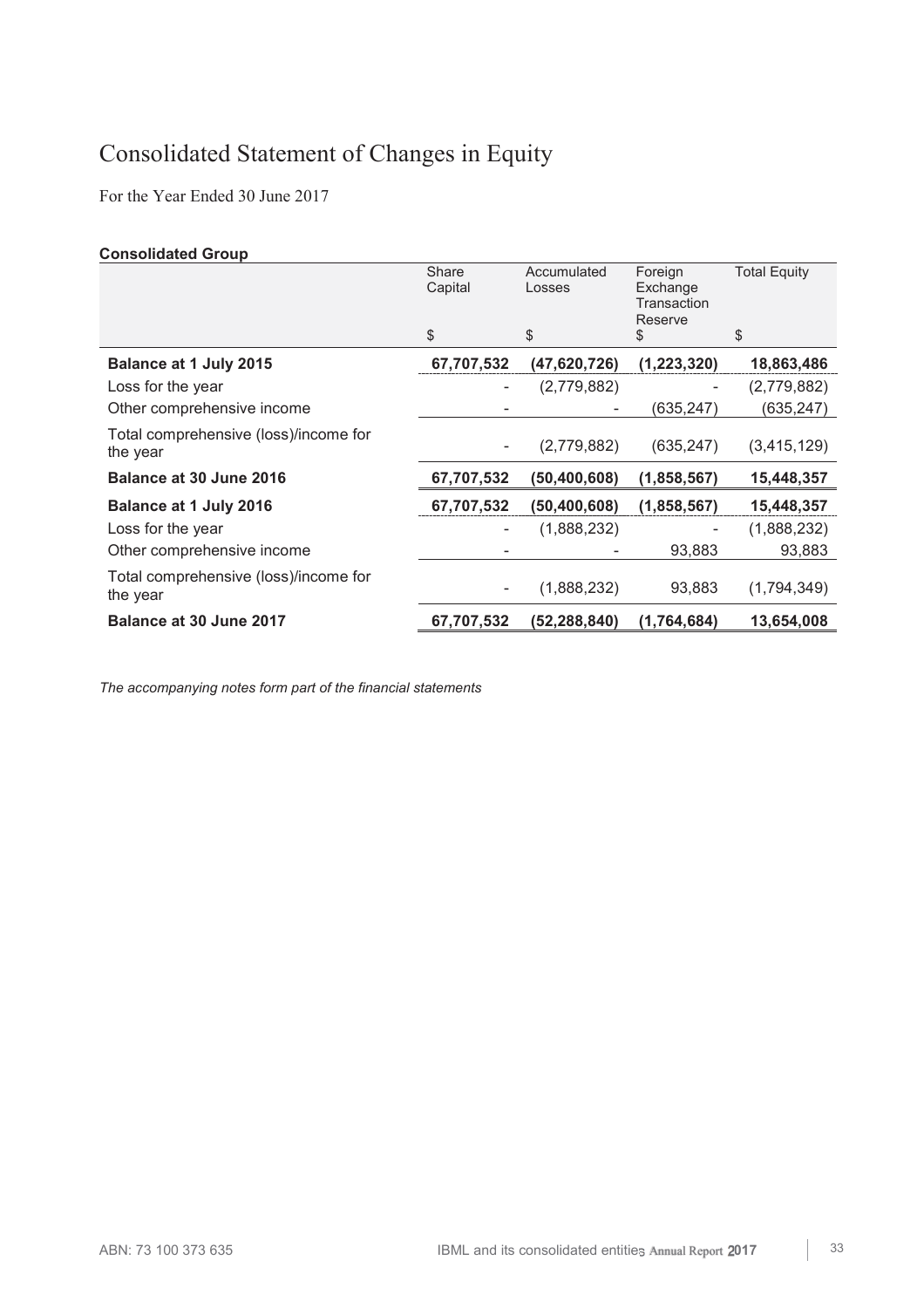# Consolidated Statement of Changes in Equity

For the Year Ended 30 June 2017

**Consolidated Group**

| | Share Capital | Accumulated Losses | Foreign Exchange Transaction Reserve | Total Equity |
|---|---|---|---|---|
| | $ | $ | $ | $ |
| **Balance at 1 July 2015** | **67,707,532** | **(47,620,726)** | **(1,223,320)** | **18,863,486** |
| Loss for the year | - | (2,779,882) | - | (2,779,882) |
| Other comprehensive income | - | - | (635,247) | (635,247) |
| Total comprehensive (loss)/income for the year | - | (2,779,882) | (635,247) | (3,415,129) |
| **Balance at 30 June 2016** | **67,707,532** | **(50,400,608)** | **(1,858,567)** | **15,448,357** |
| **Balance at 1 July 2016** | **67,707,532** | **(50,400,608)** | **(1,858,567)** | **15,448,357** |
| Loss for the year | - | (1,888,232) | - | (1,888,232) |
| Other comprehensive income | - | - | 93,883 | 93,883 |
| Total comprehensive (loss)/income for the year | - | (1,888,232) | 93,883 | (1,794,349) |
| **Balance at 30 June 2017** | **67,707,532** | **(52,288,840)** | **(1,764,684)** | **13,654,008** |

*The accompanying notes form part of the financial statements*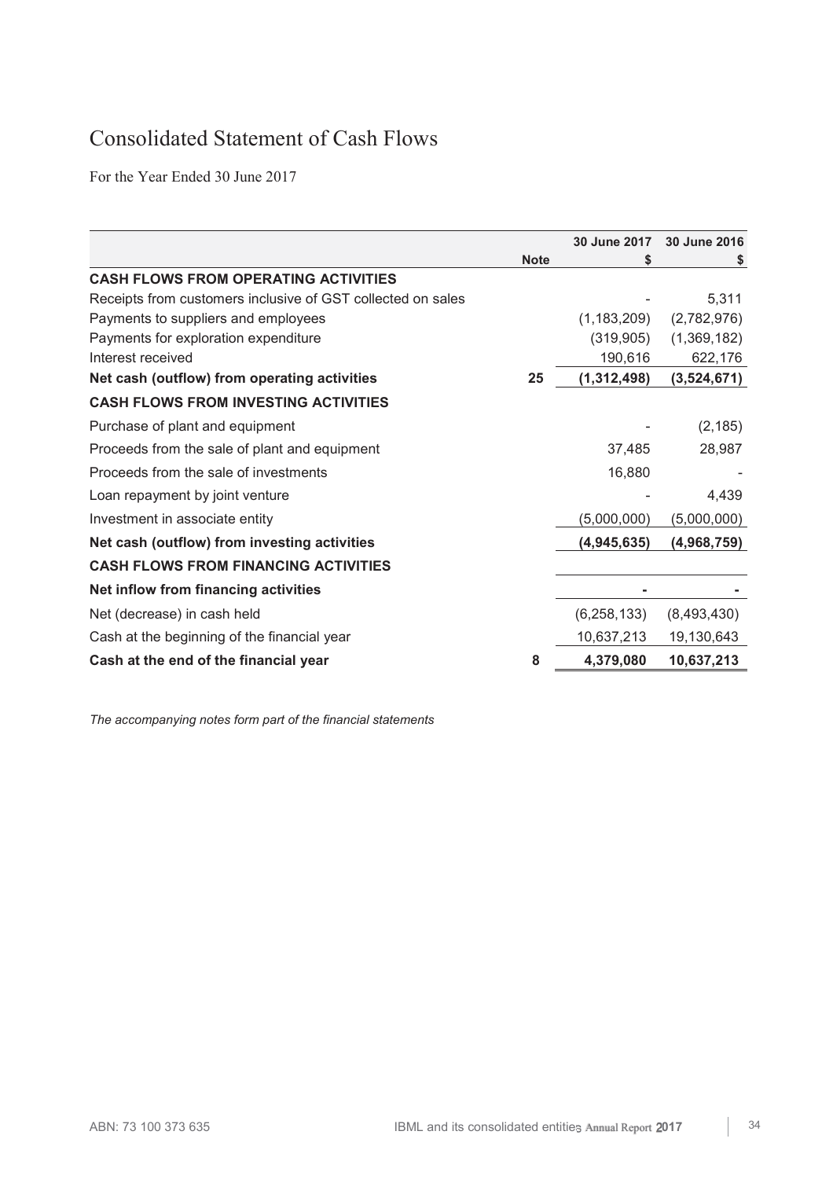# Consolidated Statement of Cash Flows

For the Year Ended 30 June 2017

| | Note | 30 June 2017 $ | 30 June 2016 $ |
|---|---|---|---|
| **CASH FLOWS FROM OPERATING ACTIVITIES** | | | |
| Receipts from customers inclusive of GST collected on sales | | - | 5,311 |
| Payments to suppliers and employees | | (1,183,209) | (2,782,976) |
| Payments for exploration expenditure | | (319,905) | (1,369,182) |
| Interest received | | 190,616 | 622,176 |
| **Net cash (outflow) from operating activities** | **25** | **(1,312,498)** | **(3,524,671)** |
| **CASH FLOWS FROM INVESTING ACTIVITIES** | | | |
| Purchase of plant and equipment | | - | (2,185) |
| Proceeds from the sale of plant and equipment | | 37,485 | 28,987 |
| Proceeds from the sale of investments | | 16,880 | - |
| Loan repayment by joint venture | | - | 4,439 |
| Investment in associate entity | | (5,000,000) | (5,000,000) |
| **Net cash (outflow) from investing activities** | | **(4,945,635)** | **(4,968,759)** |
| **CASH FLOWS FROM FINANCING ACTIVITIES** | | | |
| **Net inflow from financing activities** | | **-** | **-** |
| Net (decrease) in cash held | | (6,258,133) | (8,493,430) |
| Cash at the beginning of the financial year | | 10,637,213 | 19,130,643 |
| **Cash at the end of the financial year** | **8** | **4,379,080** | **10,637,213** |

*The accompanying notes form part of the financial statements*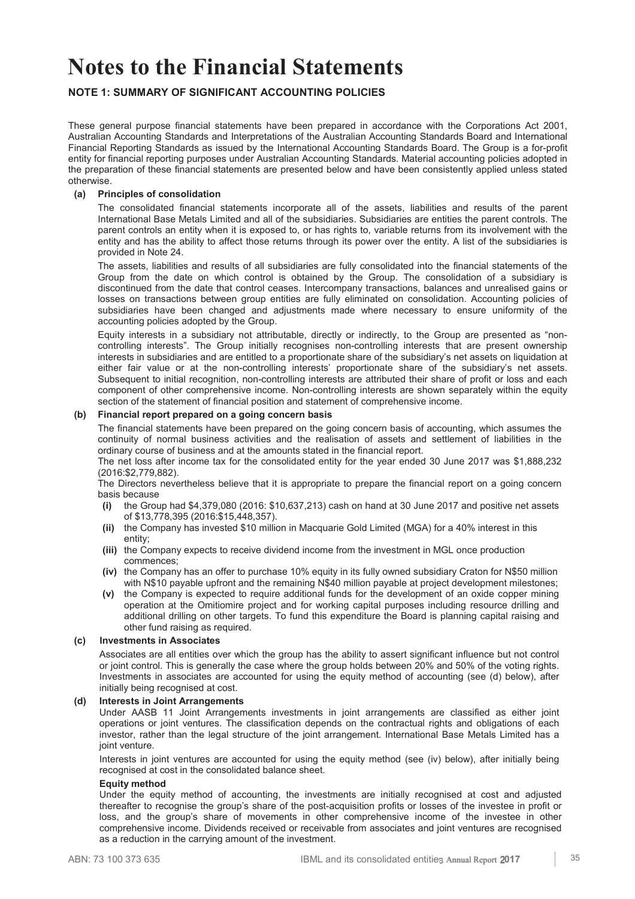# Notes to the Financial Statements

## NOTE 1: SUMMARY OF SIGNIFICANT ACCOUNTING POLICIES

These general purpose financial statements have been prepared in accordance with the Corporations Act 2001, Australian Accounting Standards and Interpretations of the Australian Accounting Standards Board and International Financial Reporting Standards as issued by the International Accounting Standards Board. The Group is a for-profit entity for financial reporting purposes under Australian Accounting Standards. Material accounting policies adopted in the preparation of these financial statements are presented below and have been consistently applied unless stated otherwise.

**(a) Principles of consolidation**

The consolidated financial statements incorporate all of the assets, liabilities and results of the parent International Base Metals Limited and all of the subsidiaries. Subsidiaries are entities the parent controls. The parent controls an entity when it is exposed to, or has rights to, variable returns from its involvement with the entity and has the ability to affect those returns through its power over the entity. A list of the subsidiaries is provided in Note 24.

The assets, liabilities and results of all subsidiaries are fully consolidated into the financial statements of the Group from the date on which control is obtained by the Group. The consolidation of a subsidiary is discontinued from the date that control ceases. Intercompany transactions, balances and unrealised gains or losses on transactions between group entities are fully eliminated on consolidation. Accounting policies of subsidiaries have been changed and adjustments made where necessary to ensure uniformity of the accounting policies adopted by the Group.

Equity interests in a subsidiary not attributable, directly or indirectly, to the Group are presented as "non-controlling interests". The Group initially recognises non-controlling interests that are present ownership interests in subsidiaries and are entitled to a proportionate share of the subsidiary's net assets on liquidation at either fair value or at the non-controlling interests' proportionate share of the subsidiary's net assets. Subsequent to initial recognition, non-controlling interests are attributed their share of profit or loss and each component of other comprehensive income. Non-controlling interests are shown separately within the equity section of the statement of financial position and statement of comprehensive income.

**(b) Financial report prepared on a going concern basis**

The financial statements have been prepared on the going concern basis of accounting, which assumes the continuity of normal business activities and the realisation of assets and settlement of liabilities in the ordinary course of business and at the amounts stated in the financial report.

The net loss after income tax for the consolidated entity for the year ended 30 June 2017 was $1,888,232 (2016:$2,779,882).

The Directors nevertheless believe that it is appropriate to prepare the financial report on a going concern basis because

- **(i)** the Group had $4,379,080 (2016: $10,637,213) cash on hand at 30 June 2017 and positive net assets of $13,778,395 (2016:$15,448,357).
- **(ii)** the Company has invested $10 million in Macquarie Gold Limited (MGA) for a 40% interest in this entity;
- **(iii)** the Company expects to receive dividend income from the investment in MGL once production commences;
- **(iv)** the Company has an offer to purchase 10% equity in its fully owned subsidiary Craton for N$50 million with N$10 payable upfront and the remaining N$40 million payable at project development milestones;
- **(v)** the Company is expected to require additional funds for the development of an oxide copper mining operation at the Omitiomire project and for working capital purposes including resource drilling and additional drilling on other targets. To fund this expenditure the Board is planning capital raising and other fund raising as required.

**(c) Investments in Associates**

Associates are all entities over which the group has the ability to assert significant influence but not control or joint control. This is generally the case where the group holds between 20% and 50% of the voting rights. Investments in associates are accounted for using the equity method of accounting (see (d) below), after initially being recognised at cost.

**(d) Interests in Joint Arrangements**

Under AASB 11 Joint Arrangements investments in joint arrangements are classified as either joint operations or joint ventures. The classification depends on the contractual rights and obligations of each investor, rather than the legal structure of the joint arrangement. International Base Metals Limited has a joint venture.

Interests in joint ventures are accounted for using the equity method (see (iv) below), after initially being recognised at cost in the consolidated balance sheet.

**Equity method**

Under the equity method of accounting, the investments are initially recognised at cost and adjusted thereafter to recognise the group's share of the post-acquisition profits or losses of the investee in profit or loss, and the group's share of movements in other comprehensive income of the investee in other comprehensive income. Dividends received or receivable from associates and joint ventures are recognised as a reduction in the carrying amount of the investment.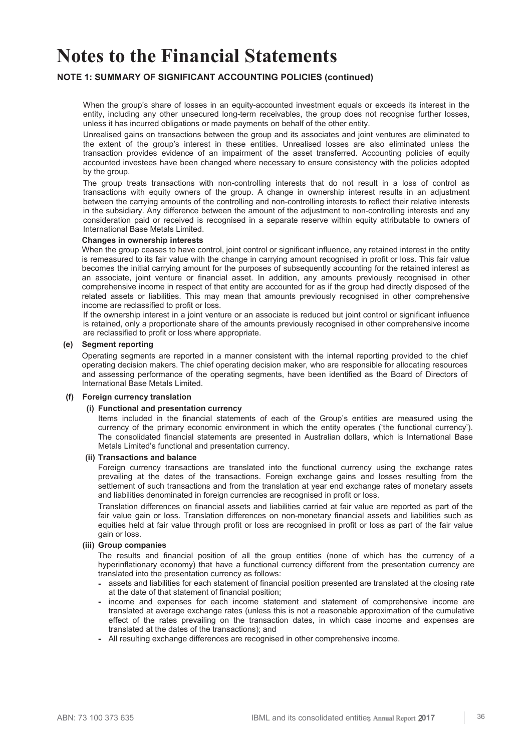# Notes to the Financial Statements

**NOTE 1: SUMMARY OF SIGNIFICANT ACCOUNTING POLICIES (continued)**

When the group's share of losses in an equity-accounted investment equals or exceeds its interest in the entity, including any other unsecured long-term receivables, the group does not recognise further losses, unless it has incurred obligations or made payments on behalf of the other entity.

Unrealised gains on transactions between the group and its associates and joint ventures are eliminated to the extent of the group's interest in these entities. Unrealised losses are also eliminated unless the transaction provides evidence of an impairment of the asset transferred. Accounting policies of equity accounted investees have been changed where necessary to ensure consistency with the policies adopted by the group.

The group treats transactions with non-controlling interests that do not result in a loss of control as transactions with equity owners of the group. A change in ownership interest results in an adjustment between the carrying amounts of the controlling and non-controlling interests to reflect their relative interests in the subsidiary. Any difference between the amount of the adjustment to non-controlling interests and any consideration paid or received is recognised in a separate reserve within equity attributable to owners of International Base Metals Limited.

**Changes in ownership interests**

When the group ceases to have control, joint control or significant influence, any retained interest in the entity is remeasured to its fair value with the change in carrying amount recognised in profit or loss. This fair value becomes the initial carrying amount for the purposes of subsequently accounting for the retained interest as an associate, joint venture or financial asset. In addition, any amounts previously recognised in other comprehensive income in respect of that entity are accounted for as if the group had directly disposed of the related assets or liabilities. This may mean that amounts previously recognised in other comprehensive income are reclassified to profit or loss.

If the ownership interest in a joint venture or an associate is reduced but joint control or significant influence is retained, only a proportionate share of the amounts previously recognised in other comprehensive income are reclassified to profit or loss where appropriate.

**(e) Segment reporting**

Operating segments are reported in a manner consistent with the internal reporting provided to the chief operating decision makers. The chief operating decision maker, who are responsible for allocating resources and assessing performance of the operating segments, have been identified as the Board of Directors of International Base Metals Limited.

**(f) Foreign currency translation**

**(i) Functional and presentation currency**

Items included in the financial statements of each of the Group's entities are measured using the currency of the primary economic environment in which the entity operates ('the functional currency'). The consolidated financial statements are presented in Australian dollars, which is International Base Metals Limited's functional and presentation currency.

**(ii) Transactions and balance**

Foreign currency transactions are translated into the functional currency using the exchange rates prevailing at the dates of the transactions. Foreign exchange gains and losses resulting from the settlement of such transactions and from the translation at year end exchange rates of monetary assets and liabilities denominated in foreign currencies are recognised in profit or loss.

Translation differences on financial assets and liabilities carried at fair value are reported as part of the fair value gain or loss. Translation differences on non-monetary financial assets and liabilities such as equities held at fair value through profit or loss are recognised in profit or loss as part of the fair value gain or loss.

**(iii) Group companies**

The results and financial position of all the group entities (none of which has the currency of a hyperinflationary economy) that have a functional currency different from the presentation currency are translated into the presentation currency as follows:

- assets and liabilities for each statement of financial position presented are translated at the closing rate at the date of that statement of financial position;
- income and expenses for each income statement and statement of comprehensive income are translated at average exchange rates (unless this is not a reasonable approximation of the cumulative effect of the rates prevailing on the transaction dates, in which case income and expenses are translated at the dates of the transactions); and
- All resulting exchange differences are recognised in other comprehensive income.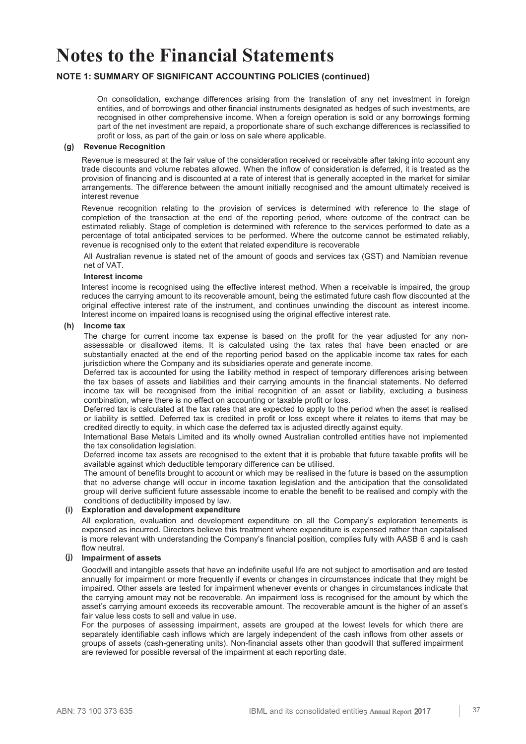# Notes to the Financial Statements

## NOTE 1: SUMMARY OF SIGNIFICANT ACCOUNTING POLICIES (continued)

On consolidation, exchange differences arising from the translation of any net investment in foreign entities, and of borrowings and other financial instruments designated as hedges of such investments, are recognised in other comprehensive income. When a foreign operation is sold or any borrowings forming part of the net investment are repaid, a proportionate share of such exchange differences is reclassified to profit or loss, as part of the gain or loss on sale where applicable.

### (g) Revenue Recognition

Revenue is measured at the fair value of the consideration received or receivable after taking into account any trade discounts and volume rebates allowed. When the inflow of consideration is deferred, it is treated as the provision of financing and is discounted at a rate of interest that is generally accepted in the market for similar arrangements. The difference between the amount initially recognised and the amount ultimately received is interest revenue

Revenue recognition relating to the provision of services is determined with reference to the stage of completion of the transaction at the end of the reporting period, where outcome of the contract can be estimated reliably. Stage of completion is determined with reference to the services performed to date as a percentage of total anticipated services to be performed. Where the outcome cannot be estimated reliably, revenue is recognised only to the extent that related expenditure is recoverable

All Australian revenue is stated net of the amount of goods and services tax (GST) and Namibian revenue net of VAT.

**Interest income**

Interest income is recognised using the effective interest method. When a receivable is impaired, the group reduces the carrying amount to its recoverable amount, being the estimated future cash flow discounted at the original effective interest rate of the instrument, and continues unwinding the discount as interest income. Interest income on impaired loans is recognised using the original effective interest rate.

### (h) Income tax

The charge for current income tax expense is based on the profit for the year adjusted for any non-assessable or disallowed items. It is calculated using the tax rates that have been enacted or are substantially enacted at the end of the reporting period based on the applicable income tax rates for each jurisdiction where the Company and its subsidiaries operate and generate income.

Deferred tax is accounted for using the liability method in respect of temporary differences arising between the tax bases of assets and liabilities and their carrying amounts in the financial statements. No deferred income tax will be recognised from the initial recognition of an asset or liability, excluding a business combination, where there is no effect on accounting or taxable profit or loss.

Deferred tax is calculated at the tax rates that are expected to apply to the period when the asset is realised or liability is settled. Deferred tax is credited in profit or loss except where it relates to items that may be credited directly to equity, in which case the deferred tax is adjusted directly against equity.

International Base Metals Limited and its wholly owned Australian controlled entities have not implemented the tax consolidation legislation.

Deferred income tax assets are recognised to the extent that it is probable that future taxable profits will be available against which deductible temporary difference can be utilised.

The amount of benefits brought to account or which may be realised in the future is based on the assumption that no adverse change will occur in income taxation legislation and the anticipation that the consolidated group will derive sufficient future assessable income to enable the benefit to be realised and comply with the conditions of deductibility imposed by law.

### (i) Exploration and development expenditure

All exploration, evaluation and development expenditure on all the Company's exploration tenements is expensed as incurred. Directors believe this treatment where expenditure is expensed rather than capitalised is more relevant with understanding the Company's financial position, complies fully with AASB 6 and is cash flow neutral.

### (j) Impairment of assets

Goodwill and intangible assets that have an indefinite useful life are not subject to amortisation and are tested annually for impairment or more frequently if events or changes in circumstances indicate that they might be impaired. Other assets are tested for impairment whenever events or changes in circumstances indicate that the carrying amount may not be recoverable. An impairment loss is recognised for the amount by which the asset's carrying amount exceeds its recoverable amount. The recoverable amount is the higher of an asset's fair value less costs to sell and value in use.

For the purposes of assessing impairment, assets are grouped at the lowest levels for which there are separately identifiable cash inflows which are largely independent of the cash inflows from other assets or groups of assets (cash-generating units). Non-financial assets other than goodwill that suffered impairment are reviewed for possible reversal of the impairment at each reporting date.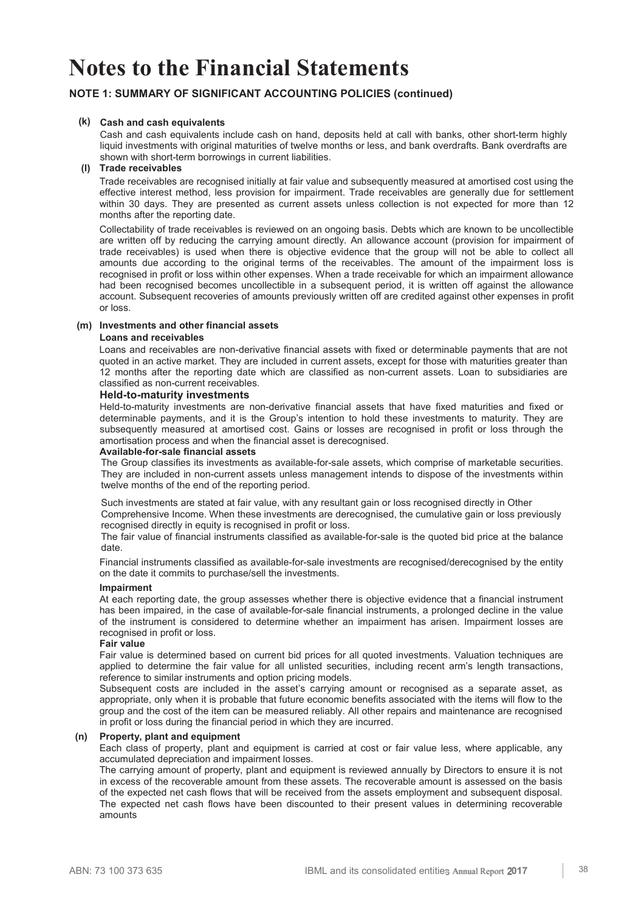# Notes to the Financial Statements

## NOTE 1: SUMMARY OF SIGNIFICANT ACCOUNTING POLICIES (continued)

### (k) Cash and cash equivalents

Cash and cash equivalents include cash on hand, deposits held at call with banks, other short-term highly liquid investments with original maturities of twelve months or less, and bank overdrafts. Bank overdrafts are shown with short-term borrowings in current liabilities.

### (l) Trade receivables

Trade receivables are recognised initially at fair value and subsequently measured at amortised cost using the effective interest method, less provision for impairment. Trade receivables are generally due for settlement within 30 days. They are presented as current assets unless collection is not expected for more than 12 months after the reporting date.

Collectability of trade receivables is reviewed on an ongoing basis. Debts which are known to be uncollectible are written off by reducing the carrying amount directly. An allowance account (provision for impairment of trade receivables) is used when there is objective evidence that the group will not be able to collect all amounts due according to the original terms of the receivables. The amount of the impairment loss is recognised in profit or loss within other expenses. When a trade receivable for which an impairment allowance had been recognised becomes uncollectible in a subsequent period, it is written off against the allowance account. Subsequent recoveries of amounts previously written off are credited against other expenses in profit or loss.

### (m) Investments and other financial assets

**Loans and receivables**

Loans and receivables are non-derivative financial assets with fixed or determinable payments that are not quoted in an active market. They are included in current assets, except for those with maturities greater than 12 months after the reporting date which are classified as non-current assets. Loan to subsidiaries are classified as non-current receivables.

**Held-to-maturity investments**

Held-to-maturity investments are non-derivative financial assets that have fixed maturities and fixed or determinable payments, and it is the Group's intention to hold these investments to maturity. They are subsequently measured at amortised cost. Gains or losses are recognised in profit or loss through the amortisation process and when the financial asset is derecognised.

**Available-for-sale financial assets**

The Group classifies its investments as available-for-sale assets, which comprise of marketable securities. They are included in non-current assets unless management intends to dispose of the investments within twelve months of the end of the reporting period.

Such investments are stated at fair value, with any resultant gain or loss recognised directly in Other Comprehensive Income. When these investments are derecognised, the cumulative gain or loss previously recognised directly in equity is recognised in profit or loss.

The fair value of financial instruments classified as available-for-sale is the quoted bid price at the balance date.

Financial instruments classified as available-for-sale investments are recognised/derecognised by the entity on the date it commits to purchase/sell the investments.

**Impairment**

At each reporting date, the group assesses whether there is objective evidence that a financial instrument has been impaired, in the case of available-for-sale financial instruments, a prolonged decline in the value of the instrument is considered to determine whether an impairment has arisen. Impairment losses are recognised in profit or loss.

**Fair value**

Fair value is determined based on current bid prices for all quoted investments. Valuation techniques are applied to determine the fair value for all unlisted securities, including recent arm's length transactions, reference to similar instruments and option pricing models.

Subsequent costs are included in the asset's carrying amount or recognised as a separate asset, as appropriate, only when it is probable that future economic benefits associated with the items will flow to the group and the cost of the item can be measured reliably. All other repairs and maintenance are recognised in profit or loss during the financial period in which they are incurred.

### (n) Property, plant and equipment

Each class of property, plant and equipment is carried at cost or fair value less, where applicable, any accumulated depreciation and impairment losses.

The carrying amount of property, plant and equipment is reviewed annually by Directors to ensure it is not in excess of the recoverable amount from these assets. The recoverable amount is assessed on the basis of the expected net cash flows that will be received from the assets employment and subsequent disposal. The expected net cash flows have been discounted to their present values in determining recoverable amounts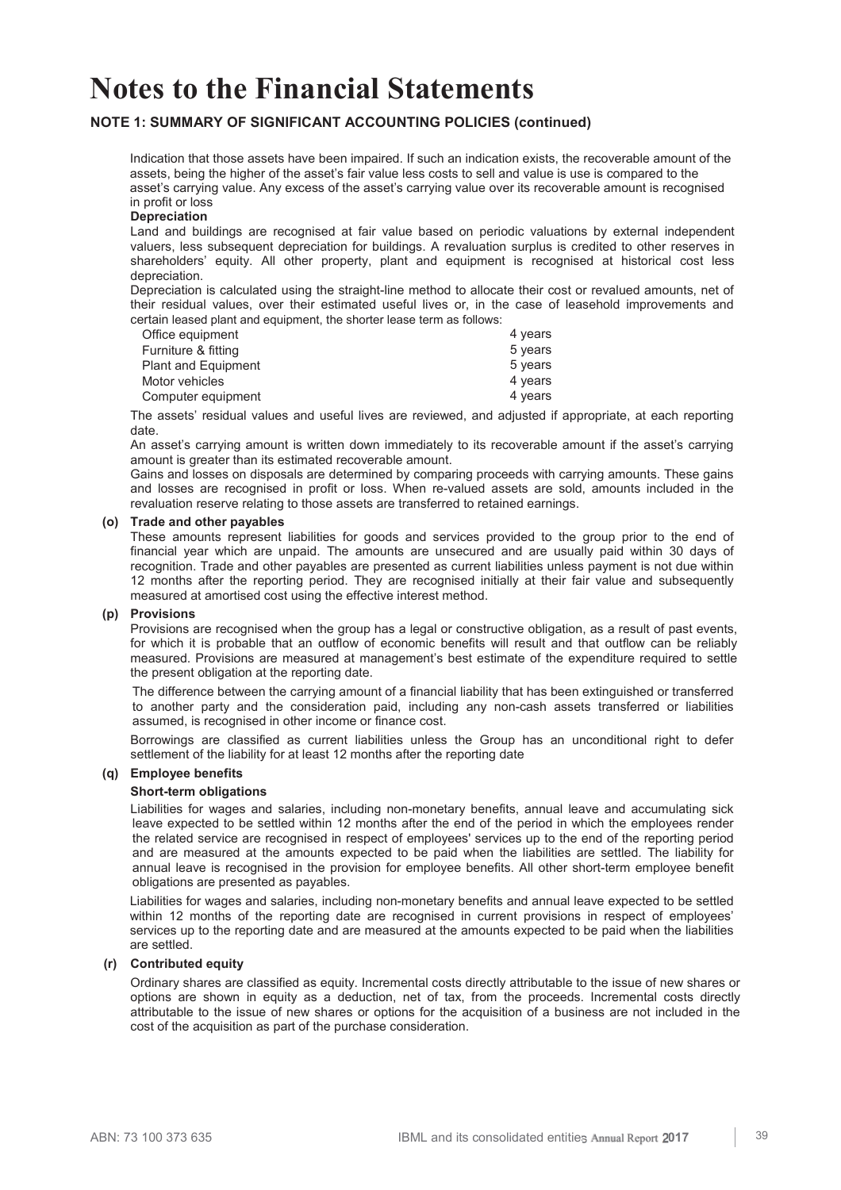# Notes to the Financial Statements

## NOTE 1: SUMMARY OF SIGNIFICANT ACCOUNTING POLICIES (continued)

Indication that those assets have been impaired. If such an indication exists, the recoverable amount of the assets, being the higher of the asset's fair value less costs to sell and value is use is compared to the asset's carrying value. Any excess of the asset's carrying value over its recoverable amount is recognised in profit or loss

**Depreciation**

Land and buildings are recognised at fair value based on periodic valuations by external independent valuers, less subsequent depreciation for buildings. A revaluation surplus is credited to other reserves in shareholders' equity. All other property, plant and equipment is recognised at historical cost less depreciation.

Depreciation is calculated using the straight-line method to allocate their cost or revalued amounts, net of their residual values, over their estimated useful lives or, in the case of leasehold improvements and certain leased plant and equipment, the shorter lease term as follows:

| | |
|---|---|
| Office equipment | 4 years |
| Furniture & fitting | 5 years |
| Plant and Equipment | 5 years |
| Motor vehicles | 4 years |
| Computer equipment | 4 years |

The assets' residual values and useful lives are reviewed, and adjusted if appropriate, at each reporting date.

An asset's carrying amount is written down immediately to its recoverable amount if the asset's carrying amount is greater than its estimated recoverable amount.

Gains and losses on disposals are determined by comparing proceeds with carrying amounts. These gains and losses are recognised in profit or loss. When re-valued assets are sold, amounts included in the revaluation reserve relating to those assets are transferred to retained earnings.

**(o) Trade and other payables**

These amounts represent liabilities for goods and services provided to the group prior to the end of financial year which are unpaid. The amounts are unsecured and are usually paid within 30 days of recognition. Trade and other payables are presented as current liabilities unless payment is not due within 12 months after the reporting period. They are recognised initially at their fair value and subsequently measured at amortised cost using the effective interest method.

**(p) Provisions**

Provisions are recognised when the group has a legal or constructive obligation, as a result of past events, for which it is probable that an outflow of economic benefits will result and that outflow can be reliably measured. Provisions are measured at management's best estimate of the expenditure required to settle the present obligation at the reporting date.

The difference between the carrying amount of a financial liability that has been extinguished or transferred to another party and the consideration paid, including any non-cash assets transferred or liabilities assumed, is recognised in other income or finance cost.

Borrowings are classified as current liabilities unless the Group has an unconditional right to defer settlement of the liability for at least 12 months after the reporting date

**(q) Employee benefits**

**Short-term obligations**

Liabilities for wages and salaries, including non-monetary benefits, annual leave and accumulating sick leave expected to be settled within 12 months after the end of the period in which the employees render the related service are recognised in respect of employees' services up to the end of the reporting period and are measured at the amounts expected to be paid when the liabilities are settled. The liability for annual leave is recognised in the provision for employee benefits. All other short-term employee benefit obligations are presented as payables.

Liabilities for wages and salaries, including non-monetary benefits and annual leave expected to be settled within 12 months of the reporting date are recognised in current provisions in respect of employees' services up to the reporting date and are measured at the amounts expected to be paid when the liabilities are settled.

**(r) Contributed equity**

Ordinary shares are classified as equity. Incremental costs directly attributable to the issue of new shares or options are shown in equity as a deduction, net of tax, from the proceeds. Incremental costs directly attributable to the issue of new shares or options for the acquisition of a business are not included in the cost of the acquisition as part of the purchase consideration.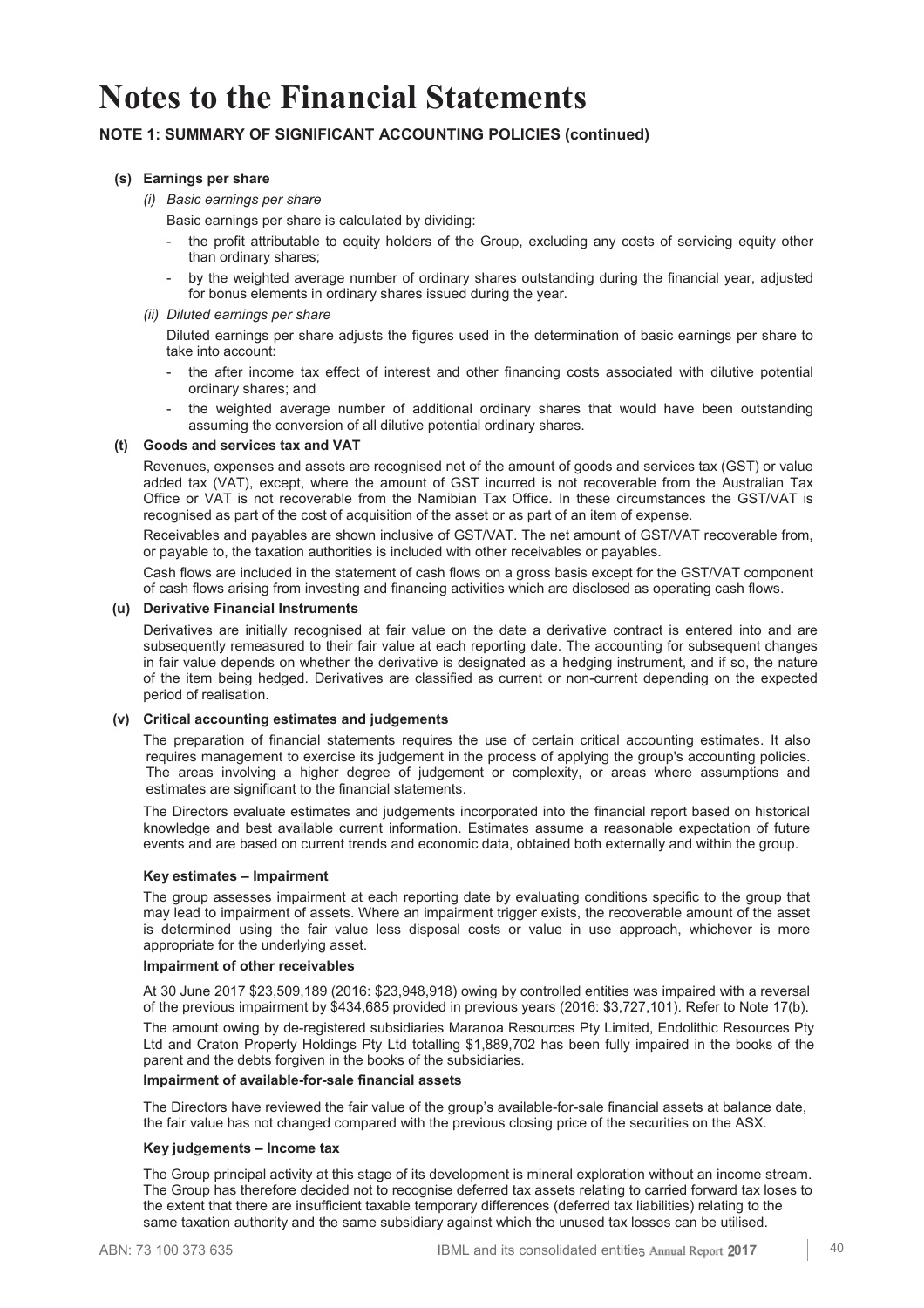# Notes to the Financial Statements

## NOTE 1: SUMMARY OF SIGNIFICANT ACCOUNTING POLICIES (continued)

### (s) Earnings per share

*(i) Basic earnings per share*

Basic earnings per share is calculated by dividing:

- the profit attributable to equity holders of the Group, excluding any costs of servicing equity other than ordinary shares;
- by the weighted average number of ordinary shares outstanding during the financial year, adjusted for bonus elements in ordinary shares issued during the year.

*(ii) Diluted earnings per share*

Diluted earnings per share adjusts the figures used in the determination of basic earnings per share to take into account:

- the after income tax effect of interest and other financing costs associated with dilutive potential ordinary shares; and
- the weighted average number of additional ordinary shares that would have been outstanding assuming the conversion of all dilutive potential ordinary shares.

### (t) Goods and services tax and VAT

Revenues, expenses and assets are recognised net of the amount of goods and services tax (GST) or value added tax (VAT), except, where the amount of GST incurred is not recoverable from the Australian Tax Office or VAT is not recoverable from the Namibian Tax Office. In these circumstances the GST/VAT is recognised as part of the cost of acquisition of the asset or as part of an item of expense.

Receivables and payables are shown inclusive of GST/VAT. The net amount of GST/VAT recoverable from, or payable to, the taxation authorities is included with other receivables or payables.

Cash flows are included in the statement of cash flows on a gross basis except for the GST/VAT component of cash flows arising from investing and financing activities which are disclosed as operating cash flows.

### (u) Derivative Financial Instruments

Derivatives are initially recognised at fair value on the date a derivative contract is entered into and are subsequently remeasured to their fair value at each reporting date. The accounting for subsequent changes in fair value depends on whether the derivative is designated as a hedging instrument, and if so, the nature of the item being hedged. Derivatives are classified as current or non-current depending on the expected period of realisation.

### (v) Critical accounting estimates and judgements

The preparation of financial statements requires the use of certain critical accounting estimates. It also requires management to exercise its judgement in the process of applying the group's accounting policies. The areas involving a higher degree of judgement or complexity, or areas where assumptions and estimates are significant to the financial statements.

The Directors evaluate estimates and judgements incorporated into the financial report based on historical knowledge and best available current information. Estimates assume a reasonable expectation of future events and are based on current trends and economic data, obtained both externally and within the group.

**Key estimates – Impairment**

The group assesses impairment at each reporting date by evaluating conditions specific to the group that may lead to impairment of assets. Where an impairment trigger exists, the recoverable amount of the asset is determined using the fair value less disposal costs or value in use approach, whichever is more appropriate for the underlying asset.

**Impairment of other receivables**

At 30 June 2017 $23,509,189 (2016: $23,948,918) owing by controlled entities was impaired with a reversal of the previous impairment by $434,685 provided in previous years (2016: $3,727,101). Refer to Note 17(b).

The amount owing by de-registered subsidiaries Maranoa Resources Pty Limited, Endolithic Resources Pty Ltd and Craton Property Holdings Pty Ltd totalling $1,889,702 has been fully impaired in the books of the parent and the debts forgiven in the books of the subsidiaries.

**Impairment of available-for-sale financial assets**

The Directors have reviewed the fair value of the group's available-for-sale financial assets at balance date, the fair value has not changed compared with the previous closing price of the securities on the ASX.

**Key judgements – Income tax**

The Group principal activity at this stage of its development is mineral exploration without an income stream. The Group has therefore decided not to recognise deferred tax assets relating to carried forward tax loses to the extent that there are insufficient taxable temporary differences (deferred tax liabilities) relating to the same taxation authority and the same subsidiary against which the unused tax losses can be utilised.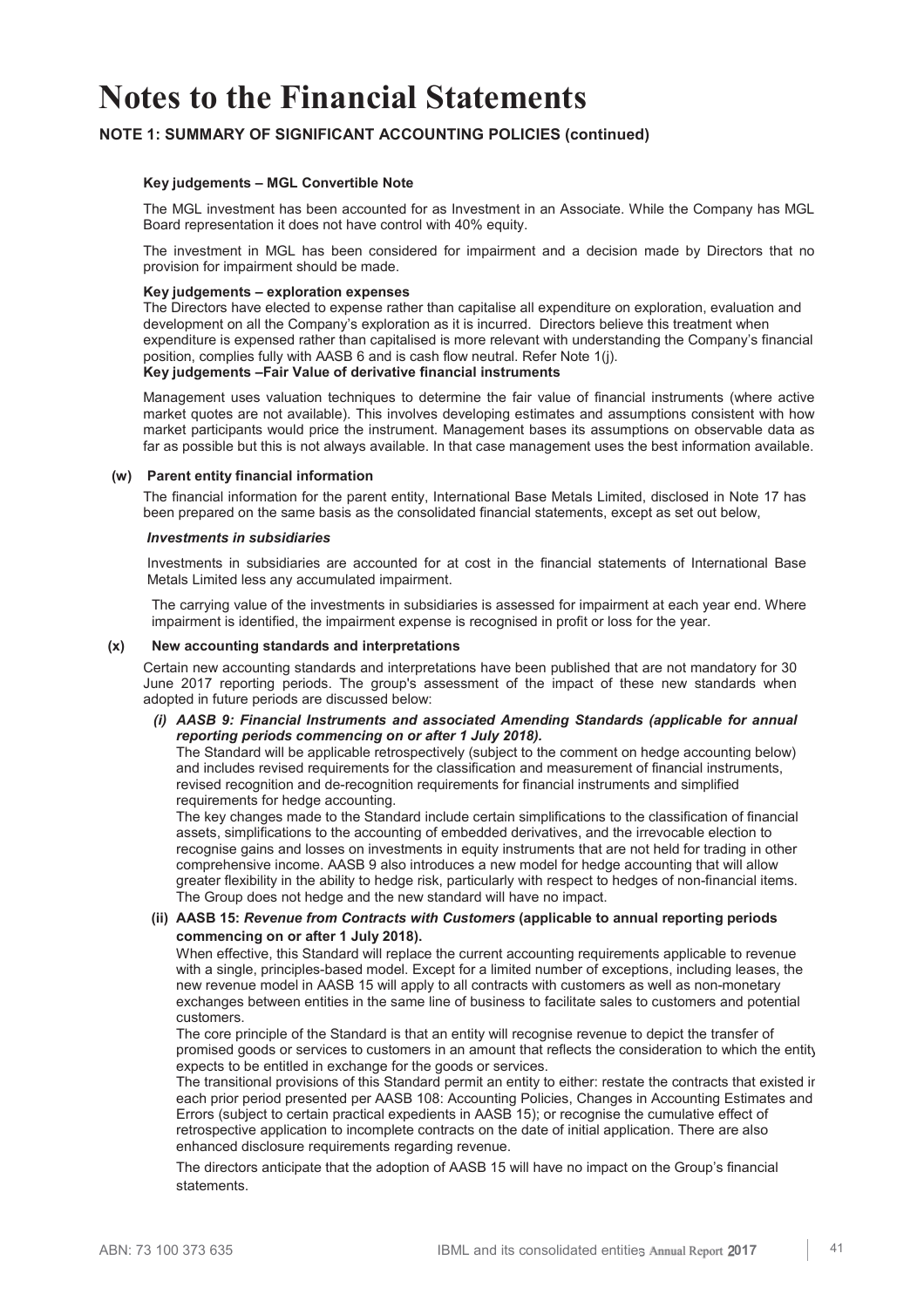# Notes to the Financial Statements

## NOTE 1: SUMMARY OF SIGNIFICANT ACCOUNTING POLICIES (continued)

**Key judgements – MGL Convertible Note**

The MGL investment has been accounted for as Investment in an Associate. While the Company has MGL Board representation it does not have control with 40% equity.

The investment in MGL has been considered for impairment and a decision made by Directors that no provision for impairment should be made.

**Key judgements – exploration expenses**

The Directors have elected to expense rather than capitalise all expenditure on exploration, evaluation and development on all the Company's exploration as it is incurred. Directors believe this treatment when expenditure is expensed rather than capitalised is more relevant with understanding the Company's financial position, complies fully with AASB 6 and is cash flow neutral. Refer Note 1(j).

**Key judgements –Fair Value of derivative financial instruments**

Management uses valuation techniques to determine the fair value of financial instruments (where active market quotes are not available). This involves developing estimates and assumptions consistent with how market participants would price the instrument. Management bases its assumptions on observable data as far as possible but this is not always available. In that case management uses the best information available.

### (w) Parent entity financial information

The financial information for the parent entity, International Base Metals Limited, disclosed in Note 17 has been prepared on the same basis as the consolidated financial statements, except as set out below,

***Investments in subsidiaries***

Investments in subsidiaries are accounted for at cost in the financial statements of International Base Metals Limited less any accumulated impairment.

The carrying value of the investments in subsidiaries is assessed for impairment at each year end. Where impairment is identified, the impairment expense is recognised in profit or loss for the year.

### (x) New accounting standards and interpretations

Certain new accounting standards and interpretations have been published that are not mandatory for 30 June 2017 reporting periods. The group's assessment of the impact of these new standards when adopted in future periods are discussed below:

***(i) AASB 9: Financial Instruments and associated Amending Standards (applicable for annual reporting periods commencing on or after 1 July 2018).***

The Standard will be applicable retrospectively (subject to the comment on hedge accounting below) and includes revised requirements for the classification and measurement of financial instruments, revised recognition and de-recognition requirements for financial instruments and simplified requirements for hedge accounting.

The key changes made to the Standard include certain simplifications to the classification of financial assets, simplifications to the accounting of embedded derivatives, and the irrevocable election to recognise gains and losses on investments in equity instruments that are not held for trading in other comprehensive income. AASB 9 also introduces a new model for hedge accounting that will allow greater flexibility in the ability to hedge risk, particularly with respect to hedges of non-financial items. The Group does not hedge and the new standard will have no impact.

**(ii) AASB 15: *Revenue from Contracts with Customers* (applicable to annual reporting periods commencing on or after 1 July 2018).**

When effective, this Standard will replace the current accounting requirements applicable to revenue with a single, principles-based model. Except for a limited number of exceptions, including leases, the new revenue model in AASB 15 will apply to all contracts with customers as well as non-monetary exchanges between entities in the same line of business to facilitate sales to customers and potential customers.

The core principle of the Standard is that an entity will recognise revenue to depict the transfer of promised goods or services to customers in an amount that reflects the consideration to which the entity expects to be entitled in exchange for the goods or services.

The transitional provisions of this Standard permit an entity to either: restate the contracts that existed in each prior period presented per AASB 108: Accounting Policies, Changes in Accounting Estimates and Errors (subject to certain practical expedients in AASB 15); or recognise the cumulative effect of retrospective application to incomplete contracts on the date of initial application. There are also enhanced disclosure requirements regarding revenue.

The directors anticipate that the adoption of AASB 15 will have no impact on the Group's financial statements.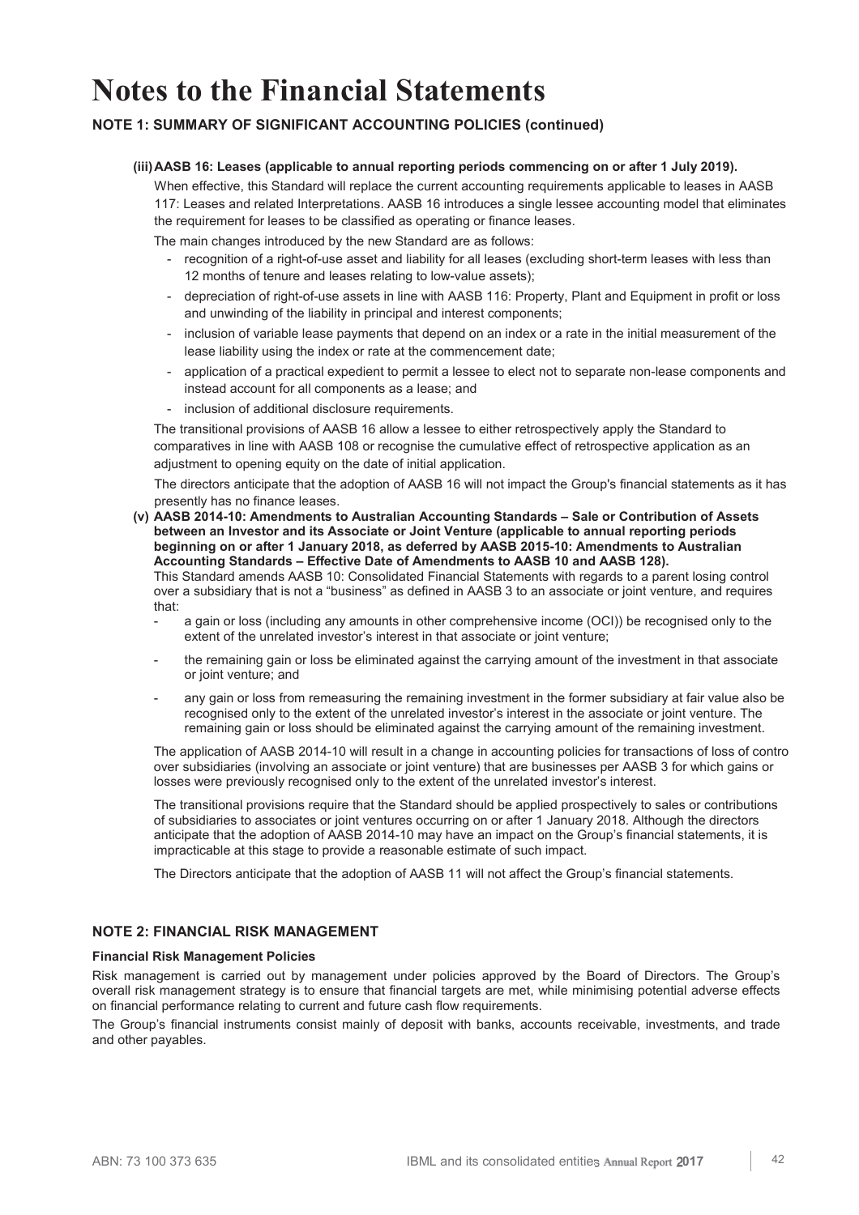# Notes to the Financial Statements

## NOTE 1: SUMMARY OF SIGNIFICANT ACCOUNTING POLICIES (continued)

**(iii) AASB 16: Leases (applicable to annual reporting periods commencing on or after 1 July 2019).**

When effective, this Standard will replace the current accounting requirements applicable to leases in AASB 117: Leases and related Interpretations. AASB 16 introduces a single lessee accounting model that eliminates the requirement for leases to be classified as operating or finance leases.

The main changes introduced by the new Standard are as follows:

- recognition of a right-of-use asset and liability for all leases (excluding short-term leases with less than 12 months of tenure and leases relating to low-value assets);
- depreciation of right-of-use assets in line with AASB 116: Property, Plant and Equipment in profit or loss and unwinding of the liability in principal and interest components;
- inclusion of variable lease payments that depend on an index or a rate in the initial measurement of the lease liability using the index or rate at the commencement date;
- application of a practical expedient to permit a lessee to elect not to separate non-lease components and instead account for all components as a lease; and
- inclusion of additional disclosure requirements.

The transitional provisions of AASB 16 allow a lessee to either retrospectively apply the Standard to comparatives in line with AASB 108 or recognise the cumulative effect of retrospective application as an adjustment to opening equity on the date of initial application.

The directors anticipate that the adoption of AASB 16 will not impact the Group's financial statements as it has presently has no finance leases.

**(v) AASB 2014-10: Amendments to Australian Accounting Standards – Sale or Contribution of Assets between an Investor and its Associate or Joint Venture (applicable to annual reporting periods beginning on or after 1 January 2018, as deferred by AASB 2015-10: Amendments to Australian Accounting Standards – Effective Date of Amendments to AASB 10 and AASB 128).**

This Standard amends AASB 10: Consolidated Financial Statements with regards to a parent losing control over a subsidiary that is not a "business" as defined in AASB 3 to an associate or joint venture, and requires that:

- a gain or loss (including any amounts in other comprehensive income (OCI)) be recognised only to the extent of the unrelated investor's interest in that associate or joint venture;
- the remaining gain or loss be eliminated against the carrying amount of the investment in that associate or joint venture; and
- any gain or loss from remeasuring the remaining investment in the former subsidiary at fair value also be recognised only to the extent of the unrelated investor's interest in the associate or joint venture. The remaining gain or loss should be eliminated against the carrying amount of the remaining investment.

The application of AASB 2014-10 will result in a change in accounting policies for transactions of loss of contro over subsidiaries (involving an associate or joint venture) that are businesses per AASB 3 for which gains or losses were previously recognised only to the extent of the unrelated investor's interest.

The transitional provisions require that the Standard should be applied prospectively to sales or contributions of subsidiaries to associates or joint ventures occurring on or after 1 January 2018. Although the directors anticipate that the adoption of AASB 2014-10 may have an impact on the Group's financial statements, it is impracticable at this stage to provide a reasonable estimate of such impact.

The Directors anticipate that the adoption of AASB 11 will not affect the Group's financial statements.

## NOTE 2: FINANCIAL RISK MANAGEMENT

### Financial Risk Management Policies

Risk management is carried out by management under policies approved by the Board of Directors. The Group's overall risk management strategy is to ensure that financial targets are met, while minimising potential adverse effects on financial performance relating to current and future cash flow requirements.

The Group's financial instruments consist mainly of deposit with banks, accounts receivable, investments, and trade and other payables.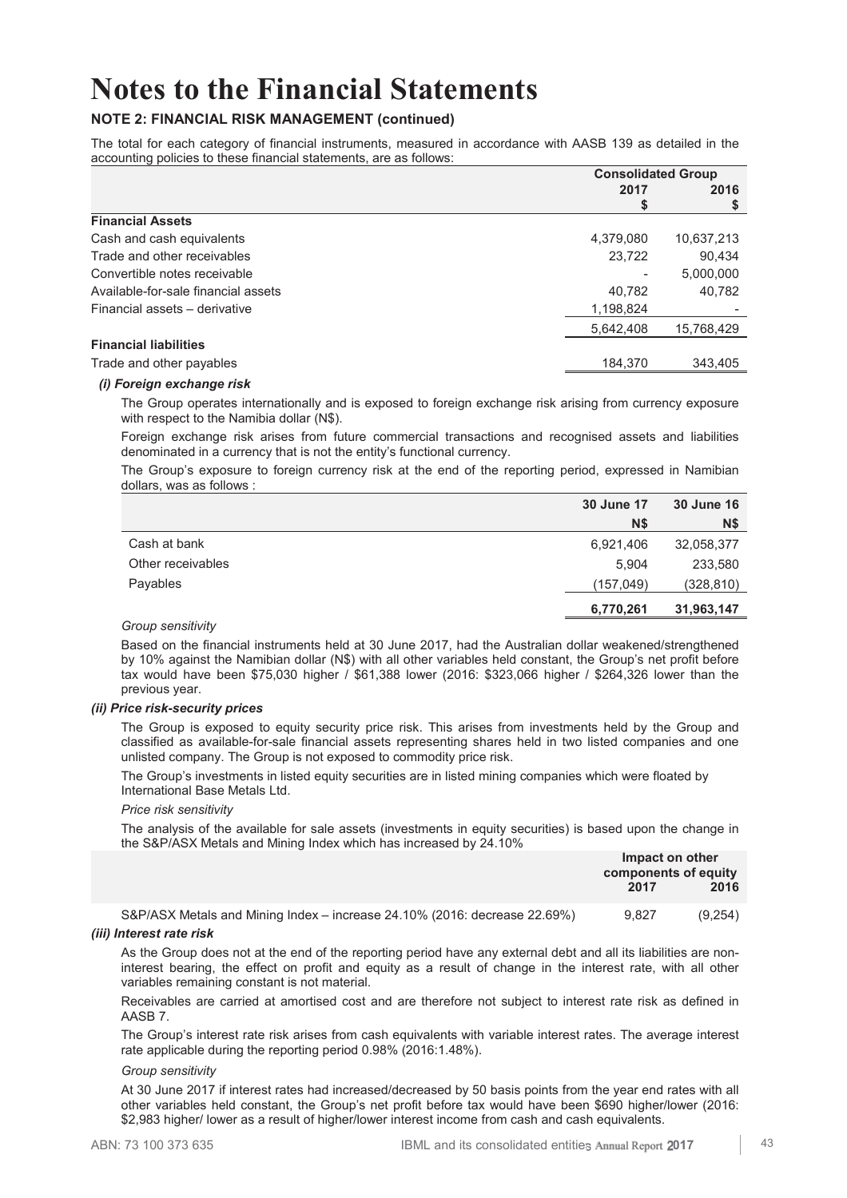# Notes to the Financial Statements

### NOTE 2: FINANCIAL RISK MANAGEMENT (continued)

The total for each category of financial instruments, measured in accordance with AASB 139 as detailed in the accounting policies to these financial statements, are as follows:

| | Consolidated Group | |
|---|---|---|
| | 2017 $ | 2016 $ |
| **Financial Assets** | | |
| Cash and cash equivalents | 4,379,080 | 10,637,213 |
| Trade and other receivables | 23,722 | 90,434 |
| Convertible notes receivable | - | 5,000,000 |
| Available-for-sale financial assets | 40,782 | 40,782 |
| Financial assets – derivative | 1,198,824 | - |
| | 5,642,408 | 15,768,429 |
| **Financial liabilities** | | |
| Trade and other payables | 184,370 | 343,405 |

***(i) Foreign exchange risk***

The Group operates internationally and is exposed to foreign exchange risk arising from currency exposure with respect to the Namibia dollar (N$).

Foreign exchange risk arises from future commercial transactions and recognised assets and liabilities denominated in a currency that is not the entity's functional currency.

The Group's exposure to foreign currency risk at the end of the reporting period, expressed in Namibian dollars, was as follows :

| | 30 June 17 N$ | 30 June 16 N$ |
|---|---|---|
| Cash at bank | 6,921,406 | 32,058,377 |
| Other receivables | 5,904 | 233,580 |
| Payables | (157,049) | (328,810) |
| | **6,770,261** | **31,963,147** |

*Group sensitivity*

Based on the financial instruments held at 30 June 2017, had the Australian dollar weakened/strengthened by 10% against the Namibian dollar (N$) with all other variables held constant, the Group's net profit before tax would have been $75,030 higher / $61,388 lower (2016: $323,066 higher / $264,326 lower than the previous year.

***(ii) Price risk-security prices***

The Group is exposed to equity security price risk. This arises from investments held by the Group and classified as available-for-sale financial assets representing shares held in two listed companies and one unlisted company. The Group is not exposed to commodity price risk.

The Group's investments in listed equity securities are in listed mining companies which were floated by International Base Metals Ltd.

*Price risk sensitivity*

The analysis of the available for sale assets (investments in equity securities) is based upon the change in the S&P/ASX Metals and Mining Index which has increased by 24.10%

| | Impact on other components of equity | |
|---|---|---|
| | 2017 | 2016 |
| S&P/ASX Metals and Mining Index – increase 24.10% (2016: decrease 22.69%) | 9,827 | (9,254) |

***(iii) Interest rate risk***

As the Group does not at the end of the reporting period have any external debt and all its liabilities are non-interest bearing, the effect on profit and equity as a result of change in the interest rate, with all other variables remaining constant is not material.

Receivables are carried at amortised cost and are therefore not subject to interest rate risk as defined in AASB 7.

The Group's interest rate risk arises from cash equivalents with variable interest rates. The average interest rate applicable during the reporting period 0.98% (2016:1.48%).

*Group sensitivity*

At 30 June 2017 if interest rates had increased/decreased by 50 basis points from the year end rates with all other variables held constant, the Group's net profit before tax would have been $690 higher/lower (2016: $2,983 higher/ lower as a result of higher/lower interest income from cash and cash equivalents.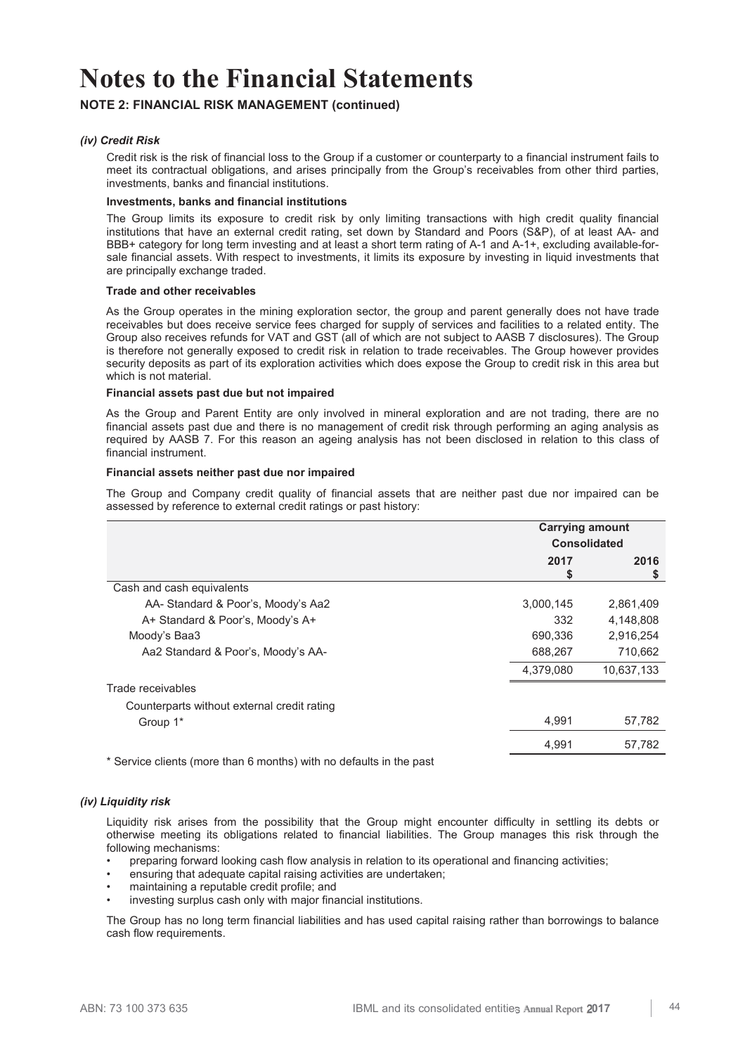# Notes to the Financial Statements

## NOTE 2: FINANCIAL RISK MANAGEMENT (continued)

### *(iv) Credit Risk*

Credit risk is the risk of financial loss to the Group if a customer or counterparty to a financial instrument fails to meet its contractual obligations, and arises principally from the Group's receivables from other third parties, investments, banks and financial institutions.

**Investments, banks and financial institutions**

The Group limits its exposure to credit risk by only limiting transactions with high credit quality financial institutions that have an external credit rating, set down by Standard and Poors (S&P), of at least AA- and BBB+ category for long term investing and at least a short term rating of A-1 and A-1+, excluding available-for-sale financial assets. With respect to investments, it limits its exposure by investing in liquid investments that are principally exchange traded.

**Trade and other receivables**

As the Group operates in the mining exploration sector, the group and parent generally does not have trade receivables but does receive service fees charged for supply of services and facilities to a related entity. The Group also receives refunds for VAT and GST (all of which are not subject to AASB 7 disclosures). The Group is therefore not generally exposed to credit risk in relation to trade receivables. The Group however provides security deposits as part of its exploration activities which does expose the Group to credit risk in this area but which is not material.

**Financial assets past due but not impaired**

As the Group and Parent Entity are only involved in mineral exploration and are not trading, there are no financial assets past due and there is no management of credit risk through performing an aging analysis as required by AASB 7. For this reason an ageing analysis has not been disclosed in relation to this class of financial instrument.

**Financial assets neither past due nor impaired**

The Group and Company credit quality of financial assets that are neither past due nor impaired can be assessed by reference to external credit ratings or past history:

| | Carrying amount Consolidated | |
|---|---|---|
| | 2017 $ | 2016 $ |
| Cash and cash equivalents | | |
| AA- Standard & Poor's, Moody's Aa2 | 3,000,145 | 2,861,409 |
| A+ Standard & Poor's, Moody's A+ | 332 | 4,148,808 |
| Moody's Baa3 | 690,336 | 2,916,254 |
| Aa2 Standard & Poor's, Moody's AA- | 688,267 | 710,662 |
| | 4,379,080 | 10,637,133 |
| Trade receivables | | |
| Counterparts without external credit rating | | |
| Group 1* | 4,991 | 57,782 |
| | 4,991 | 57,782 |

\* Service clients (more than 6 months) with no defaults in the past

### *(iv) Liquidity risk*

Liquidity risk arises from the possibility that the Group might encounter difficulty in settling its debts or otherwise meeting its obligations related to financial liabilities. The Group manages this risk through the following mechanisms:

- preparing forward looking cash flow analysis in relation to its operational and financing activities;
- ensuring that adequate capital raising activities are undertaken;
- maintaining a reputable credit profile; and
- investing surplus cash only with major financial institutions.

The Group has no long term financial liabilities and has used capital raising rather than borrowings to balance cash flow requirements.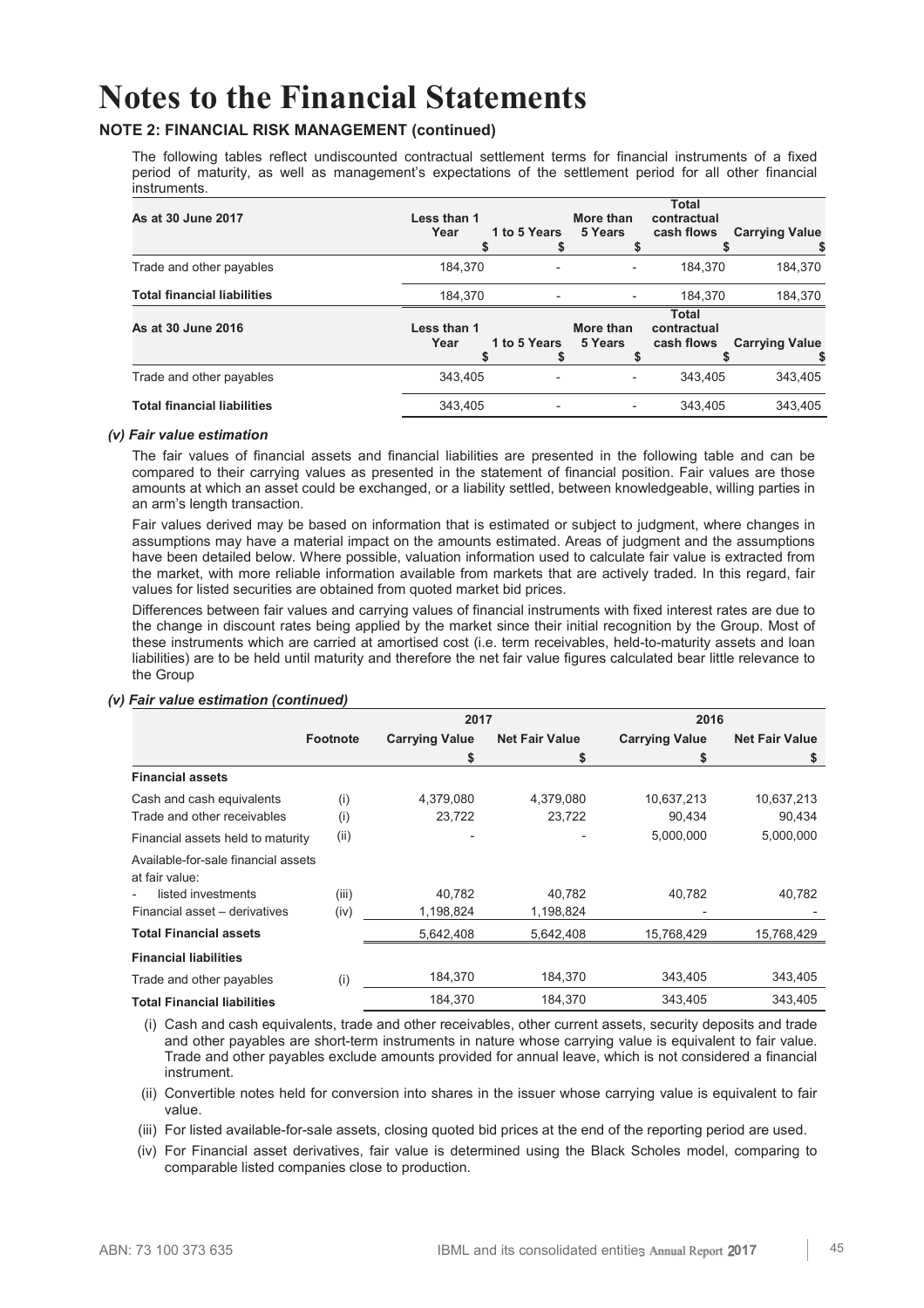# Notes to the Financial Statements

## NOTE 2: FINANCIAL RISK MANAGEMENT (continued)

The following tables reflect undiscounted contractual settlement terms for financial instruments of a fixed period of maturity, as well as management's expectations of the settlement period for all other financial instruments.

| As at 30 June 2017 | Less than 1 Year<br>$ | 1 to 5 Years<br>$ | More than 5 Years<br>$ | Total contractual cash flows<br>$ | Carrying Value<br>$ |
|---|---|---|---|---|---|
| Trade and other payables | 184,370 | - | - | 184,370 | 184,370 |
| **Total financial liabilities** | 184,370 | - | - | 184,370 | 184,370 |

| As at 30 June 2016 | Less than 1 Year<br>$ | 1 to 5 Years<br>$ | More than 5 Years<br>$ | Total contractual cash flows<br>$ | Carrying Value<br>$ |
|---|---|---|---|---|---|
| Trade and other payables | 343,405 | - | - | 343,405 | 343,405 |
| **Total financial liabilities** | 343,405 | - | - | 343,405 | 343,405 |

### *(v) Fair value estimation*

The fair values of financial assets and financial liabilities are presented in the following table and can be compared to their carrying values as presented in the statement of financial position. Fair values are those amounts at which an asset could be exchanged, or a liability settled, between knowledgeable, willing parties in an arm's length transaction.

Fair values derived may be based on information that is estimated or subject to judgment, where changes in assumptions may have a material impact on the amounts estimated. Areas of judgment and the assumptions have been detailed below. Where possible, valuation information used to calculate fair value is extracted from the market, with more reliable information available from markets that are actively traded. In this regard, fair values for listed securities are obtained from quoted market bid prices.

Differences between fair values and carrying values of financial instruments with fixed interest rates are due to the change in discount rates being applied by the market since their initial recognition by the Group. Most of these instruments which are carried at amortised cost (i.e. term receivables, held-to-maturity assets and loan liabilities) are to be held until maturity and therefore the net fair value figures calculated bear little relevance to the Group

### *(v) Fair value estimation (continued)*

| | Footnote | 2017 | | 2016 | |
|---|---|---|---|---|---|
| | | Carrying Value<br>$ | Net Fair Value<br>$ | Carrying Value<br>$ | Net Fair Value<br>$ |
| **Financial assets** | | | | | |
| Cash and cash equivalents | (i) | 4,379,080 | 4,379,080 | 10,637,213 | 10,637,213 |
| Trade and other receivables | (i) | 23,722 | 23,722 | 90,434 | 90,434 |
| Financial assets held to maturity | (ii) | - | - | 5,000,000 | 5,000,000 |
| Available-for-sale financial assets at fair value: | | | | | |
| - listed investments | (iii) | 40,782 | 40,782 | 40,782 | 40,782 |
| Financial asset – derivatives | (iv) | 1,198,824 | 1,198,824 | - | - |
| **Total Financial assets** | | 5,642,408 | 5,642,408 | 15,768,429 | 15,768,429 |
| **Financial liabilities** | | | | | |
| Trade and other payables | (i) | 184,370 | 184,370 | 343,405 | 343,405 |
| **Total Financial liabilities** | | 184,370 | 184,370 | 343,405 | 343,405 |

(i) Cash and cash equivalents, trade and other receivables, other current assets, security deposits and trade and other payables are short-term instruments in nature whose carrying value is equivalent to fair value. Trade and other payables exclude amounts provided for annual leave, which is not considered a financial instrument.

(ii) Convertible notes held for conversion into shares in the issuer whose carrying value is equivalent to fair value.

(iii) For listed available-for-sale assets, closing quoted bid prices at the end of the reporting period are used.

(iv) For Financial asset derivatives, fair value is determined using the Black Scholes model, comparing to comparable listed companies close to production.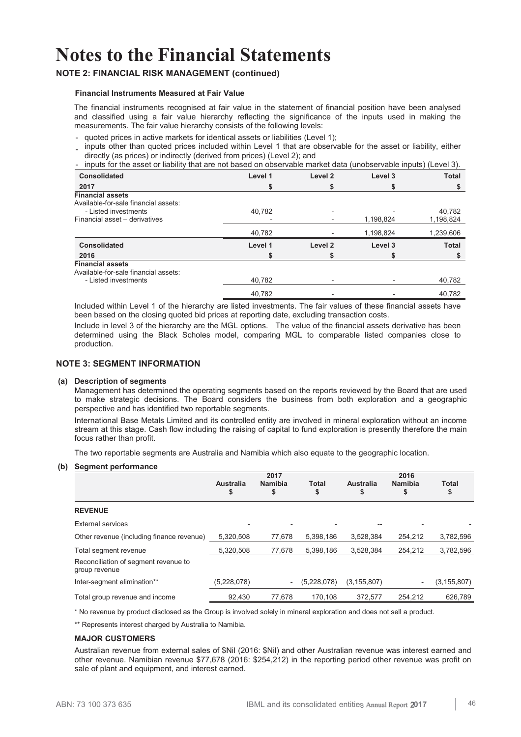# Notes to the Financial Statements

## NOTE 2: FINANCIAL RISK MANAGEMENT (continued)

### Financial Instruments Measured at Fair Value

The financial instruments recognised at fair value in the statement of financial position have been analysed and classified using a fair value hierarchy reflecting the significance of the inputs used in making the measurements. The fair value hierarchy consists of the following levels:

- quoted prices in active markets for identical assets or liabilities (Level 1);
- inputs other than quoted prices included within Level 1 that are observable for the asset or liability, either directly (as prices) or indirectly (derived from prices) (Level 2); and
- inputs for the asset or liability that are not based on observable market data (unobservable inputs) (Level 3).

| Consolidated | Level 1 | Level 2 | Level 3 | Total |
|---|---|---|---|---|
| **2017** | **$** | **$** | **$** | **$** |
| **Financial assets** | | | | |
| Available-for-sale financial assets: | | | | |
| - Listed investments | 40,782 | - | - | 40,782 |
| Financial asset – derivatives | - | - | 1,198,824 | 1,198,824 |
| | 40,782 | - | 1,198,824 | 1,239,606 |

| Consolidated | Level 1 | Level 2 | Level 3 | Total |
|---|---|---|---|---|
| **2016** | **$** | **$** | **$** | **$** |
| **Financial assets** | | | | |
| Available-for-sale financial assets: | | | | |
| - Listed investments | 40,782 | - | - | 40,782 |
| | 40,782 | - | - | 40,782 |

Included within Level 1 of the hierarchy are listed investments. The fair values of these financial assets have been based on the closing quoted bid prices at reporting date, excluding transaction costs.

Include in level 3 of the hierarchy are the MGL options. The value of the financial assets derivative has been determined using the Black Scholes model, comparing MGL to comparable listed companies close to production.

## NOTE 3: SEGMENT INFORMATION

### (a) Description of segments

Management has determined the operating segments based on the reports reviewed by the Board that are used to make strategic decisions. The Board considers the business from both exploration and a geographic perspective and has identified two reportable segments.

International Base Metals Limited and its controlled entity are involved in mineral exploration without an income stream at this stage. Cash flow including the raising of capital to fund exploration is presently therefore the main focus rather than profit.

The two reportable segments are Australia and Namibia which also equate to the geographic location.

### (b) Segment performance

| | 2017 | | | 2016 | | |
|---|---|---|---|---|---|---|
| | **Australia $** | **Namibia $** | **Total $** | **Australia $** | **Namibia $** | **Total $** |
| **REVENUE** | | | | | | |
| External services | - | - | - | -- | - | - |
| Other revenue (including finance revenue) | 5,320,508 | 77,678 | 5,398,186 | 3,528,384 | 254,212 | 3,782,596 |
| Total segment revenue | 5,320,508 | 77,678 | 5,398,186 | 3,528,384 | 254,212 | 3,782,596 |
| Reconciliation of segment revenue to group revenue | | | | | | |
| Inter-segment elimination** | (5,228,078) | - | (5,228,078) | (3,155,807) | - | (3,155,807) |
| Total group revenue and income | 92,430 | 77,678 | 170,108 | 372,577 | 254,212 | 626,789 |

* No revenue by product disclosed as the Group is involved solely in mineral exploration and does not sell a product.

** Represents interest charged by Australia to Namibia.

#### MAJOR CUSTOMERS

Australian revenue from external sales of $Nil (2016: $Nil) and other Australian revenue was interest earned and other revenue. Namibian revenue $77,678 (2016: $254,212) in the reporting period other revenue was profit on sale of plant and equipment, and interest earned.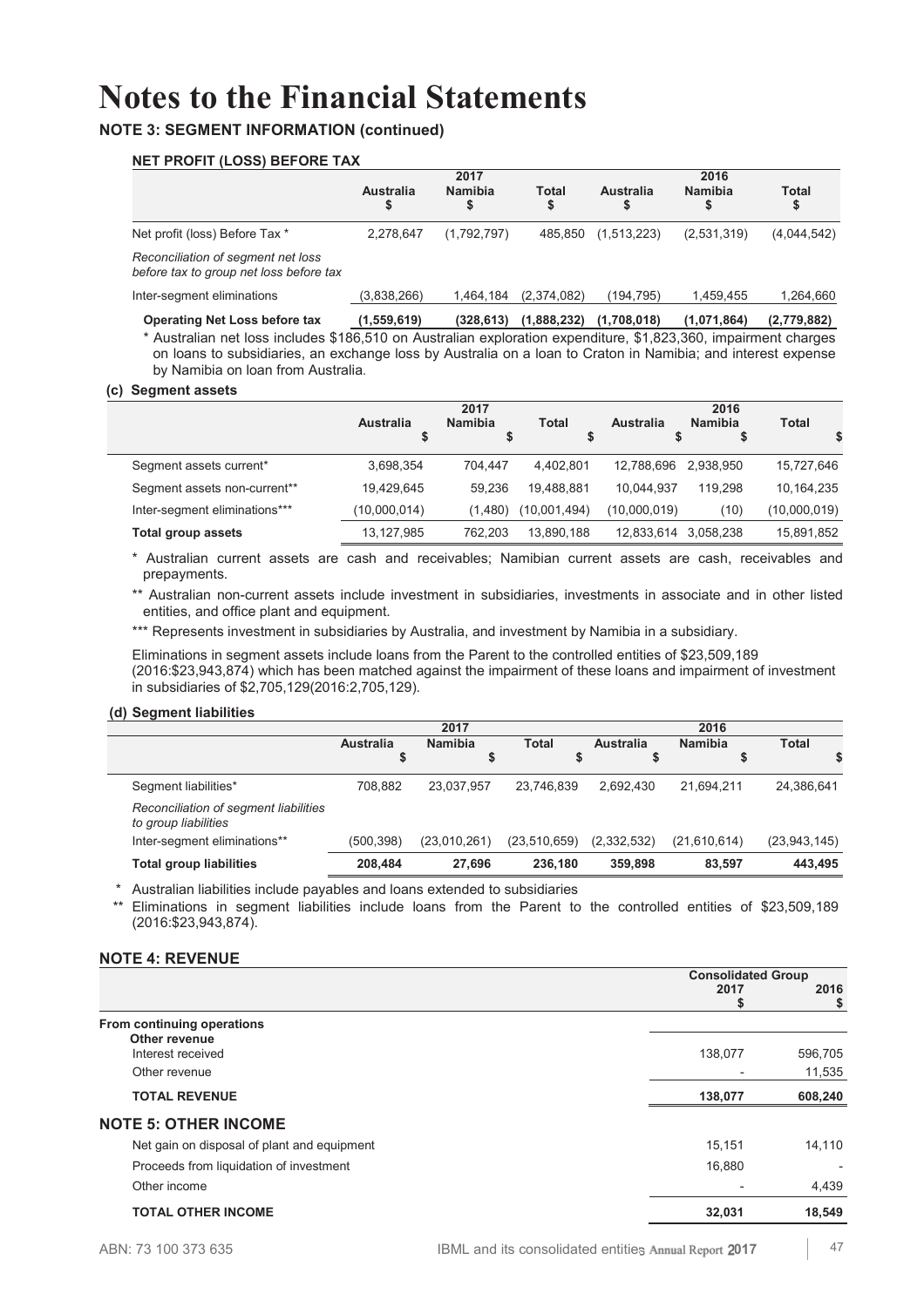# Notes to the Financial Statements

## NOTE 3: SEGMENT INFORMATION (continued)

### NET PROFIT (LOSS) BEFORE TAX

| | 2017 | | | 2016 | | |
|---|---|---|---|---|---|---|
| | Australia $ | Namibia $ | Total $ | Australia $ | Namibia $ | Total $ |
| Net profit (loss) Before Tax * | 2,278,647 | (1,792,797) | 485,850 | (1,513,223) | (2,531,319) | (4,044,542) |
| *Reconciliation of segment net loss before tax to group net loss before tax* | | | | | | |
| Inter-segment eliminations | (3,838,266) | 1,464,184 | (2,374,082) | (194,795) | 1,459,455 | 1,264,660 |
| **Operating Net Loss before tax** | **(1,559,619)** | **(328,613)** | **(1,888,232)** | **(1,708,018)** | **(1,071,864)** | **(2,779,882)** |

\* Australian net loss includes $186,510 on Australian exploration expenditure, $1,823,360, impairment charges on loans to subsidiaries, an exchange loss by Australia on a loan to Craton in Namibia; and interest expense by Namibia on loan from Australia.

### (c) Segment assets

| | 2017 | | | 2016 | | |
|---|---|---|---|---|---|---|
| | Australia $ | Namibia $ | Total $ | Australia $ | Namibia $ | Total $ |
| Segment assets current* | 3,698,354 | 704,447 | 4,402,801 | 12,788,696 | 2,938,950 | 15,727,646 |
| Segment assets non-current** | 19,429,645 | 59,236 | 19,488,881 | 10,044,937 | 119,298 | 10,164,235 |
| Inter-segment eliminations*** | (10,000,014) | (1,480) | (10,001,494) | (10,000,019) | (10) | (10,000,019) |
| **Total group assets** | 13,127,985 | 762,203 | 13,890,188 | 12,833,614 | 3,058,238 | 15,891,852 |

\* Australian current assets are cash and receivables; Namibian current assets are cash, receivables and prepayments.

\*\* Australian non-current assets include investment in subsidiaries, investments in associate and in other listed entities, and office plant and equipment.

\*\*\* Represents investment in subsidiaries by Australia, and investment by Namibia in a subsidiary.

Eliminations in segment assets include loans from the Parent to the controlled entities of $23,509,189 (2016:$23,943,874) which has been matched against the impairment of these loans and impairment of investment in subsidiaries of $2,705,129(2016:2,705,129).

### (d) Segment liabilities

| | 2017 | | | 2016 | | |
|---|---|---|---|---|---|---|
| | Australia $ | Namibia $ | Total $ | Australia $ | Namibia $ | Total $ |
| Segment liabilities* | 708,882 | 23,037,957 | 23,746,839 | 2,692,430 | 21,694,211 | 24,386,641 |
| *Reconciliation of segment liabilities to group liabilities* | | | | | | |
| Inter-segment eliminations** | (500,398) | (23,010,261) | (23,510,659) | (2,332,532) | (21,610,614) | (23,943,145) |
| **Total group liabilities** | **208,484** | **27,696** | **236,180** | **359,898** | **83,597** | **443,495** |

\* Australian liabilities include payables and loans extended to subsidiaries

\*\* Eliminations in segment liabilities include loans from the Parent to the controlled entities of $23,509,189 (2016:$23,943,874).

## NOTE 4: REVENUE

| | Consolidated Group 2017 $ | 2016 $ |
|---|---|---|
| **From continuing operations** | | |
| **Other revenue** | | |
| Interest received | 138,077 | 596,705 |
| Other revenue | - | 11,535 |
| **TOTAL REVENUE** | **138,077** | **608,240** |

## NOTE 5: OTHER INCOME

| | 2017 $ | 2016 $ |
|---|---|---|
| Net gain on disposal of plant and equipment | 15,151 | 14,110 |
| Proceeds from liquidation of investment | 16,880 | - |
| Other income | - | 4,439 |
| **TOTAL OTHER INCOME** | **32,031** | **18,549** |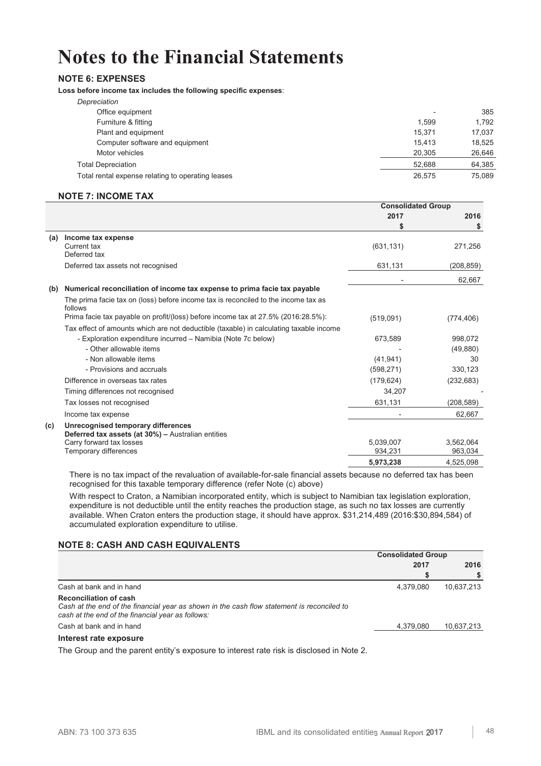# Notes to the Financial Statements

## NOTE 6: EXPENSES

**Loss before income tax includes the following specific expenses**:

| | | |
|---|---|---|
| *Depreciation* | | |
| Office equipment | - | 385 |
| Furniture & fitting | 1,599 | 1,792 |
| Plant and equipment | 15,371 | 17,037 |
| Computer software and equipment | 15,413 | 18,525 |
| Motor vehicles | 20,305 | 26,646 |
| Total Depreciation | 52,688 | 64,385 |
| Total rental expense relating to operating leases | 26,575 | 75,089 |

## NOTE 7: INCOME TAX

| | | Consolidated Group | |
|---|---|---|---|
| | | 2017 | 2016 |
| | | $ | $ |
| (a) | **Income tax expense** | | |
| | Current tax | (631,131) | 271,256 |
| | Deferred tax | | |
| | Deferred tax assets not recognised | 631,131 | (208,859) |
| | | - | 62,667 |
| (b) | **Numerical reconciliation of income tax expense to prima facie tax payable** | | |
| | The prima facie tax on (loss) before income tax is reconciled to the income tax as follows | | |
| | Prima facie tax payable on profit/(loss) before income tax at 27.5% (2016:28.5%): | (519,091) | (774,406) |
| | Tax effect of amounts which are not deductible (taxable) in calculating taxable income | | |
| | - Exploration expenditure incurred – Namibia (Note 7c below) | 673,589 | 998,072 |
| | - Other allowable items | - | (49,880) |
| | - Non allowable items | (41,941) | 30 |
| | - Provisions and accruals | (598,271) | 330,123 |
| | Difference in overseas tax rates | (179,624) | (232,683) |
| | Timing differences not recognised | 34,207 | - |
| | Tax losses not recognised | 631,131 | (208,589) |
| | Income tax expense | - | 62,667 |
| (c) | **Unrecognised temporary differences** | | |
| | **Deferred tax assets (at 30%) –** Australian entities | | |
| | Carry forward tax losses | 5,039,007 | 3,562,064 |
| | Temporary differences | 934,231 | 963,034 |
| | | **5,973,238** | 4,525,098 |

There is no tax impact of the revaluation of available-for-sale financial assets because no deferred tax has been recognised for this taxable temporary difference (refer Note (c) above)

With respect to Craton, a Namibian incorporated entity, which is subject to Namibian tax legislation exploration, expenditure is not deductible until the entity reaches the production stage, as such no tax losses are currently available. When Craton enters the production stage, it should have approx. $31,214,489 (2016:$30,894,584) of accumulated exploration expenditure to utilise.

## NOTE 8: CASH AND CASH EQUIVALENTS

| | Consolidated Group | |
|---|---|---|
| | 2017 | 2016 |
| | $ | $ |
| Cash at bank and in hand | 4,379,080 | 10,637,213 |
| **Reconciliation of cash** | | |
| *Cash at the end of the financial year as shown in the cash flow statement is reconciled to cash at the end of the financial year as follows:* | | |
| Cash at bank and in hand | 4,379,080 | 10,637,213 |

**Interest rate exposure**

The Group and the parent entity's exposure to interest rate risk is disclosed in Note 2.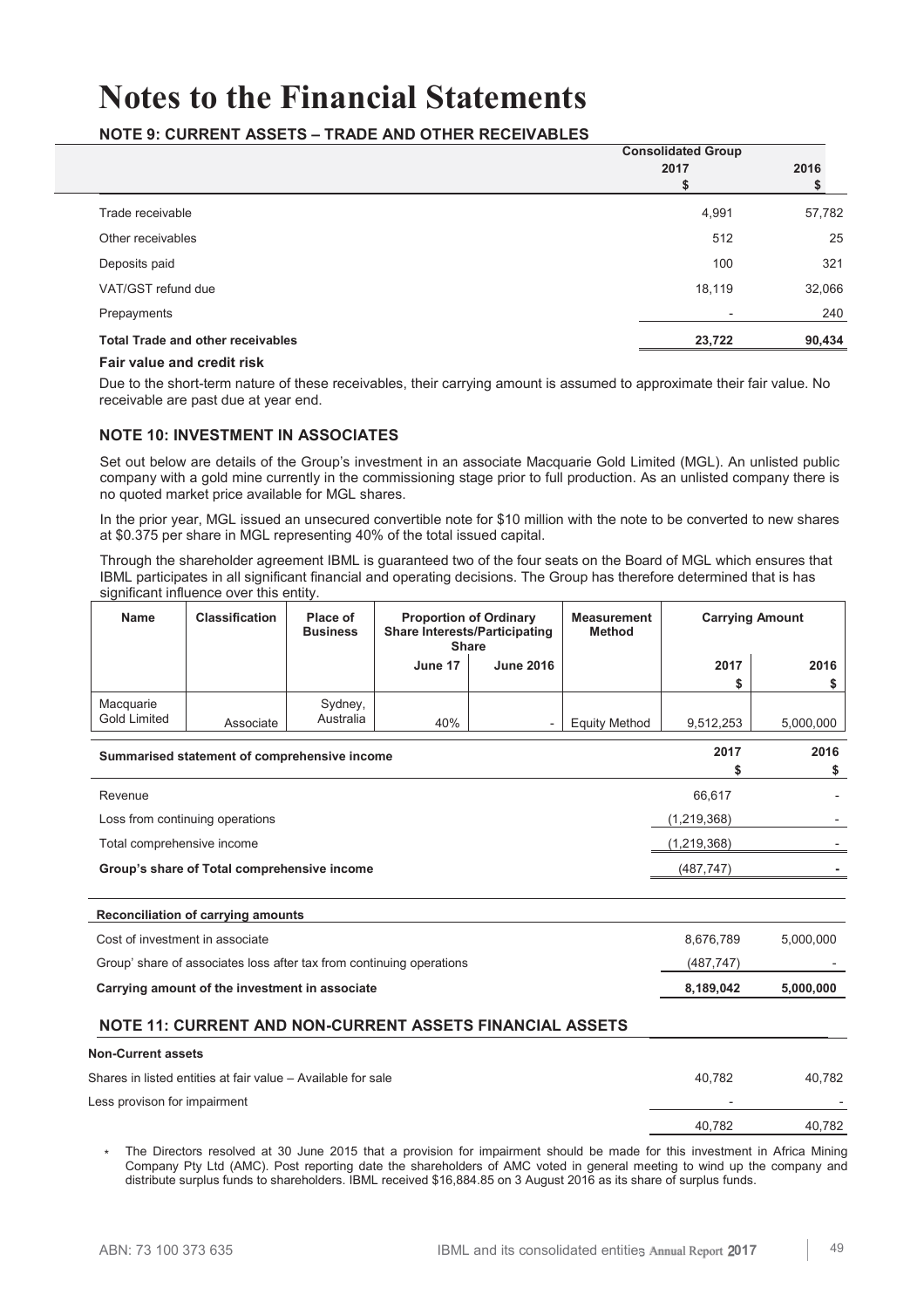# Notes to the Financial Statements

## NOTE 9: CURRENT ASSETS – TRADE AND OTHER RECEIVABLES

| | Consolidated Group 2017 $ | 2016 $ |
|---|---|---|
| Trade receivable | 4,991 | 57,782 |
| Other receivables | 512 | 25 |
| Deposits paid | 100 | 321 |
| VAT/GST refund due | 18,119 | 32,066 |
| Prepayments | - | 240 |
| **Total Trade and other receivables** | **23,722** | **90,434** |

**Fair value and credit risk**

Due to the short-term nature of these receivables, their carrying amount is assumed to approximate their fair value. No receivable are past due at year end.

## NOTE 10: INVESTMENT IN ASSOCIATES

Set out below are details of the Group's investment in an associate Macquarie Gold Limited (MGL). An unlisted public company with a gold mine currently in the commissioning stage prior to full production. As an unlisted company there is no quoted market price available for MGL shares.

In the prior year, MGL issued an unsecured convertible note for $10 million with the note to be converted to new shares at $0.375 per share in MGL representing 40% of the total issued capital.

Through the shareholder agreement IBML is guaranteed two of the four seats on the Board of MGL which ensures that IBML participates in all significant financial and operating decisions. The Group has therefore determined that is has significant influence over this entity.

| Name | Classification | Place of Business | Proportion of Ordinary Share Interests/Participating Share | | Measurement Method | Carrying Amount | |
|---|---|---|---|---|---|---|---|
| | | | June 17 | June 2016 | | 2017 $ | 2016 $ |
| Macquarie Gold Limited | Associate | Sydney, Australia | 40% | - | Equity Method | 9,512,253 | 5,000,000 |

| Summarised statement of comprehensive income | 2017 $ | 2016 $ |
|---|---|---|
| Revenue | 66,617 | - |
| Loss from continuing operations | (1,219,368) | - |
| Total comprehensive income | (1,219,368) | - |
| **Group's share of Total comprehensive income** | (487,747) | **-** |

| Reconciliation of carrying amounts | | |
|---|---|---|
| Cost of investment in associate | 8,676,789 | 5,000,000 |
| Group' share of associates loss after tax from continuing operations | (487,747) | - |
| **Carrying amount of the investment in associate** | **8,189,042** | **5,000,000** |

## NOTE 11: CURRENT AND NON-CURRENT ASSETS FINANCIAL ASSETS

| Non-Current assets | | |
|---|---|---|
| Shares in listed entities at fair value – Available for sale | 40,782 | 40,782 |
| Less provison for impairment | - | - |
| | 40,782 | 40,782 |

* The Directors resolved at 30 June 2015 that a provision for impairment should be made for this investment in Africa Mining Company Pty Ltd (AMC). Post reporting date the shareholders of AMC voted in general meeting to wind up the company and distribute surplus funds to shareholders. IBML received $16,884.85 on 3 August 2016 as its share of surplus funds.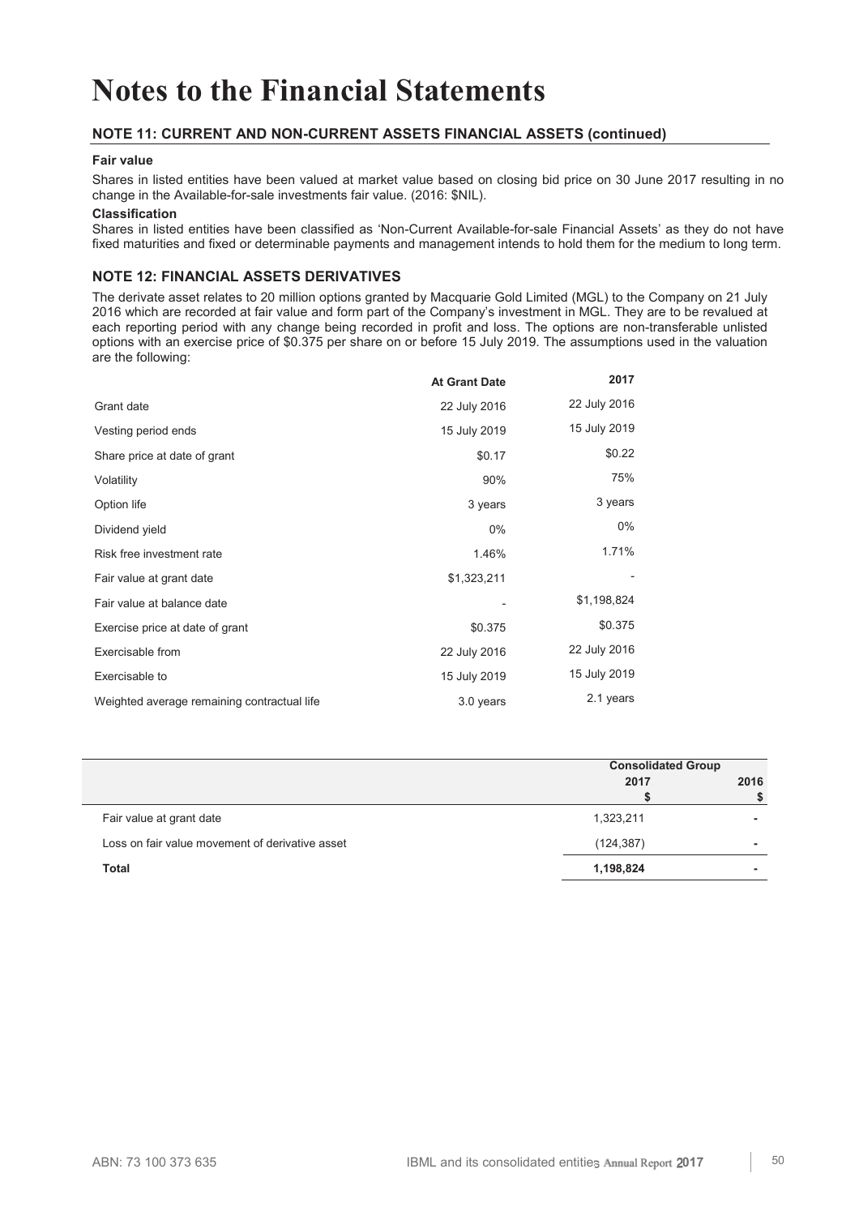# Notes to the Financial Statements

## NOTE 11: CURRENT AND NON-CURRENT ASSETS FINANCIAL ASSETS (continued)

### Fair value

Shares in listed entities have been valued at market value based on closing bid price on 30 June 2017 resulting in no change in the Available-for-sale investments fair value. (2016: $NIL).

### Classification

Shares in listed entities have been classified as 'Non-Current Available-for-sale Financial Assets' as they do not have fixed maturities and fixed or determinable payments and management intends to hold them for the medium to long term.

## NOTE 12: FINANCIAL ASSETS DERIVATIVES

The derivate asset relates to 20 million options granted by Macquarie Gold Limited (MGL) to the Company on 21 July 2016 which are recorded at fair value and form part of the Company's investment in MGL. They are to be revalued at each reporting period with any change being recorded in profit and loss. The options are non-transferable unlisted options with an exercise price of $0.375 per share on or before 15 July 2019. The assumptions used in the valuation are the following:

| | At Grant Date | 2017 |
|---|---|---|
| Grant date | 22 July 2016 | 22 July 2016 |
| Vesting period ends | 15 July 2019 | 15 July 2019 |
| Share price at date of grant | $0.17 | $0.22 |
| Volatility | 90% | 75% |
| Option life | 3 years | 3 years |
| Dividend yield | 0% | 0% |
| Risk free investment rate | 1.46% | 1.71% |
| Fair value at grant date | $1,323,211 | - |
| Fair value at balance date | - | $1,198,824 |
| Exercise price at date of grant | $0.375 | $0.375 |
| Exercisable from | 22 July 2016 | 22 July 2016 |
| Exercisable to | 15 July 2019 | 15 July 2019 |
| Weighted average remaining contractual life | 3.0 years | 2.1 years |

| | Consolidated Group | |
|---|---|---|
| | 2017<br>$ | 2016<br>$ |
| Fair value at grant date | 1,323,211 | - |
| Loss on fair value movement of derivative asset | (124,387) | - |
| **Total** | **1,198,824** | - |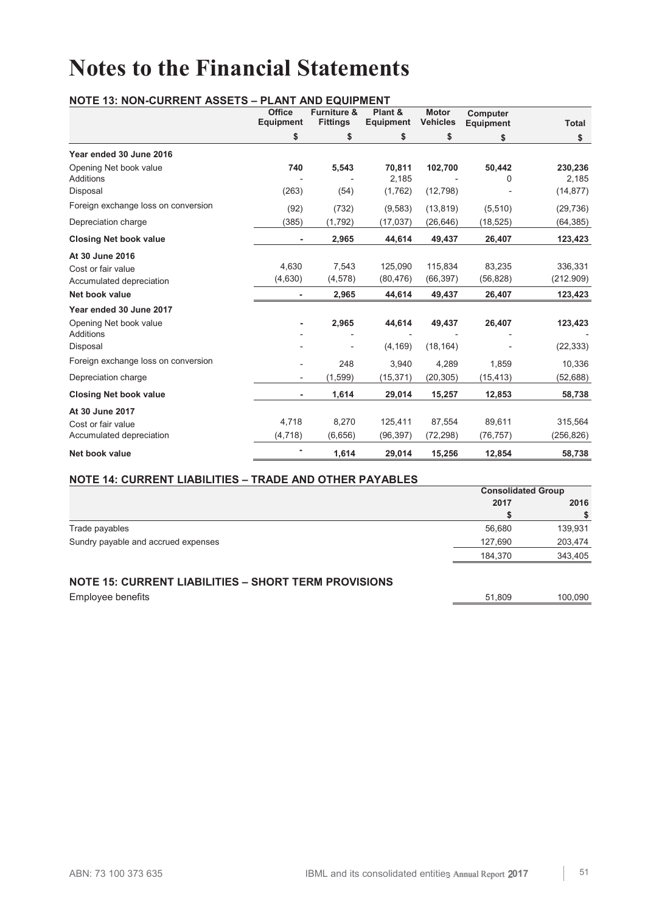# Notes to the Financial Statements

## NOTE 13: NON-CURRENT ASSETS – PLANT AND EQUIPMENT

| | Office Equipment | Furniture & Fittings | Plant & Equipment | Motor Vehicles | Computer Equipment | Total |
|---|---|---|---|---|---|---|
| | $ | $ | $ | $ | $ | $ |
| **Year ended 30 June 2016** | | | | | | |
| Opening Net book value | **740** | **5,543** | **70,811** | **102,700** | **50,442** | **230,236** |
| Additions | - | - | 2,185 | - | 0 | 2,185 |
| Disposal | (263) | (54) | (1,762) | (12,798) | - | (14,877) |
| Foreign exchange loss on conversion | (92) | (732) | (9,583) | (13,819) | (5,510) | (29,736) |
| Depreciation charge | (385) | (1,792) | (17,037) | (26,646) | (18,525) | (64,385) |
| **Closing Net book value** | **-** | **2,965** | **44,614** | **49,437** | **26,407** | **123,423** |
| **At 30 June 2016** | | | | | | |
| Cost or fair value | 4,630 | 7,543 | 125,090 | 115,834 | 83,235 | 336,331 |
| Accumulated depreciation | (4,630) | (4,578) | (80,476) | (66,397) | (56,828) | (212.909) |
| **Net book value** | **-** | **2,965** | **44,614** | **49,437** | **26,407** | **123,423** |
| **Year ended 30 June 2017** | | | | | | |
| Opening Net book value | **-** | **2,965** | **44,614** | **49,437** | **26,407** | **123,423** |
| Additions | - | - | - | - | - | - |
| Disposal | - | - | (4,169) | (18,164) | - | (22,333) |
| Foreign exchange loss on conversion | - | 248 | 3,940 | 4,289 | 1,859 | 10,336 |
| Depreciation charge | - | (1,599) | (15,371) | (20,305) | (15,413) | (52,688) |
| **Closing Net book value** | **-** | **1,614** | **29,014** | **15,257** | **12,853** | **58,738** |
| **At 30 June 2017** | | | | | | |
| Cost or fair value | 4,718 | 8,270 | 125,411 | 87,554 | 89,611 | 315,564 |
| Accumulated depreciation | (4,718) | (6,656) | (96,397) | (72,298) | (76,757) | (256,826) |
| **Net book value** | **-** | **1,614** | **29,014** | **15,256** | **12,854** | **58,738** |

## NOTE 14: CURRENT LIABILITIES – TRADE AND OTHER PAYABLES

| | Consolidated Group | |
|---|---|---|
| | 2017 | 2016 |
| | $ | $ |
| Trade payables | 56,680 | 139,931 |
| Sundry payable and accrued expenses | 127,690 | 203,474 |
| | 184,370 | 343,405 |

## NOTE 15: CURRENT LIABILITIES – SHORT TERM PROVISIONS

| | | |
|---|---|---|
| Employee benefits | 51,809 | 100,090 |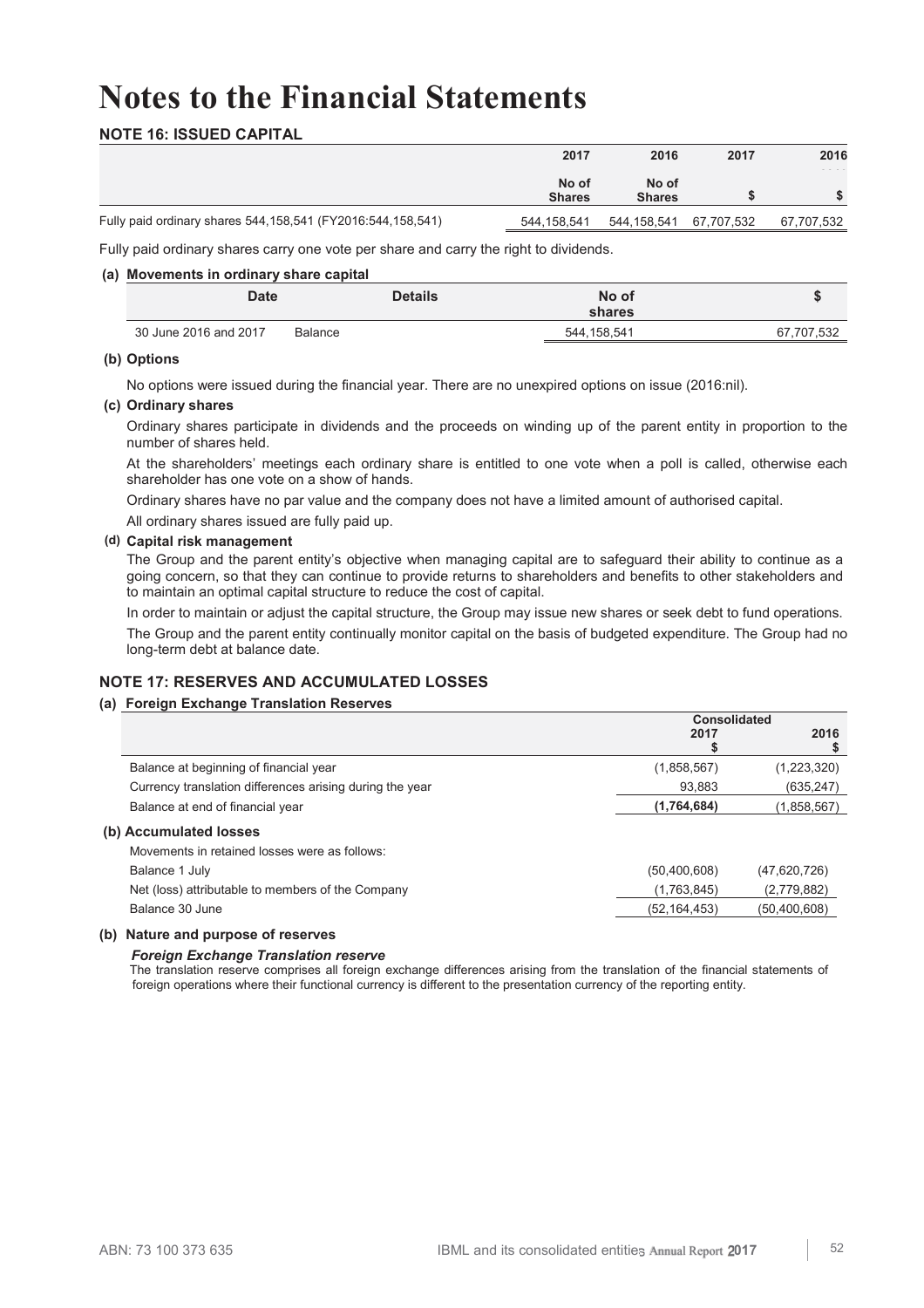# Notes to the Financial Statements

## NOTE 16: ISSUED CAPITAL

| | 2017 | 2016 | 2017 | 2016 |
|---|---|---|---|---|
| | No of Shares | No of Shares | $ | $ |
| Fully paid ordinary shares 544,158,541 (FY2016:544,158,541) | 544,158,541 | 544,158,541 | 67,707,532 | 67,707,532 |

Fully paid ordinary shares carry one vote per share and carry the right to dividends.

### (a) Movements in ordinary share capital

| Date | Details | No of shares | $ |
|---|---|---|---|
| 30 June 2016 and 2017 | Balance | 544,158,541 | 67,707,532 |

### (b) Options

No options were issued during the financial year. There are no unexpired options on issue (2016:nil).

### (c) Ordinary shares

Ordinary shares participate in dividends and the proceeds on winding up of the parent entity in proportion to the number of shares held.

At the shareholders' meetings each ordinary share is entitled to one vote when a poll is called, otherwise each shareholder has one vote on a show of hands.

Ordinary shares have no par value and the company does not have a limited amount of authorised capital.

All ordinary shares issued are fully paid up.

### (d) Capital risk management

The Group and the parent entity's objective when managing capital are to safeguard their ability to continue as a going concern, so that they can continue to provide returns to shareholders and benefits to other stakeholders and to maintain an optimal capital structure to reduce the cost of capital.

In order to maintain or adjust the capital structure, the Group may issue new shares or seek debt to fund operations.

The Group and the parent entity continually monitor capital on the basis of budgeted expenditure. The Group had no long-term debt at balance date.

## NOTE 17: RESERVES AND ACCUMULATED LOSSES

### (a) Foreign Exchange Translation Reserves

| | Consolidated | |
|---|---|---|
| | 2017 $ | 2016 $ |
| Balance at beginning of financial year | (1,858,567) | (1,223,320) |
| Currency translation differences arising during the year | 93,883 | (635,247) |
| Balance at end of financial year | **(1,764,684)** | (1,858,567) |
| **(b) Accumulated losses** | | |
| Movements in retained losses were as follows: | | |
| Balance 1 July | (50,400,608) | (47,620,726) |
| Net (loss) attributable to members of the Company | (1,763,845) | (2,779,882) |
| Balance 30 June | (52,164,453) | (50,400,608) |

### (b) Nature and purpose of reserves

***Foreign Exchange Translation reserve***

The translation reserve comprises all foreign exchange differences arising from the translation of the financial statements of foreign operations where their functional currency is different to the presentation currency of the reporting entity.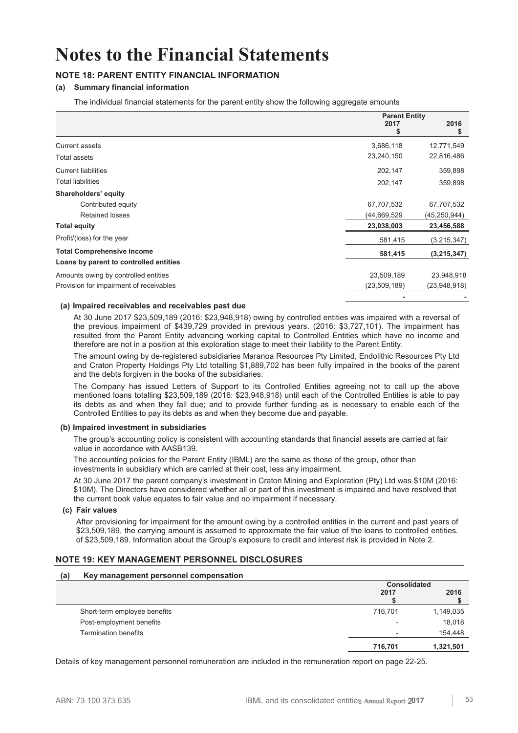# Notes to the Financial Statements

## NOTE 18: PARENT ENTITY FINANCIAL INFORMATION

### (a) Summary financial information

The individual financial statements for the parent entity show the following aggregate amounts

| | Parent Entity 2017 $ | 2016 $ |
|---|---|---|
| Current assets | 3,686,118 | 12,771,549 |
| Total assets | 23,240,150 | 22,816,486 |
| Current liabilities | 202,147 | 359,898 |
| Total liabilities | 202,147 | 359,898 |
| **Shareholders' equity** | | |
| Contributed equity | 67,707,532 | 67,707,532 |
| Retained losses | (44,669,529 | (45,250,944) |
| **Total equity** | **23,038,003** | **23,456,588** |
| Profit/(loss) for the year | 581,415 | (3,215,347) |
| **Total Comprehensive Income** | **581,415** | **(3,215,347)** |
| **Loans by parent to controlled entities** | | |
| Amounts owing by controlled entities | 23,509,189 | 23,948,918 |
| Provision for impairment of receivables | (23,509,189) | (23,948,918) |
| | - | - |

**(a) Impaired receivables and receivables past due**

At 30 June 2017 $23,509,189 (2016: $23,948,918) owing by controlled entities was impaired with a reversal of the previous impairment of $439,729 provided in previous years. (2016: $3,727,101). The impairment has resulted from the Parent Entity advancing working capital to Controlled Entities which have no income and therefore are not in a position at this exploration stage to meet their liability to the Parent Entity.

The amount owing by de-registered subsidiaries Maranoa Resources Pty Limited, Endolithic Resources Pty Ltd and Craton Property Holdings Pty Ltd totalling $1,889,702 has been fully impaired in the books of the parent and the debts forgiven in the books of the subsidiaries.

The Company has issued Letters of Support to its Controlled Entities agreeing not to call up the above mentioned loans totalling $23,509,189 (2016: $23,948,918) until each of the Controlled Entities is able to pay its debts as and when they fall due; and to provide further funding as is necessary to enable each of the Controlled Entities to pay its debts as and when they become due and payable.

**(b) Impaired investment in subsidiaries**

The group's accounting policy is consistent with accounting standards that financial assets are carried at fair value in accordance with AASB139.

The accounting policies for the Parent Entity (IBML) are the same as those of the group, other than investments in subsidiary which are carried at their cost, less any impairment.

At 30 June 2017 the parent company's investment in Craton Mining and Exploration (Pty) Ltd was $10M (2016: $10M). The Directors have considered whether all or part of this investment is impaired and have resolved that the current book value equates to fair value and no impairment if necessary.

**(c) Fair values**

After provisioning for impairment for the amount owing by a controlled entities in the current and past years of $23,509,189, the carrying amount is assumed to approximate the fair value of the loans to controlled entities. of $23,509,189. Information about the Group's exposure to credit and interest risk is provided in Note 2.

## NOTE 19: KEY MANAGEMENT PERSONNEL DISCLOSURES

### (a) Key management personnel compensation

| | Consolidated 2017 $ | 2016 $ |
|---|---|---|
| Short-term employee benefits | 716,701 | 1,149,035 |
| Post-employment benefits | - | 18,018 |
| Termination benefits | - | 154,448 |
| | **716,701** | **1,321,501** |

Details of key management personnel remuneration are included in the remuneration report on page 22-25.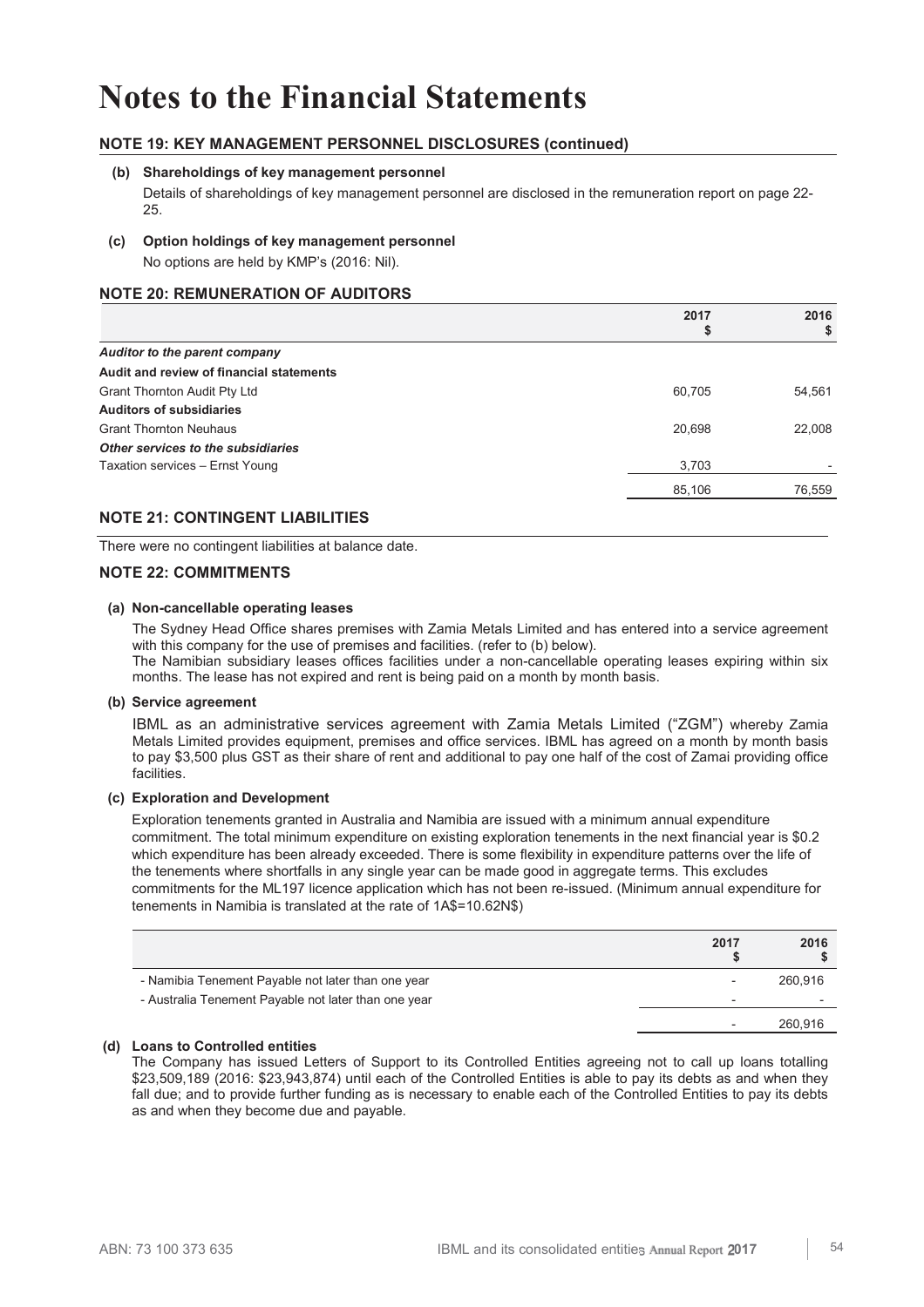# Notes to the Financial Statements

## NOTE 19: KEY MANAGEMENT PERSONNEL DISCLOSURES (continued)

**(b) Shareholdings of key management personnel**

Details of shareholdings of key management personnel are disclosed in the remuneration report on page 22-25.

**(c) Option holdings of key management personnel**

No options are held by KMP's (2016: Nil).

## NOTE 20: REMUNERATION OF AUDITORS

| | 2017 $ | 2016 $ |
|---|---|---|
| ***Auditor to the parent company*** | | |
| **Audit and review of financial statements** | | |
| Grant Thornton Audit Pty Ltd | 60,705 | 54,561 |
| **Auditors of subsidiaries** | | |
| Grant Thornton Neuhaus | 20,698 | 22,008 |
| ***Other services to the subsidiaries*** | | |
| Taxation services – Ernst Young | 3,703 | - |
| | 85,106 | 76,559 |

## NOTE 21: CONTINGENT LIABILITIES

There were no contingent liabilities at balance date.

## NOTE 22: COMMITMENTS

**(a) Non-cancellable operating leases**

The Sydney Head Office shares premises with Zamia Metals Limited and has entered into a service agreement with this company for the use of premises and facilities. (refer to (b) below).
The Namibian subsidiary leases offices facilities under a non-cancellable operating leases expiring within six months. The lease has not expired and rent is being paid on a month by month basis.

**(b) Service agreement**

IBML as an administrative services agreement with Zamia Metals Limited ("ZGM") whereby Zamia Metals Limited provides equipment, premises and office services. IBML has agreed on a month by month basis to pay $3,500 plus GST as their share of rent and additional to pay one half of the cost of Zamai providing office facilities.

**(c) Exploration and Development**

Exploration tenements granted in Australia and Namibia are issued with a minimum annual expenditure commitment. The total minimum expenditure on existing exploration tenements in the next financial year is $0.2 which expenditure has been already exceeded. There is some flexibility in expenditure patterns over the life of the tenements where shortfalls in any single year can be made good in aggregate terms. This excludes commitments for the ML197 licence application which has not been re-issued. (Minimum annual expenditure for tenements in Namibia is translated at the rate of 1A$=10.62N$)

| | 2017 $ | 2016 $ |
|---|---|---|
| - Namibia Tenement Payable not later than one year | - | 260,916 |
| - Australia Tenement Payable not later than one year | - | - |
| | - | 260,916 |

**(d) Loans to Controlled entities**

The Company has issued Letters of Support to its Controlled Entities agreeing not to call up loans totalling $23,509,189 (2016: $23,943,874) until each of the Controlled Entities is able to pay its debts as and when they fall due; and to provide further funding as is necessary to enable each of the Controlled Entities to pay its debts as and when they become due and payable.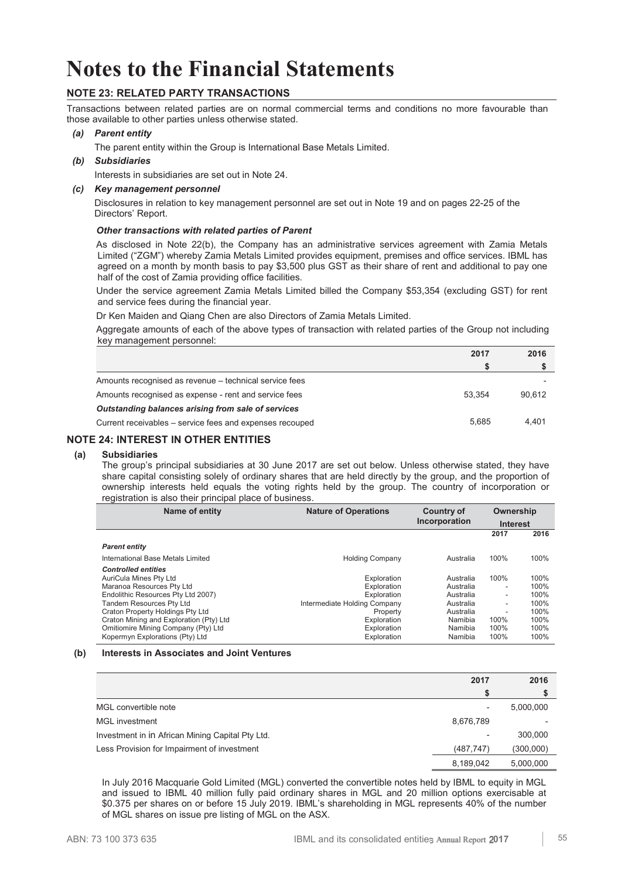# Notes to the Financial Statements

## NOTE 23: RELATED PARTY TRANSACTIONS

Transactions between related parties are on normal commercial terms and conditions no more favourable than those available to other parties unless otherwise stated.

### *(a) Parent entity*

The parent entity within the Group is International Base Metals Limited.

### *(b) Subsidiaries*

Interests in subsidiaries are set out in Note 24.

### *(c) Key management personnel*

Disclosures in relation to key management personnel are set out in Note 19 and on pages 22-25 of the Directors' Report.

***Other transactions with related parties of Parent***

As disclosed in Note 22(b), the Company has an administrative services agreement with Zamia Metals Limited ("ZGM") whereby Zamia Metals Limited provides equipment, premises and office services. IBML has agreed on a month by month basis to pay $3,500 plus GST as their share of rent and additional to pay one half of the cost of Zamia providing office facilities.

Under the service agreement Zamia Metals Limited billed the Company $53,354 (excluding GST) for rent and service fees during the financial year.

Dr Ken Maiden and Qiang Chen are also Directors of Zamia Metals Limited.

Aggregate amounts of each of the above types of transaction with related parties of the Group not including key management personnel:

| | 2017<br>$ | 2016<br>$ |
|---|---|---|
| Amounts recognised as revenue – technical service fees | | - |
| Amounts recognised as expense - rent and service fees | 53,354 | 90,612 |
| ***Outstanding balances arising from sale of services*** | | |
| Current receivables – service fees and expenses recouped | 5,685 | 4,401 |

## NOTE 24: INTEREST IN OTHER ENTITIES

### (a) Subsidiaries

The group's principal subsidiaries at 30 June 2017 are set out below. Unless otherwise stated, they have share capital consisting solely of ordinary shares that are held directly by the group, and the proportion of ownership interests held equals the voting rights held by the group. The country of incorporation or registration is also their principal place of business.

| Name of entity | Nature of Operations | Country of Incorporation | Ownership Interest | |
|---|---|---|---|---|
| | | | 2017 | 2016 |
| ***Parent entity*** | | | | |
| International Base Metals Limited | Holding Company | Australia | 100% | 100% |
| ***Controlled entities*** | | | | |
| AuriCula Mines Pty Ltd | Exploration | Australia | 100% | 100% |
| Maranoa Resources Pty Ltd | Exploration | Australia | - | 100% |
| Endolithic Resources Pty Ltd 2007) | Exploration | Australia | - | 100% |
| Tandem Resources Pty Ltd | Intermediate Holding Company | Australia | - | 100% |
| Craton Property Holdings Pty Ltd | Property | Australia | - | 100% |
| Craton Mining and Exploration (Pty) Ltd | Exploration | Namibia | 100% | 100% |
| Omitiomire Mining Company (Pty) Ltd | Exploration | Namibia | 100% | 100% |
| Kopermyn Explorations (Pty) Ltd | Exploration | Namibia | 100% | 100% |

### (b) Interests in Associates and Joint Ventures

| | 2017<br>$ | 2016<br>$ |
|---|---|---|
| MGL convertible note | - | 5,000,000 |
| MGL investment | 8,676,789 | - |
| Investment in in African Mining Capital Pty Ltd. | - | 300,000 |
| Less Provision for Impairment of investment | (487,747) | (300,000) |
| | 8,189,042 | 5,000,000 |

In July 2016 Macquarie Gold Limited (MGL) converted the convertible notes held by IBML to equity in MGL and issued to IBML 40 million fully paid ordinary shares in MGL and 20 million options exercisable at $0.375 per shares on or before 15 July 2019. IBML's shareholding in MGL represents 40% of the number of MGL shares on issue pre listing of MGL on the ASX.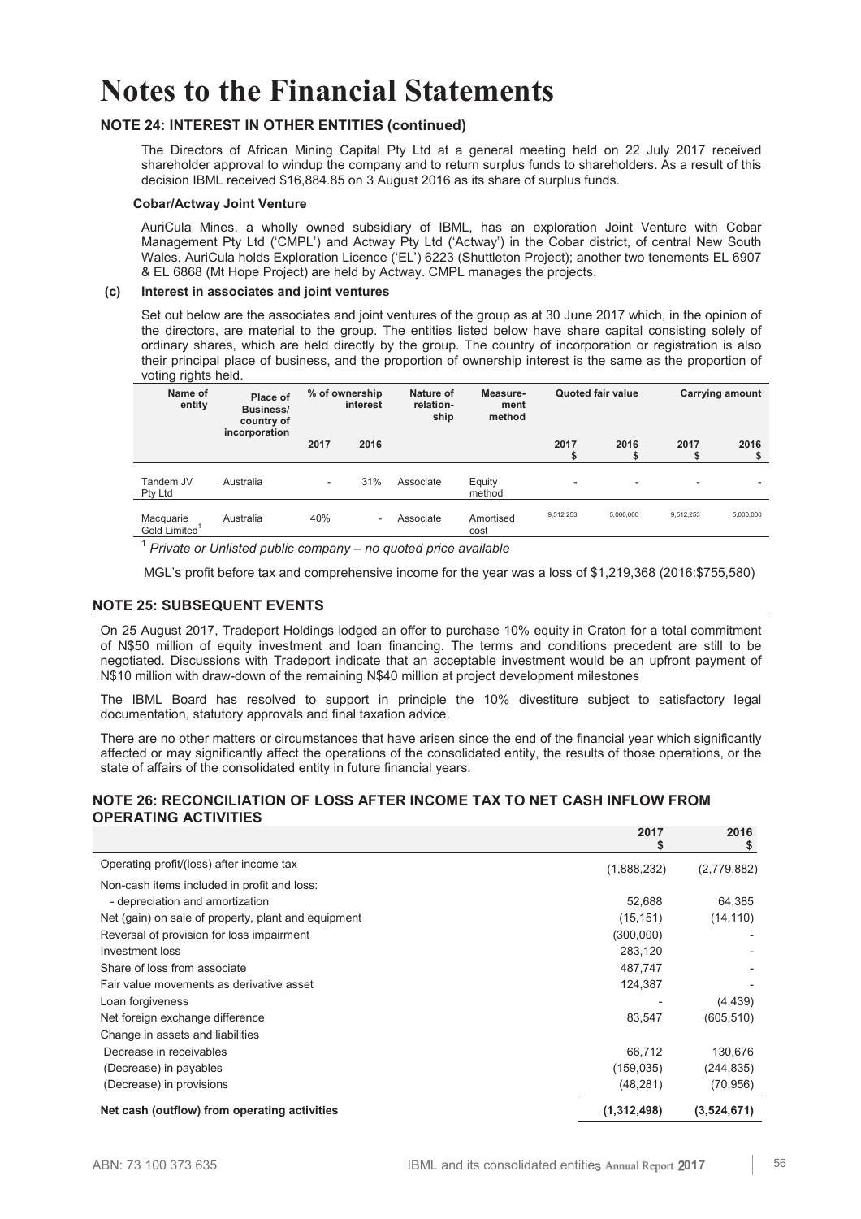# Notes to the Financial Statements

## NOTE 24: INTEREST IN OTHER ENTITIES (continued)

The Directors of African Mining Capital Pty Ltd at a general meeting held on 22 July 2017 received shareholder approval to windup the company and to return surplus funds to shareholders. As a result of this decision IBML received $16,884.85 on 3 August 2016 as its share of surplus funds.

**Cobar/Actway Joint Venture**

AuriCula Mines, a wholly owned subsidiary of IBML, has an exploration Joint Venture with Cobar Management Pty Ltd ('CMPL') and Actway Pty Ltd ('Actway') in the Cobar district, of central New South Wales. AuriCula holds Exploration Licence ('EL') 6223 (Shuttleton Project); another two tenements EL 6907 & EL 6868 (Mt Hope Project) are held by Actway. CMPL manages the projects.

**(c) Interest in associates and joint ventures**

Set out below are the associates and joint ventures of the group as at 30 June 2017 which, in the opinion of the directors, are material to the group. The entities listed below have share capital consisting solely of ordinary shares, which are held directly by the group. The country of incorporation or registration is also their principal place of business, and the proportion of ownership interest is the same as the proportion of voting rights held.

| Name of entity | Place of Business/ country of incorporation | % of ownership interest | | Nature of relation-ship | Measure-ment method | Quoted fair value | | Carrying amount | |
|---|---|---|---|---|---|---|---|---|---|
| | | 2017 | 2016 | | | 2017 $ | 2016 $ | 2017 $ | 2016 $ |
| Tandem JV Pty Ltd | Australia | - | 31% | Associate | Equity method | - | - | - | - |
| Macquarie Gold Limited[1] | Australia | 40% | - | Associate | Amortised cost | 9,512,253 | 5,000,000 | 9,512,253 | 5,000,000 |

[1] *Private or Unlisted public company – no quoted price available*

MGL's profit before tax and comprehensive income for the year was a loss of $1,219,368 (2016:$755,580)

## NOTE 25: SUBSEQUENT EVENTS

On 25 August 2017, Tradeport Holdings lodged an offer to purchase 10% equity in Craton for a total commitment of N$50 million of equity investment and loan financing. The terms and conditions precedent are still to be negotiated. Discussions with Tradeport indicate that an acceptable investment would be an upfront payment of N$10 million with draw-down of the remaining N$40 million at project development milestones

The IBML Board has resolved to support in principle the 10% divestiture subject to satisfactory legal documentation, statutory approvals and final taxation advice.

There are no other matters or circumstances that have arisen since the end of the financial year which significantly affected or may significantly affect the operations of the consolidated entity, the results of those operations, or the state of affairs of the consolidated entity in future financial years.

## NOTE 26: RECONCILIATION OF LOSS AFTER INCOME TAX TO NET CASH INFLOW FROM OPERATING ACTIVITIES

| | 2017 $ | 2016 $ |
|---|---|---|
| Operating profit/(loss) after income tax | (1,888,232) | (2,779,882) |
| Non-cash items included in profit and loss: | | |
| - depreciation and amortization | 52,688 | 64,385 |
| Net (gain) on sale of property, plant and equipment | (15,151) | (14,110) |
| Reversal of provision for loss impairment | (300,000) | - |
| Investment loss | 283,120 | - |
| Share of loss from associate | 487,747 | - |
| Fair value movements as derivative asset | 124,387 | - |
| Loan forgiveness | - | (4,439) |
| Net foreign exchange difference | 83,547 | (605,510) |
| Change in assets and liabilities | | |
| Decrease in receivables | 66,712 | 130,676 |
| (Decrease) in payables | (159,035) | (244,835) |
| (Decrease) in provisions | (48,281) | (70,956) |
| **Net cash (outflow) from operating activities** | **(1,312,498)** | **(3,524,671)** |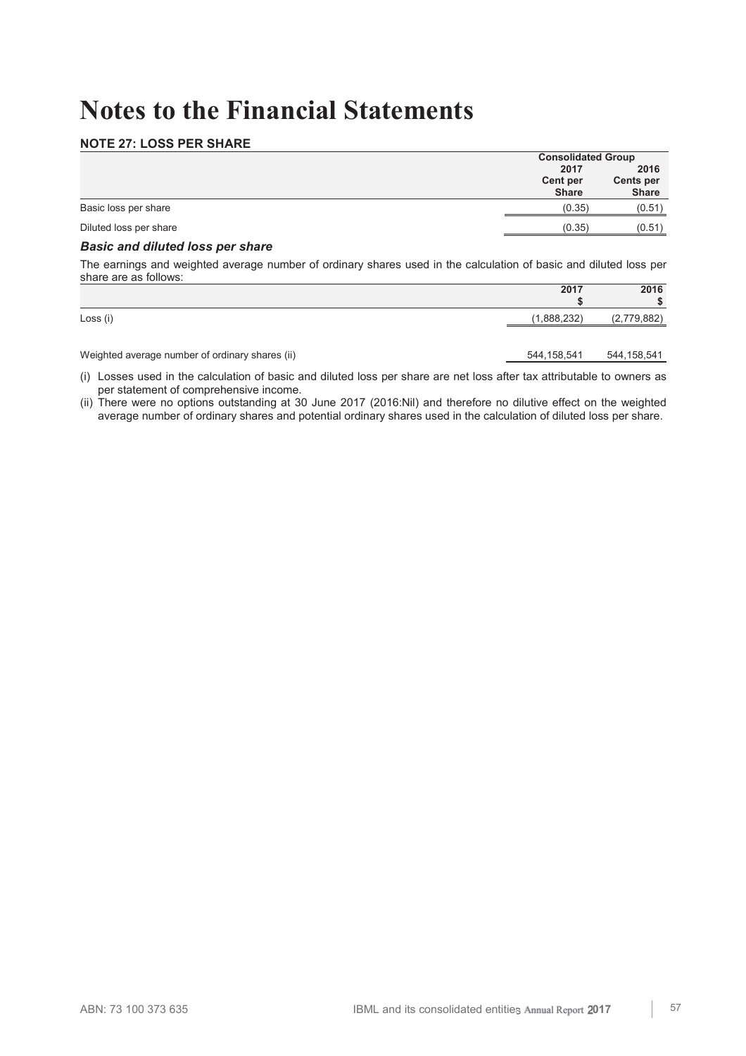# Notes to the Financial Statements

## NOTE 27: LOSS PER SHARE

| | Consolidated Group | |
|---|---|---|
| | 2017<br>Cent per Share | 2016<br>Cents per Share |
| Basic loss per share | (0.35) | (0.51) |
| Diluted loss per share | (0.35) | (0.51) |

### *Basic and diluted loss per share*

The earnings and weighted average number of ordinary shares used in the calculation of basic and diluted loss per share are as follows:

| | 2017<br>$ | 2016<br>$ |
|---|---|---|
| Loss (i) | (1,888,232) | (2,779,882) |
| Weighted average number of ordinary shares (ii) | 544,158,541 | 544,158,541 |

(i) Losses used in the calculation of basic and diluted loss per share are net loss after tax attributable to owners as per statement of comprehensive income.

(ii) There were no options outstanding at 30 June 2017 (2016:Nil) and therefore no dilutive effect on the weighted average number of ordinary shares and potential ordinary shares used in the calculation of diluted loss per share.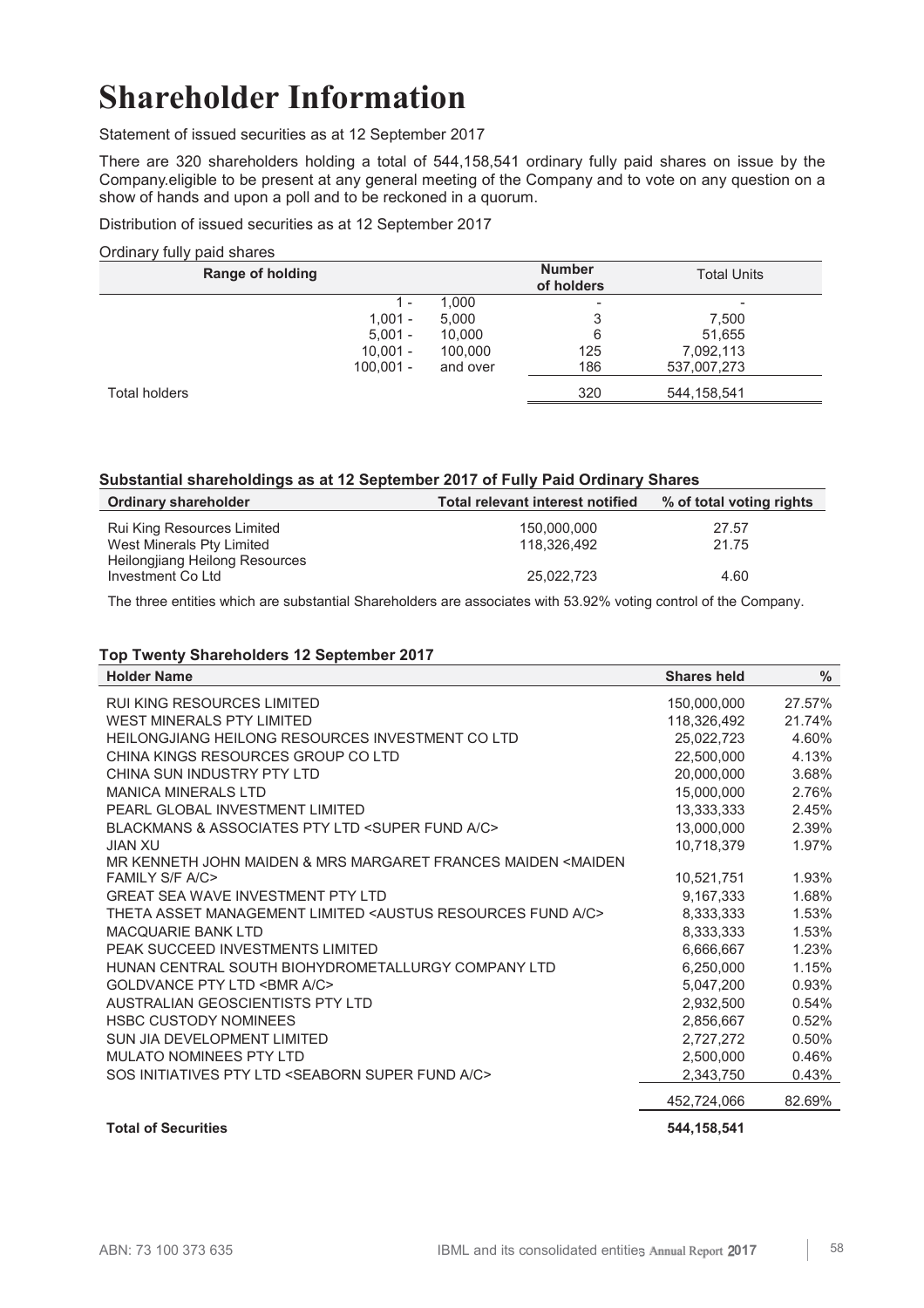# Shareholder Information

Statement of issued securities as at 12 September 2017

There are 320 shareholders holding a total of 544,158,541 ordinary fully paid shares on issue by the Company.eligible to be present at any general meeting of the Company and to vote on any question on a show of hands and upon a poll and to be reckoned in a quorum.

Distribution of issued securities as at 12 September 2017

Ordinary fully paid shares

| Range of holding | | | Number of holders | Total Units |
|---|---|---|---|---|
| | 1 - | 1,000 | - | - |
| | 1,001 - | 5,000 | 3 | 7,500 |
| | 5,001 - | 10,000 | 6 | 51,655 |
| | 10,001 - | 100,000 | 125 | 7,092,113 |
| | 100,001 - | and over | 186 | 537,007,273 |
| Total holders | | | 320 | 544,158,541 |

### Substantial shareholdings as at 12 September 2017 of Fully Paid Ordinary Shares

| Ordinary shareholder | Total relevant interest notified | % of total voting rights |
|---|---|---|
| Rui King Resources Limited | 150,000,000 | 27.57 |
| West Minerals Pty Limited | 118,326,492 | 21.75 |
| Heilongjiang Heilong Resources Investment Co Ltd | 25,022,723 | 4.60 |

The three entities which are substantial Shareholders are associates with 53.92% voting control of the Company.

### Top Twenty Shareholders 12 September 2017

| Holder Name | Shares held | % |
|---|---|---|
| RUI KING RESOURCES LIMITED | 150,000,000 | 27.57% |
| WEST MINERALS PTY LIMITED | 118,326,492 | 21.74% |
| HEILONGJIANG HEILONG RESOURCES INVESTMENT CO LTD | 25,022,723 | 4.60% |
| CHINA KINGS RESOURCES GROUP CO LTD | 22,500,000 | 4.13% |
| CHINA SUN INDUSTRY PTY LTD | 20,000,000 | 3.68% |
| MANICA MINERALS LTD | 15,000,000 | 2.76% |
| PEARL GLOBAL INVESTMENT LIMITED | 13,333,333 | 2.45% |
| BLACKMANS & ASSOCIATES PTY LTD <SUPER FUND A/C> | 13,000,000 | 2.39% |
| JIAN XU | 10,718,379 | 1.97% |
| MR KENNETH JOHN MAIDEN & MRS MARGARET FRANCES MAIDEN <MAIDEN FAMILY S/F A/C> | 10,521,751 | 1.93% |
| GREAT SEA WAVE INVESTMENT PTY LTD | 9,167,333 | 1.68% |
| THETA ASSET MANAGEMENT LIMITED <AUSTUS RESOURCES FUND A/C> | 8,333,333 | 1.53% |
| MACQUARIE BANK LTD | 8,333,333 | 1.53% |
| PEAK SUCCEED INVESTMENTS LIMITED | 6,666,667 | 1.23% |
| HUNAN CENTRAL SOUTH BIOHYDROMETALLURGY COMPANY LTD | 6,250,000 | 1.15% |
| GOLDVANCE PTY LTD <BMR A/C> | 5,047,200 | 0.93% |
| AUSTRALIAN GEOSCIENTISTS PTY LTD | 2,932,500 | 0.54% |
| HSBC CUSTODY NOMINEES | 2,856,667 | 0.52% |
| SUN JIA DEVELOPMENT LIMITED | 2,727,272 | 0.50% |
| MULATO NOMINEES PTY LTD | 2,500,000 | 0.46% |
| SOS INITIATIVES PTY LTD <SEABORN SUPER FUND A/C> | 2,343,750 | 0.43% |
| | 452,724,066 | 82.69% |
| **Total of Securities** | **544,158,541** | |